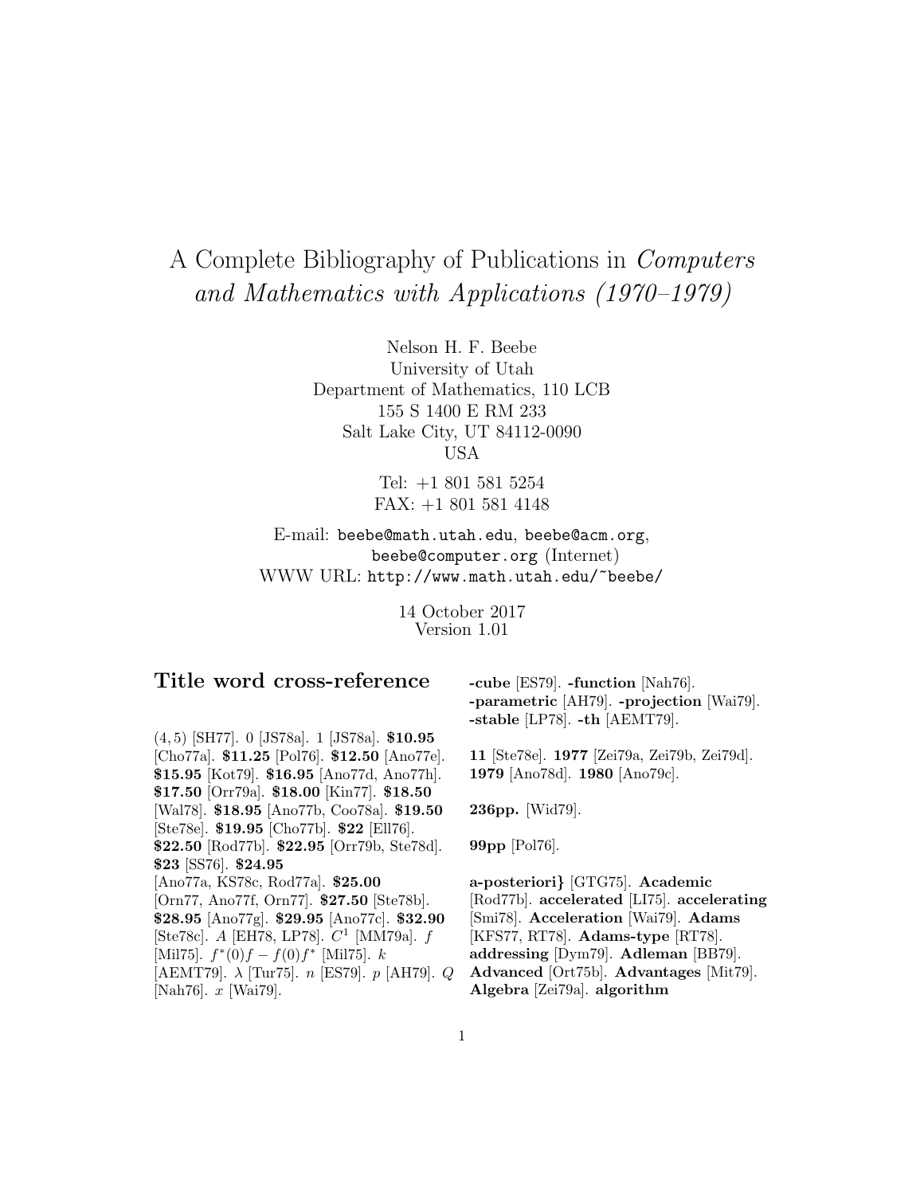# A Complete Bibliography of Publications in *Computers and Mathematics with Applications (1970–1979)*

Nelson H. F. Beebe
University of Utah
Department of Mathematics, 110 LCB
155 S 1400 E RM 233
Salt Lake City, UT 84112-0090
USA

Tel: +1 801 581 5254
FAX: +1 801 581 4148

E-mail: beebe@math.utah.edu, beebe@acm.org, beebe@computer.org (Internet)
WWW URL: http://www.math.utah.edu/~beebe/

14 October 2017
Version 1.01

## Title word cross-reference

$(4,5)$ [SH77]. 0 [JS78a]. 1 [JS78a]. **\$10.95** [Cho77a]. **\$11.25** [Pol76]. **\$12.50** [Ano77e]. **\$15.95** [Kot79]. **\$16.95** [Ano77d, Ano77h]. **\$17.50** [Orr79a]. **\$18.00** [Kin77]. **\$18.50** [Wal78]. **\$18.95** [Ano77b, Coo78a]. **\$19.50** [Ste78e]. **\$19.95** [Cho77b]. **\$22** [Ell76]. **\$22.50** [Rod77b]. **\$22.95** [Orr79b, Ste78d]. **\$23** [SS76]. **\$24.95** [Ano77a, KS78c, Rod77a]. **\$25.00** [Orn77, Ano77f, Orn77]. **\$27.50** [Ste78b]. **\$28.95** [Ano77g]. **\$29.95** [Ano77c]. **\$32.90** [Ste78c]. $A$ [EH78, LP78]. $C^1$ [MM79a]. $f$ [Mil75]. $f^*(0)f - f(0)f^*$ [Mil75]. $k$ [AEMT79]. $\lambda$ [Tur75]. $n$ [ES79]. $p$ [AH79]. $Q$ [Nah76]. $x$ [Wai79].

**-cube** [ES79]. **-function** [Nah76]. **-parametric** [AH79]. **-projection** [Wai79]. **-stable** [LP78]. **-th** [AEMT79].

**11** [Ste78e]. **1977** [Zei79a, Zei79b, Zei79d]. **1979** [Ano78d]. **1980** [Ano79c].

**236pp.** [Wid79].

**99pp** [Pol76].

**a-posteriori}** [GTG75]. **Academic** [Rod77b]. **accelerated** [LI75]. **accelerating** [Smi78]. **Acceleration** [Wai79]. **Adams** [KFS77, RT78]. **Adams-type** [RT78]. **addressing** [Dym79]. **Adleman** [BB79]. **Advanced** [Ort75b]. **Advantages** [Mit79]. **Algebra** [Zei79a]. **algorithm**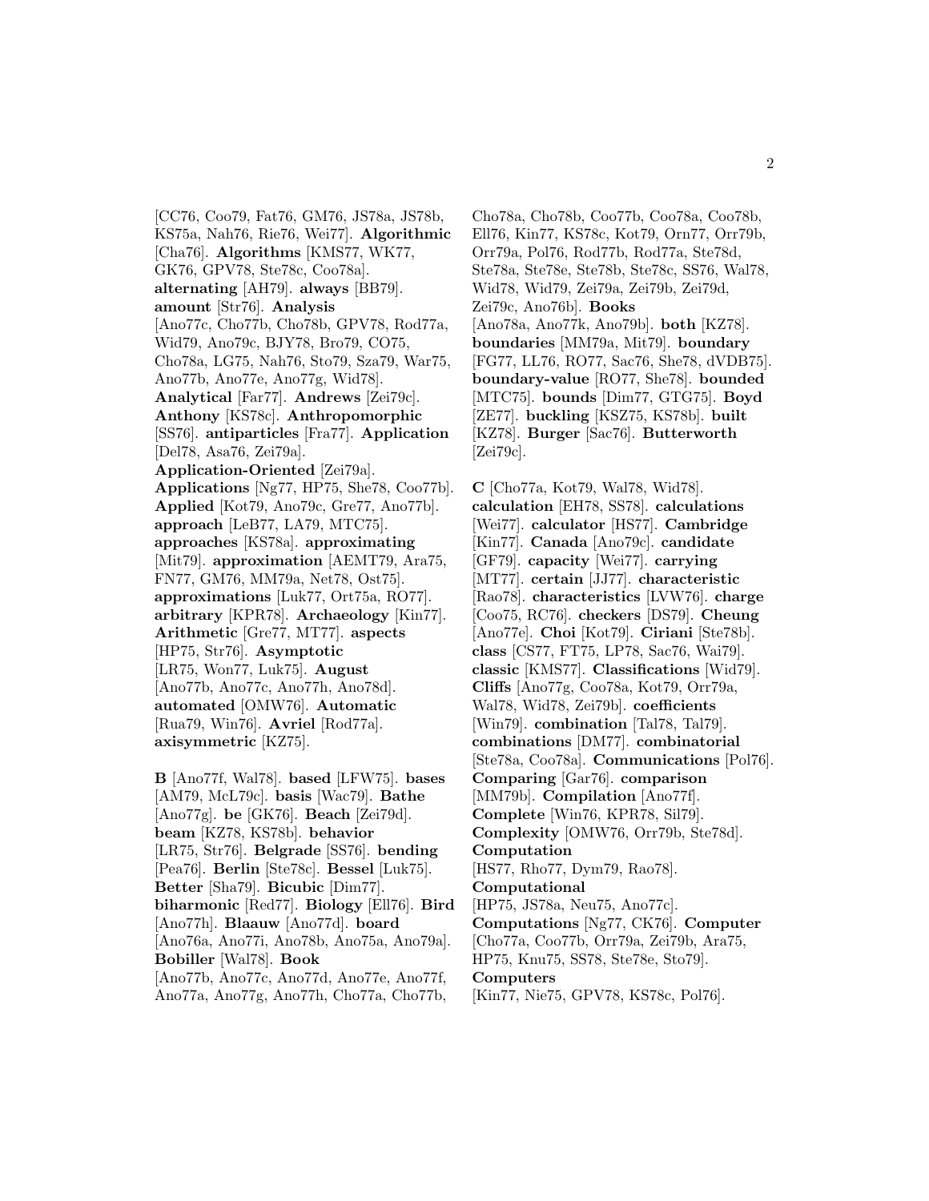[CC76, Coo79, Fat76, GM76, JS78a, JS78b, KS75a, Nah76, Rie76, Wei77]. **Algorithmic** [Cha76]. **Algorithms** [KMS77, WK77, GK76, GPV78, Ste78c, Coo78a]. **alternating** [AH79]. **always** [BB79]. **amount** [Str76]. **Analysis** [Ano77c, Cho77b, Cho78b, GPV78, Rod77a, Wid79, Ano79c, BJY78, Bro79, CO75, Cho78a, LG75, Nah76, Sto79, Sza79, War75, Ano77b, Ano77e, Ano77g, Wid78]. **Analytical** [Far77]. **Andrews** [Zei79c]. **Anthony** [KS78c]. **Anthropomorphic** [SS76]. **antiparticles** [Fra77]. **Application** [Del78, Asa76, Zei79a]. **Application-Oriented** [Zei79a]. **Applications** [Ng77, HP75, She78, Coo77b]. **Applied** [Kot79, Ano79c, Gre77, Ano77b]. **approach** [LeB77, LA79, MTC75]. **approaches** [KS78a]. **approximating** [Mit79]. **approximation** [AEMT79, Ara75, FN77, GM76, MM79a, Net78, Ost75]. **approximations** [Luk77, Ort75a, RO77]. **arbitrary** [KPR78]. **Archaeology** [Kin77]. **Arithmetic** [Gre77, MT77]. **aspects** [HP75, Str76]. **Asymptotic** [LR75, Won77, Luk75]. **August** [Ano77b, Ano77c, Ano77h, Ano78d]. **automated** [OMW76]. **Automatic** [Rua79, Win76]. **Avriel** [Rod77a]. **axisymmetric** [KZ75].

**B** [Ano77f, Wal78]. **based** [LFW75]. **bases** [AM79, McL79c]. **basis** [Wac79]. **Bathe** [Ano77g]. **be** [GK76]. **Beach** [Zei79d]. **beam** [KZ78, KS78b]. **behavior** [LR75, Str76]. **Belgrade** [SS76]. **bending** [Pea76]. **Berlin** [Ste78c]. **Bessel** [Luk75]. **Better** [Sha79]. **Bicubic** [Dim77]. **biharmonic** [Red77]. **Biology** [Ell76]. **Bird** [Ano77h]. **Blaauw** [Ano77d]. **board** [Ano76a, Ano77i, Ano78b, Ano75a, Ano79a]. **Bobiller** [Wal78]. **Book** [Ano77b, Ano77c, Ano77d, Ano77e, Ano77f, Ano77a, Ano77g, Ano77h, Cho77a, Cho77b, Cho78a, Cho78b, Coo77b, Coo78a, Coo78b, Ell76, Kin77, KS78c, Kot79, Orn77, Orr79b, Orr79a, Pol76, Rod77b, Rod77a, Ste78d, Ste78a, Ste78e, Ste78b, Ste78c, SS76, Wal78, Wid78, Wid79, Zei79a, Zei79b, Zei79d, Zei79c, Ano76b]. **Books** [Ano78a, Ano77k, Ano79b]. **both** [KZ78]. **boundaries** [MM79a, Mit79]. **boundary** [FG77, LL76, RO77, Sac76, She78, dVDB75]. **boundary-value** [RO77, She78]. **bounded** [MTC75]. **bounds** [Dim77, GTG75]. **Boyd** [ZE77]. **buckling** [KSZ75, KS78b]. **built** [KZ78]. **Burger** [Sac76]. **Butterworth** [Zei79c].

**C** [Cho77a, Kot79, Wal78, Wid78]. **calculation** [EH78, SS78]. **calculations** [Wei77]. **calculator** [HS77]. **Cambridge** [Kin77]. **Canada** [Ano79c]. **candidate** [GF79]. **capacity** [Wei77]. **carrying** [MT77]. **certain** [JJ77]. **characteristic** [Rao78]. **characteristics** [LVW76]. **charge** [Coo75, RC76]. **checkers** [DS79]. **Cheung** [Ano77e]. **Choi** [Kot79]. **Ciriani** [Ste78b]. **class** [CS77, FT75, LP78, Sac76, Wai79]. **classic** [KMS77]. **Classifications** [Wid79]. **Cliffs** [Ano77g, Coo78a, Kot79, Orr79a, Wal78, Wid78, Zei79b]. **coefficients** [Win79]. **combination** [Tal78, Tal79]. **combinations** [DM77]. **combinatorial** [Ste78a, Coo78a]. **Communications** [Pol76]. **Comparing** [Gar76]. **comparison** [MM79b]. **Compilation** [Ano77f]. **Complete** [Win76, KPR78, Sil79]. **Complexity** [OMW76, Orr79b, Ste78d]. **Computation** [HS77, Rho77, Dym79, Rao78]. **Computational** [HP75, JS78a, Neu75, Ano77c]. **Computations** [Ng77, CK76]. **Computer** [Cho77a, Coo77b, Orr79a, Zei79b, Ara75, HP75, Knu75, SS78, Ste78e, Sto79]. **Computers** [Kin77, Nie75, GPV78, KS78c, Pol76].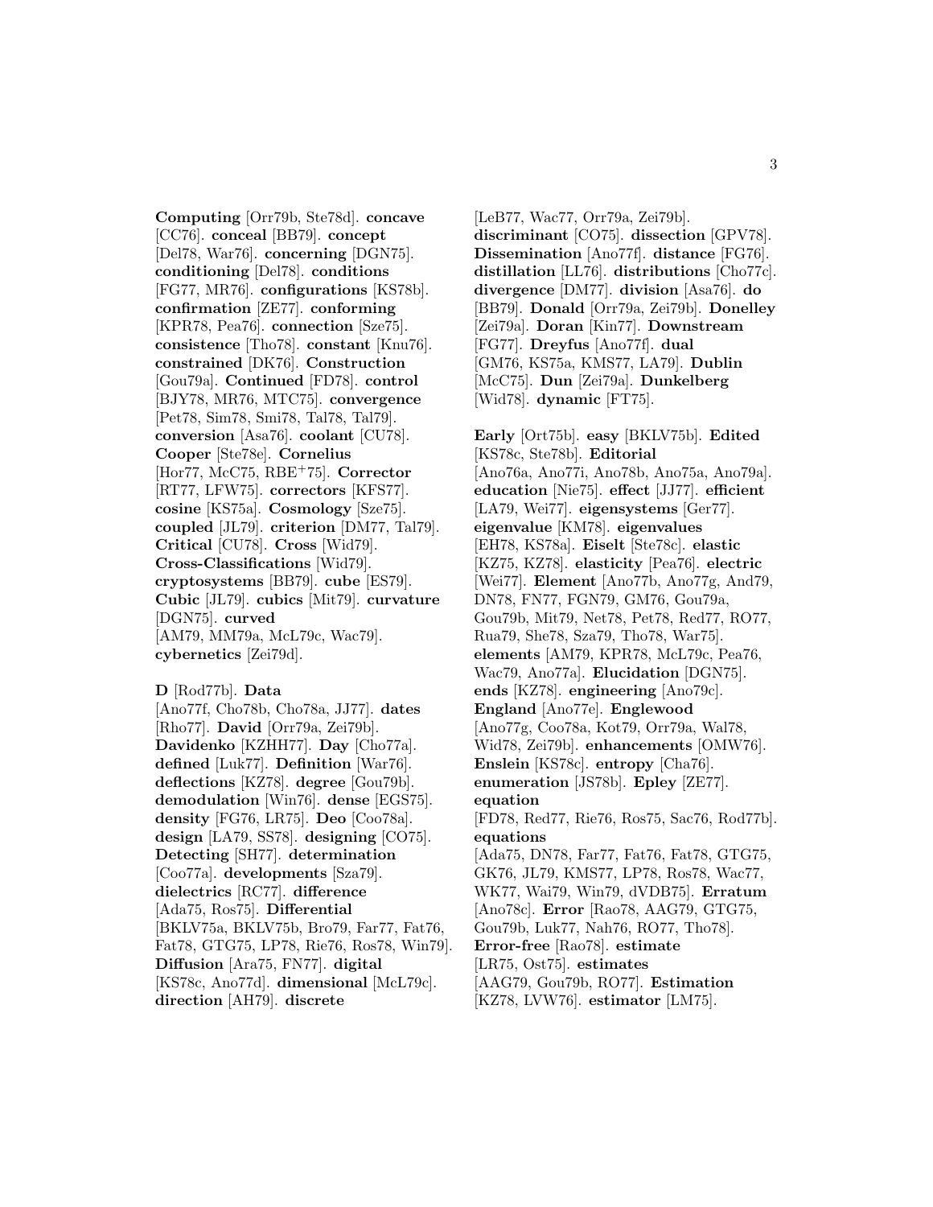**Computing** [Orr79b, Ste78d]. **concave** [CC76]. **conceal** [BB79]. **concept** [Del78, War76]. **concerning** [DGN75]. **conditioning** [Del78]. **conditions** [FG77, MR76]. **configurations** [KS78b]. **confirmation** [ZE77]. **conforming** [KPR78, Pea76]. **connection** [Sze75]. **consistence** [Tho78]. **constant** [Knu76]. **constrained** [DK76]. **Construction** [Gou79a]. **Continued** [FD78]. **control** [BJY78, MR76, MTC75]. **convergence** [Pet78, Sim78, Smi78, Tal78, Tal79]. **conversion** [Asa76]. **coolant** [CU78]. **Cooper** [Ste78e]. **Cornelius** [Hor77, McC75, RBE+75]. **Corrector** [RT77, LFW75]. **correctors** [KFS77]. **cosine** [KS75a]. **Cosmology** [Sze75]. **coupled** [JL79]. **criterion** [DM77, Tal79]. **Critical** [CU78]. **Cross** [Wid79]. **Cross-Classifications** [Wid79]. **cryptosystems** [BB79]. **cube** [ES79]. **Cubic** [JL79]. **cubics** [Mit79]. **curvature** [DGN75]. **curved** [AM79, MM79a, McL79c, Wac79]. **cybernetics** [Zei79d].

**D** [Rod77b]. **Data** [Ano77f, Cho78b, Cho78a, JJ77]. **dates** [Rho77]. **David** [Orr79a, Zei79b]. **Davidenko** [KZHH77]. **Day** [Cho77a]. **defined** [Luk77]. **Definition** [War76]. **deflections** [KZ78]. **degree** [Gou79b]. **demodulation** [Win76]. **dense** [EGS75]. **density** [FG76, LR75]. **Deo** [Coo78a]. **design** [LA79, SS78]. **designing** [CO75]. **Detecting** [SH77]. **determination** [Coo77a]. **developments** [Sza79]. **dielectrics** [RC77]. **difference** [Ada75, Ros75]. **Differential** [BKLV75a, BKLV75b, Bro79, Far77, Fat76, Fat78, GTG75, LP78, Rie76, Ros78, Win79]. **Diffusion** [Ara75, FN77]. **digital** [KS78c, Ano77d]. **dimensional** [McL79c]. **direction** [AH79]. **discrete** [LeB77, Wac77, Orr79a, Zei79b]. **discriminant** [CO75]. **dissection** [GPV78]. **Dissemination** [Ano77f]. **distance** [FG76]. **distillation** [LL76]. **distributions** [Cho77c]. **divergence** [DM77]. **division** [Asa76]. **do** [BB79]. **Donald** [Orr79a, Zei79b]. **Donelley** [Zei79a]. **Doran** [Kin77]. **Downstream** [FG77]. **Dreyfus** [Ano77f]. **dual** [GM76, KS75a, KMS77, LA79]. **Dublin** [McC75]. **Dun** [Zei79a]. **Dunkelberg** [Wid78]. **dynamic** [FT75].

**Early** [Ort75b]. **easy** [BKLV75b]. **Edited** [KS78c, Ste78b]. **Editorial** [Ano76a, Ano77i, Ano78b, Ano75a, Ano79a]. **education** [Nie75]. **effect** [JJ77]. **efficient** [LA79, Wei77]. **eigensystems** [Ger77]. **eigenvalue** [KM78]. **eigenvalues** [EH78, KS78a]. **Eiselt** [Ste78c]. **elastic** [KZ75, KZ78]. **elasticity** [Pea76]. **electric** [Wei77]. **Element** [Ano77b, Ano77g, And79, DN78, FN77, FGN79, GM76, Gou79a, Gou79b, Mit79, Net78, Pet78, Red77, RO77, Rua79, She78, Sza79, Tho78, War75]. **elements** [AM79, KPR78, McL79c, Pea76, Wac79, Ano77a]. **Elucidation** [DGN75]. **ends** [KZ78]. **engineering** [Ano79c]. **England** [Ano77e]. **Englewood** [Ano77g, Coo78a, Kot79, Orr79a, Wal78, Wid78, Zei79b]. **enhancements** [OMW76]. **Enslein** [KS78c]. **entropy** [Cha76]. **enumeration** [JS78b]. **Epley** [ZE77]. **equation** [FD78, Red77, Rie76, Ros75, Sac76, Rod77b]. **equations** [Ada75, DN78, Far77, Fat76, Fat78, GTG75, GK76, JL79, KMS77, LP78, Ros78, Wac77, WK77, Wai79, Win79, dVDB75]. **Erratum** [Ano78c]. **Error** [Rao78, AAG79, GTG75, Gou79b, Luk77, Nah76, RO77, Tho78]. **Error-free** [Rao78]. **estimate** [LR75, Ost75]. **estimates** [AAG79, Gou79b, RO77]. **Estimation** [KZ78, LVW76]. **estimator** [LM75].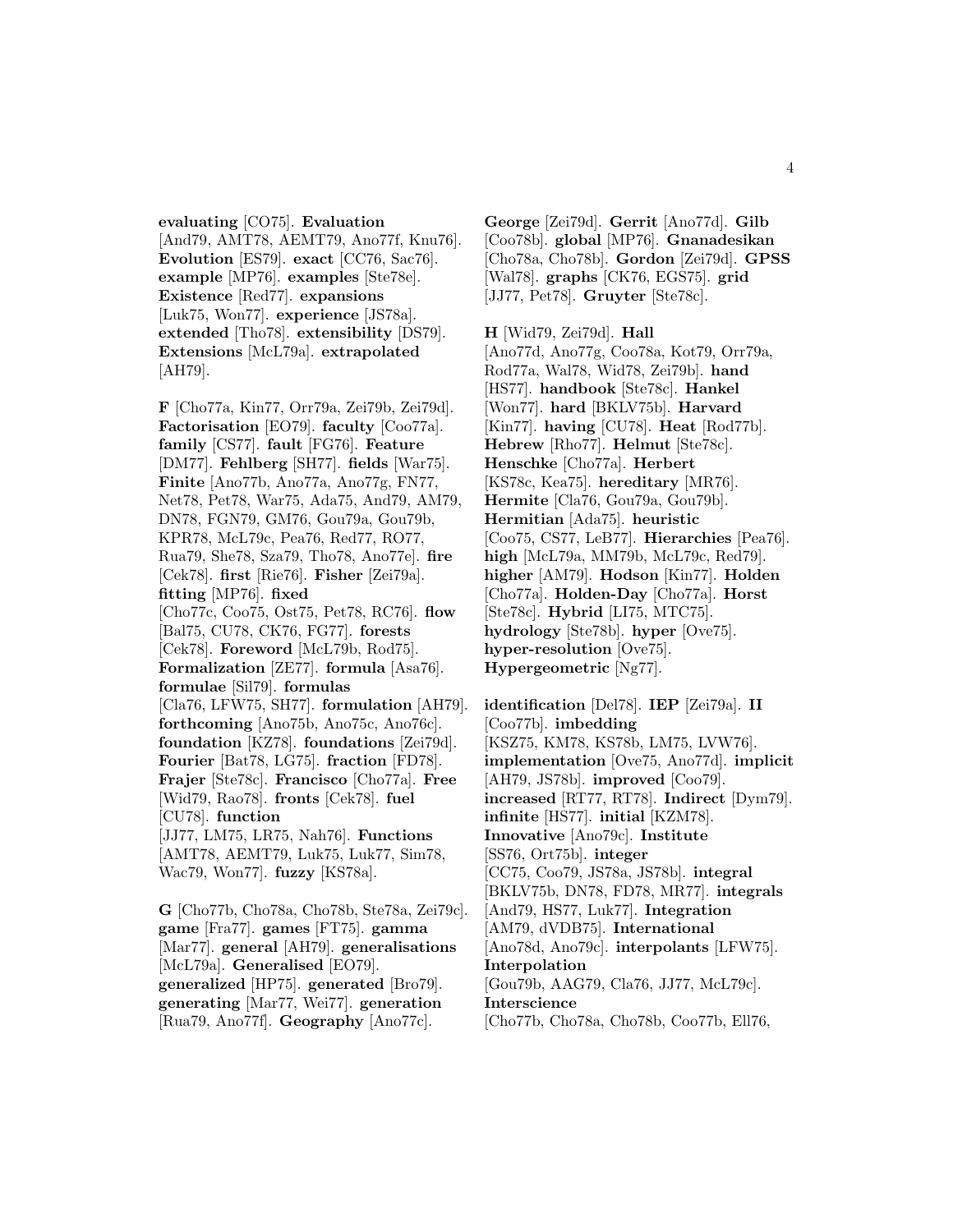**evaluating** [CO75]. **Evaluation** [And79, AMT78, AEMT79, Ano77f, Knu76]. **Evolution** [ES79]. **exact** [CC76, Sac76]. **example** [MP76]. **examples** [Ste78e]. **Existence** [Red77]. **expansions** [Luk75, Won77]. **experience** [JS78a]. **extended** [Tho78]. **extensibility** [DS79]. **Extensions** [McL79a]. **extrapolated** [AH79].

**F** [Cho77a, Kin77, Orr79a, Zei79b, Zei79d]. **Factorisation** [EO79]. **faculty** [Coo77a]. **family** [CS77]. **fault** [FG76]. **Feature** [DM77]. **Fehlberg** [SH77]. **fields** [War75]. **Finite** [Ano77b, Ano77a, Ano77g, FN77, Net78, Pet78, War75, Ada75, And79, AM79, DN78, FGN79, GM76, Gou79a, Gou79b, KPR78, McL79c, Pea76, Red77, RO77, Rua79, She78, Sza79, Tho78, Ano77e]. **fire** [Cek78]. **first** [Rie76]. **Fisher** [Zei79a]. **fitting** [MP76]. **fixed** [Cho77c, Coo75, Ost75, Pet78, RC76]. **flow** [Bal75, CU78, CK76, FG77]. **forests** [Cek78]. **Foreword** [McL79b, Rod75]. **Formalization** [ZE77]. **formula** [Asa76]. **formulae** [Sil79]. **formulas** [Cla76, LFW75, SH77]. **formulation** [AH79]. **forthcoming** [Ano75b, Ano75c, Ano76c]. **foundation** [KZ78]. **foundations** [Zei79d]. **Fourier** [Bat78, LG75]. **fraction** [FD78]. **Frajer** [Ste78c]. **Francisco** [Cho77a]. **Free** [Wid79, Rao78]. **fronts** [Cek78]. **fuel** [CU78]. **function** [JJ77, LM75, LR75, Nah76]. **Functions** [AMT78, AEMT79, Luk75, Luk77, Sim78, Wac79, Won77]. **fuzzy** [KS78a].

**G** [Cho77b, Cho78a, Cho78b, Ste78a, Zei79c]. **game** [Fra77]. **games** [FT75]. **gamma** [Mar77]. **general** [AH79]. **generalisations** [McL79a]. **Generalised** [EO79]. **generalized** [HP75]. **generated** [Bro79]. **generating** [Mar77, Wei77]. **generation** [Rua79, Ano77f]. **Geography** [Ano77c]. **George** [Zei79d]. **Gerrit** [Ano77d]. **Gilb** [Coo78b]. **global** [MP76]. **Gnanadesikan** [Cho78a, Cho78b]. **Gordon** [Zei79d]. **GPSS** [Wal78]. **graphs** [CK76, EGS75]. **grid** [JJ77, Pet78]. **Gruyter** [Ste78c].

**H** [Wid79, Zei79d]. **Hall** [Ano77d, Ano77g, Coo78a, Kot79, Orr79a, Rod77a, Wal78, Wid78, Zei79b]. **hand** [HS77]. **handbook** [Ste78c]. **Hankel** [Won77]. **hard** [BKLV75b]. **Harvard** [Kin77]. **having** [CU78]. **Heat** [Rod77b]. **Hebrew** [Rho77]. **Helmut** [Ste78c]. **Henschke** [Cho77a]. **Herbert** [KS78c, Kea75]. **hereditary** [MR76]. **Hermite** [Cla76, Gou79a, Gou79b]. **Hermitian** [Ada75]. **heuristic** [Coo75, CS77, LeB77]. **Hierarchies** [Pea76]. **high** [McL79a, MM79b, McL79c, Red79]. **higher** [AM79]. **Hodson** [Kin77]. **Holden** [Cho77a]. **Holden-Day** [Cho77a]. **Horst** [Ste78c]. **Hybrid** [LI75, MTC75]. **hydrology** [Ste78b]. **hyper** [Ove75]. **hyper-resolution** [Ove75]. **Hypergeometric** [Ng77].

**identification** [Del78]. **IEP** [Zei79a]. **II** [Coo77b]. **imbedding** [KSZ75, KM78, KS78b, LM75, LVW76]. **implementation** [Ove75, Ano77d]. **implicit** [AH79, JS78b]. **improved** [Coo79]. **increased** [RT77, RT78]. **Indirect** [Dym79]. **infinite** [HS77]. **initial** [KZM78]. **Innovative** [Ano79c]. **Institute** [SS76, Ort75b]. **integer** [CC75, Coo79, JS78a, JS78b]. **integral** [BKLV75b, DN78, FD78, MR77]. **integrals** [And79, HS77, Luk77]. **Integration** [AM79, dVDB75]. **International** [Ano78d, Ano79c]. **interpolants** [LFW75]. **Interpolation** [Gou79b, AAG79, Cla76, JJ77, McL79c]. **Interscience** [Cho77b, Cho78a, Cho78b, Coo77b, Ell76,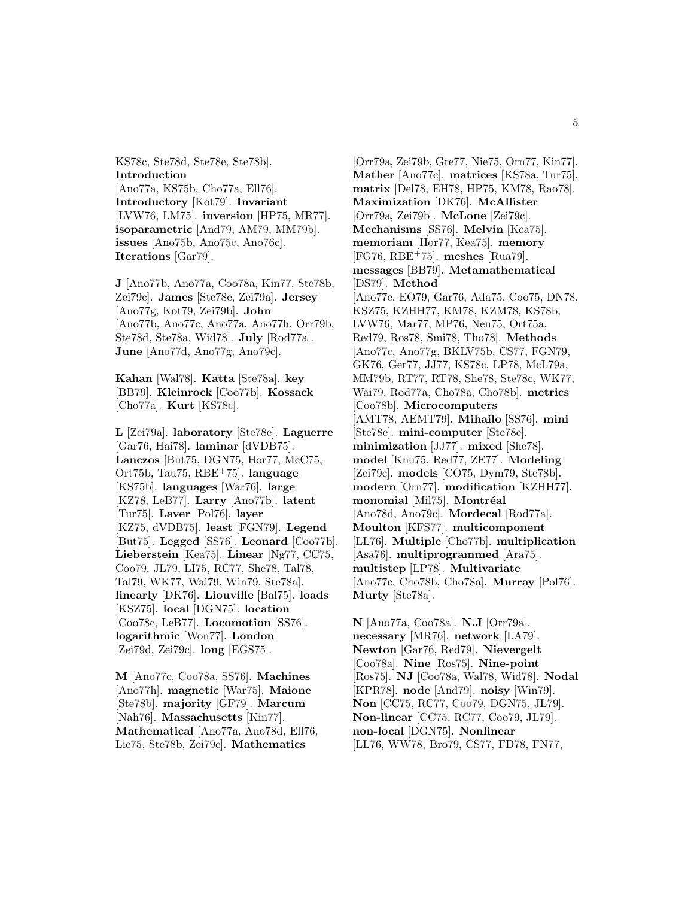KS78c, Ste78d, Ste78e, Ste78b]. **Introduction** [Ano77a, KS75b, Cho77a, Ell76]. **Introductory** [Kot79]. **Invariant** [LVW76, LM75]. **inversion** [HP75, MR77]. **isoparametric** [And79, AM79, MM79b]. **issues** [Ano75b, Ano75c, Ano76c]. **Iterations** [Gar79].

**J** [Ano77b, Ano77a, Coo78a, Kin77, Ste78b, Zei79c]. **James** [Ste78e, Zei79a]. **Jersey** [Ano77g, Kot79, Zei79b]. **John** [Ano77b, Ano77c, Ano77a, Ano77h, Orr79b, Ste78d, Ste78a, Wid78]. **July** [Rod77a]. **June** [Ano77d, Ano77g, Ano79c].

**Kahan** [Wal78]. **Katta** [Ste78a]. **key** [BB79]. **Kleinrock** [Coo77b]. **Kossack** [Cho77a]. **Kurt** [KS78c].

**L** [Zei79a]. **laboratory** [Ste78e]. **Laguerre** [Gar76, Hai78]. **laminar** [dVDB75]. **Lanczos** [But75, DGN75, Hor77, McC75, Ort75b, Tau75, RBE+75]. **language** [KS75b]. **languages** [War76]. **large** [KZ78, LeB77]. **Larry** [Ano77b]. **latent** [Tur75]. **Laver** [Pol76]. **layer** [KZ75, dVDB75]. **least** [FGN79]. **Legend** [But75]. **Legged** [SS76]. **Leonard** [Coo77b]. **Lieberstein** [Kea75]. **Linear** [Ng77, CC75, Coo79, JL79, LI75, RC77, She78, Tal78, Tal79, WK77, Wai79, Win79, Ste78a]. **linearly** [DK76]. **Liouville** [Bal75]. **loads** [KSZ75]. **local** [DGN75]. **location** [Coo78c, LeB77]. **Locomotion** [SS76]. **logarithmic** [Won77]. **London** [Zei79d, Zei79c]. **long** [EGS75].

**M** [Ano77c, Coo78a, SS76]. **Machines** [Ano77h]. **magnetic** [War75]. **Maione** [Ste78b]. **majority** [GF79]. **Marcum** [Nah76]. **Massachusetts** [Kin77]. **Mathematical** [Ano77a, Ano78d, Ell76, Lie75, Ste78b, Zei79c]. **Mathematics** [Orr79a, Zei79b, Gre77, Nie75, Orn77, Kin77]. **Mather** [Ano77c]. **matrices** [KS78a, Tur75]. **matrix** [Del78, EH78, HP75, KM78, Rao78]. **Maximization** [DK76]. **McAllister** [Orr79a, Zei79b]. **McLone** [Zei79c]. **Mechanisms** [SS76]. **Melvin** [Kea75]. **memoriam** [Hor77, Kea75]. **memory** [FG76, RBE+75]. **meshes** [Rua79]. **messages** [BB79]. **Metamathematical** [DS79]. **Method** [Ano77e, EO79, Gar76, Ada75, Coo75, DN78, KSZ75, KZHH77, KM78, KZM78, KS78b, LVW76, Mar77, MP76, Neu75, Ort75a, Red79, Ros78, Smi78, Tho78]. **Methods** [Ano77c, Ano77g, BKLV75b, CS77, FGN79, GK76, Ger77, JJ77, KS78c, LP78, McL79a, MM79b, RT77, RT78, She78, Ste78c, WK77, Wai79, Rod77a, Cho78a, Cho78b]. **metrics** [Coo78b]. **Microcomputers** [AMT78, AEMT79]. **Mihailo** [SS76]. **mini** [Ste78e]. **mini-computer** [Ste78e]. **minimization** [JJ77]. **mixed** [She78]. **model** [Knu75, Red77, ZE77]. **Modeling** [Zei79c]. **models** [CO75, Dym79, Ste78b]. **modern** [Orn77]. **modification** [KZHH77]. **monomial** [Mil75]. **Montréal** [Ano78d, Ano79c]. **Mordecal** [Rod77a]. **Moulton** [KFS77]. **multicomponent** [LL76]. **Multiple** [Cho77b]. **multiplication** [Asa76]. **multiprogrammed** [Ara75]. **multistep** [LP78]. **Multivariate** [Ano77c, Cho78b, Cho78a]. **Murray** [Pol76]. **Murty** [Ste78a].

**N** [Ano77a, Coo78a]. **N.J** [Orr79a]. **necessary** [MR76]. **network** [LA79]. **Newton** [Gar76, Red79]. **Nievergelt** [Coo78a]. **Nine** [Ros75]. **Nine-point** [Ros75]. **NJ** [Coo78a, Wal78, Wid78]. **Nodal** [KPR78]. **node** [And79]. **noisy** [Win79]. **Non** [CC75, RC77, Coo79, DGN75, JL79]. **Non-linear** [CC75, RC77, Coo79, JL79]. **non-local** [DGN75]. **Nonlinear** [LL76, WW78, Bro79, CS77, FD78, FN77,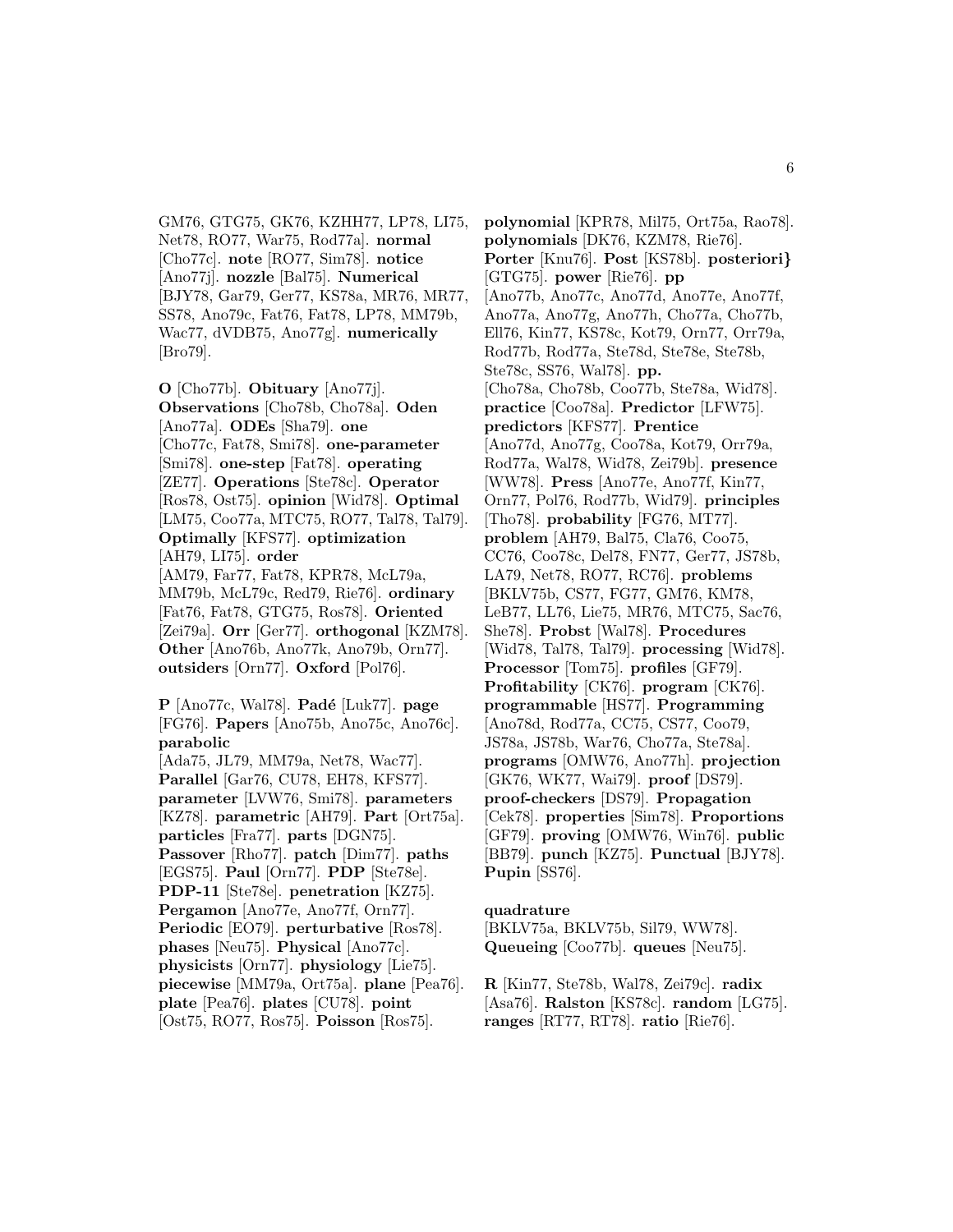GM76, GTG75, GK76, KZHH77, LP78, LI75, Net78, RO77, War75, Rod77a]. **normal** [Cho77c]. **note** [RO77, Sim78]. **notice** [Ano77j]. **nozzle** [Bal75]. **Numerical** [BJY78, Gar79, Ger77, KS78a, MR76, MR77, SS78, Ano79c, Fat76, Fat78, LP78, MM79b, Wac77, dVDB75, Ano77g]. **numerically** [Bro79].

**O** [Cho77b]. **Obituary** [Ano77j]. **Observations** [Cho78b, Cho78a]. **Oden** [Ano77a]. **ODEs** [Sha79]. **one** [Cho77c, Fat78, Smi78]. **one-parameter** [Smi78]. **one-step** [Fat78]. **operating** [ZE77]. **Operations** [Ste78c]. **Operator** [Ros78, Ost75]. **opinion** [Wid78]. **Optimal** [LM75, Coo77a, MTC75, RO77, Tal78, Tal79]. **Optimally** [KFS77]. **optimization** [AH79, LI75]. **order** [AM79, Far77, Fat78, KPR78, McL79a, MM79b, McL79c, Red79, Rie76]. **ordinary** [Fat76, Fat78, GTG75, Ros78]. **Oriented** [Zei79a]. **Orr** [Ger77]. **orthogonal** [KZM78]. **Other** [Ano76b, Ano77k, Ano79b, Orn77]. **outsiders** [Orn77]. **Oxford** [Pol76].

**P** [Ano77c, Wal78]. **Padé** [Luk77]. **page** [FG76]. **Papers** [Ano75b, Ano75c, Ano76c]. **parabolic** [Ada75, JL79, MM79a, Net78, Wac77]. **Parallel** [Gar76, CU78, EH78, KFS77]. **parameter** [LVW76, Smi78]. **parameters** [KZ78]. **parametric** [AH79]. **Part** [Ort75a]. **particles** [Fra77]. **parts** [DGN75]. **Passover** [Rho77]. **patch** [Dim77]. **paths** [EGS75]. **Paul** [Orn77]. **PDP** [Ste78e]. **PDP-11** [Ste78e]. **penetration** [KZ75]. **Pergamon** [Ano77e, Ano77f, Orn77]. **Periodic** [EO79]. **perturbative** [Ros78]. **phases** [Neu75]. **Physical** [Ano77c]. **physicists** [Orn77]. **physiology** [Lie75]. **piecewise** [MM79a, Ort75a]. **plane** [Pea76]. **plate** [Pea76]. **plates** [CU78]. **point** [Ost75, RO77, Ros75]. **Poisson** [Ros75].

**polynomial** [KPR78, Mil75, Ort75a, Rao78]. **polynomials** [DK76, KZM78, Rie76]. **Porter** [Knu76]. **Post** [KS78b]. **posteriori}** [GTG75]. **power** [Rie76]. **pp** [Ano77b, Ano77c, Ano77d, Ano77e, Ano77f, Ano77a, Ano77g, Ano77h, Cho77a, Cho77b, Ell76, Kin77, KS78c, Kot79, Orn77, Orr79a, Rod77b, Rod77a, Ste78d, Ste78e, Ste78b, Ste78c, SS76, Wal78]. **pp.** [Cho78a, Cho78b, Coo77b, Ste78a, Wid78]. **practice** [Coo78a]. **Predictor** [LFW75]. **predictors** [KFS77]. **Prentice** [Ano77d, Ano77g, Coo78a, Kot79, Orr79a, Rod77a, Wal78, Wid78, Zei79b]. **presence** [WW78]. **Press** [Ano77e, Ano77f, Kin77, Orn77, Pol76, Rod77b, Wid79]. **principles** [Tho78]. **probability** [FG76, MT77]. **problem** [AH79, Bal75, Cla76, Coo75, CC76, Coo78c, Del78, FN77, Ger77, JS78b, LA79, Net78, RO77, RC76]. **problems** [BKLV75b, CS77, FG77, GM76, KM78, LeB77, LL76, Lie75, MR76, MTC75, Sac76, She78]. **Probst** [Wal78]. **Procedures** [Wid78, Tal78, Tal79]. **processing** [Wid78]. **Processor** [Tom75]. **profiles** [GF79]. **Profitability** [CK76]. **program** [CK76]. **programmable** [HS77]. **Programming** [Ano78d, Rod77a, CC75, CS77, Coo79, JS78a, JS78b, War76, Cho77a, Ste78a]. **programs** [OMW76, Ano77h]. **projection** [GK76, WK77, Wai79]. **proof** [DS79]. **proof-checkers** [DS79]. **Propagation** [Cek78]. **properties** [Sim78]. **Proportions** [GF79]. **proving** [OMW76, Win76]. **public** [BB79]. **punch** [KZ75]. **Punctual** [BJY78]. **Pupin** [SS76].

**quadrature** [BKLV75a, BKLV75b, Sil79, WW78]. **Queueing** [Coo77b]. **queues** [Neu75].

**R** [Kin77, Ste78b, Wal78, Zei79c]. **radix** [Asa76]. **Ralston** [KS78c]. **random** [LG75]. **ranges** [RT77, RT78]. **ratio** [Rie76].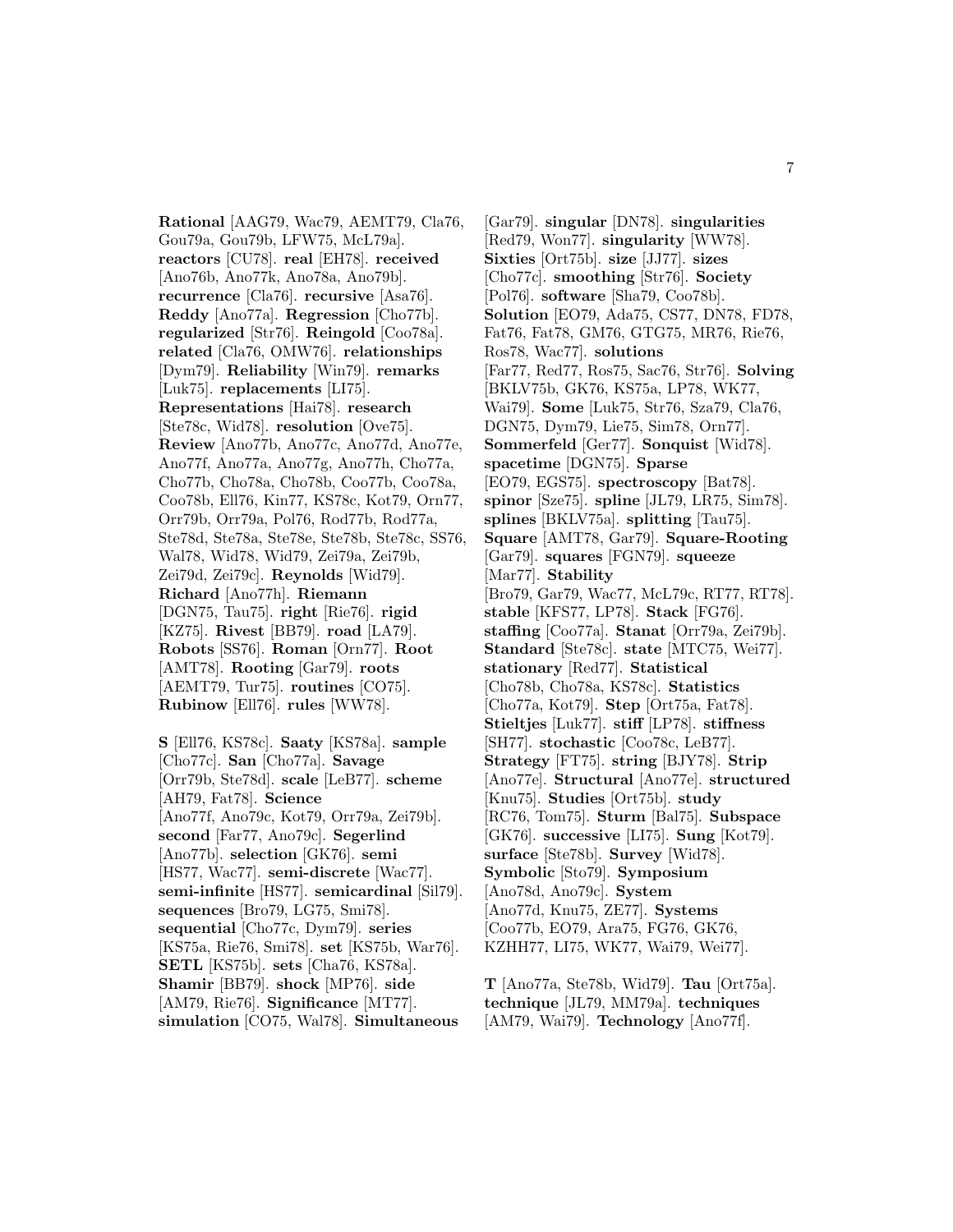**Rational** [AAG79, Wac79, AEMT79, Cla76, Gou79a, Gou79b, LFW75, McL79a]. **reactors** [CU78]. **real** [EH78]. **received** [Ano76b, Ano77k, Ano78a, Ano79b]. **recurrence** [Cla76]. **recursive** [Asa76]. **Reddy** [Ano77a]. **Regression** [Cho77b]. **regularized** [Str76]. **Reingold** [Coo78a]. **related** [Cla76, OMW76]. **relationships** [Dym79]. **Reliability** [Win79]. **remarks** [Luk75]. **replacements** [LI75]. **Representations** [Hai78]. **research** [Ste78c, Wid78]. **resolution** [Ove75]. **Review** [Ano77b, Ano77c, Ano77d, Ano77e, Ano77f, Ano77a, Ano77g, Ano77h, Cho77a, Cho77b, Cho78a, Cho78b, Coo77b, Coo78a, Coo78b, Ell76, Kin77, KS78c, Kot79, Orn77, Orr79b, Orr79a, Pol76, Rod77b, Rod77a, Ste78d, Ste78a, Ste78e, Ste78b, Ste78c, SS76, Wal78, Wid78, Wid79, Zei79a, Zei79b, Zei79d, Zei79c]. **Reynolds** [Wid79]. **Richard** [Ano77h]. **Riemann** [DGN75, Tau75]. **right** [Rie76]. **rigid** [KZ75]. **Rivest** [BB79]. **road** [LA79]. **Robots** [SS76]. **Roman** [Orn77]. **Root** [AMT78]. **Rooting** [Gar79]. **roots** [AEMT79, Tur75]. **routines** [CO75]. **Rubinow** [Ell76]. **rules** [WW78].

**S** [Ell76, KS78c]. **Saaty** [KS78a]. **sample** [Cho77c]. **San** [Cho77a]. **Savage** [Orr79b, Ste78d]. **scale** [LeB77]. **scheme** [AH79, Fat78]. **Science** [Ano77f, Ano79c, Kot79, Orr79a, Zei79b]. **second** [Far77, Ano79c]. **Segerlind** [Ano77b]. **selection** [GK76]. **semi** [HS77, Wac77]. **semi-discrete** [Wac77]. **semi-infinite** [HS77]. **semicardinal** [Sil79]. **sequences** [Bro79, LG75, Smi78]. **sequential** [Cho77c, Dym79]. **series** [KS75a, Rie76, Smi78]. **set** [KS75b, War76]. **SETL** [KS75b]. **sets** [Cha76, KS78a]. **Shamir** [BB79]. **shock** [MP76]. **side** [AM79, Rie76]. **Significance** [MT77]. **simulation** [CO75, Wal78]. **Simultaneous** [Gar79]. **singular** [DN78]. **singularities** [Red79, Won77]. **singularity** [WW78]. **Sixties** [Ort75b]. **size** [JJ77]. **sizes** [Cho77c]. **smoothing** [Str76]. **Society** [Pol76]. **software** [Sha79, Coo78b]. **Solution** [EO79, Ada75, CS77, DN78, FD78, Fat76, Fat78, GM76, GTG75, MR76, Rie76, Ros78, Wac77]. **solutions** [Far77, Red77, Ros75, Sac76, Str76]. **Solving** [BKLV75b, GK76, KS75a, LP78, WK77, Wai79]. **Some** [Luk75, Str76, Sza79, Cla76, DGN75, Dym79, Lie75, Sim78, Orn77]. **Sommerfeld** [Ger77]. **Sonquist** [Wid78]. **spacetime** [DGN75]. **Sparse** [EO79, EGS75]. **spectroscopy** [Bat78]. **spinor** [Sze75]. **spline** [JL79, LR75, Sim78]. **splines** [BKLV75a]. **splitting** [Tau75]. **Square** [AMT78, Gar79]. **Square-Rooting** [Gar79]. **squares** [FGN79]. **squeeze** [Mar77]. **Stability** [Bro79, Gar79, Wac77, McL79c, RT77, RT78]. **stable** [KFS77, LP78]. **Stack** [FG76]. **staffing** [Coo77a]. **Stanat** [Orr79a, Zei79b]. **Standard** [Ste78c]. **state** [MTC75, Wei77]. **stationary** [Red77]. **Statistical** [Cho78b, Cho78a, KS78c]. **Statistics** [Cho77a, Kot79]. **Step** [Ort75a, Fat78]. **Stieltjes** [Luk77]. **stiff** [LP78]. **stiffness** [SH77]. **stochastic** [Coo78c, LeB77]. **Strategy** [FT75]. **string** [BJY78]. **Strip** [Ano77e]. **Structural** [Ano77e]. **structured** [Knu75]. **Studies** [Ort75b]. **study** [RC76, Tom75]. **Sturm** [Bal75]. **Subspace** [GK76]. **successive** [LI75]. **Sung** [Kot79]. **surface** [Ste78b]. **Survey** [Wid78]. **Symbolic** [Sto79]. **Symposium** [Ano78d, Ano79c]. **System** [Ano77d, Knu75, ZE77]. **Systems** [Coo77b, EO79, Ara75, FG76, GK76, KZHH77, LI75, WK77, Wai79, Wei77].

**T** [Ano77a, Ste78b, Wid79]. **Tau** [Ort75a]. **technique** [JL79, MM79a]. **techniques** [AM79, Wai79]. **Technology** [Ano77f].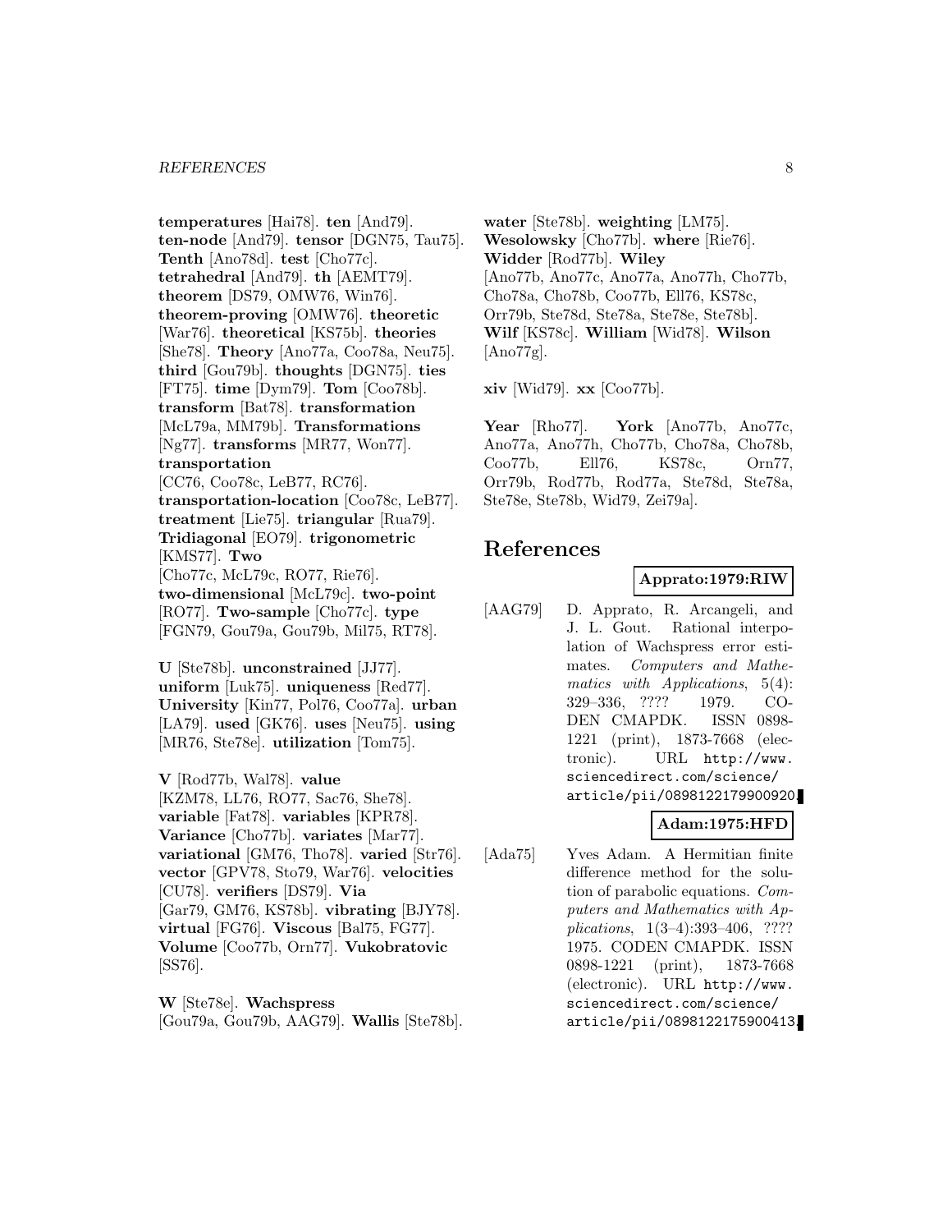**temperatures** [Hai78]. **ten** [And79]. **ten-node** [And79]. **tensor** [DGN75, Tau75]. **Tenth** [Ano78d]. **test** [Cho77c]. **tetrahedral** [And79]. **th** [AEMT79]. **theorem** [DS79, OMW76, Win76]. **theorem-proving** [OMW76]. **theoretic** [War76]. **theoretical** [KS75b]. **theories** [She78]. **Theory** [Ano77a, Coo78a, Neu75]. **third** [Gou79b]. **thoughts** [DGN75]. **ties** [FT75]. **time** [Dym79]. **Tom** [Coo78b]. **transform** [Bat78]. **transformation** [McL79a, MM79b]. **Transformations** [Ng77]. **transforms** [MR77, Won77]. **transportation** [CC76, Coo78c, LeB77, RC76]. **transportation-location** [Coo78c, LeB77]. **treatment** [Lie75]. **triangular** [Rua79]. **Tridiagonal** [EO79]. **trigonometric** [KMS77]. **Two** [Cho77c, McL79c, RO77, Rie76]. **two-dimensional** [McL79c]. **two-point** [RO77]. **Two-sample** [Cho77c]. **type** [FGN79, Gou79a, Gou79b, Mil75, RT78].

**U** [Ste78b]. **unconstrained** [JJ77]. **uniform** [Luk75]. **uniqueness** [Red77]. **University** [Kin77, Pol76, Coo77a]. **urban** [LA79]. **used** [GK76]. **uses** [Neu75]. **using** [MR76, Ste78e]. **utilization** [Tom75].

**V** [Rod77b, Wal78]. **value** [KZM78, LL76, RO77, Sac76, She78]. **variable** [Fat78]. **variables** [KPR78]. **Variance** [Cho77b]. **variates** [Mar77]. **variational** [GM76, Tho78]. **varied** [Str76]. **vector** [GPV78, Sto79, War76]. **velocities** [CU78]. **verifiers** [DS79]. **Via** [Gar79, GM76, KS78b]. **vibrating** [BJY78]. **virtual** [FG76]. **Viscous** [Bal75, FG77]. **Volume** [Coo77b, Orn77]. **Vukobratovic** [SS76].

**W** [Ste78e]. **Wachspress** [Gou79a, Gou79b, AAG79]. **Wallis** [Ste78b]. **water** [Ste78b]. **weighting** [LM75]. **Wesolowsky** [Cho77b]. **where** [Rie76]. **Widder** [Rod77b]. **Wiley** [Ano77b, Ano77c, Ano77a, Ano77h, Cho77b, Cho78a, Cho78b, Coo77b, Ell76, KS78c, Orr79b, Ste78d, Ste78a, Ste78e, Ste78b]. **Wilf** [KS78c]. **William** [Wid78]. **Wilson** [Ano77g].

**xiv** [Wid79]. **xx** [Coo77b].

**Year** [Rho77]. **York** [Ano77b, Ano77c, Ano77a, Ano77h, Cho77b, Cho78a, Cho78b, Coo77b, Ell76, KS78c, Orn77, Orr79b, Rod77b, Rod77a, Ste78d, Ste78a, Ste78e, Ste78b, Wid79, Zei79a].

# References

**Apprato:1979:RIW**

[AAG79] D. Apprato, R. Arcangeli, and J. L. Gout. Rational interpolation of Wachspress error estimates. *Computers and Mathematics with Applications*, 5(4): 329–336, ???? 1979. CODEN CMAPDK. ISSN 0898-1221 (print), 1873-7668 (electronic). URL http://www.sciencedirect.com/science/article/pii/0898122179900920.

**Adam:1975:HFD**

[Ada75] Yves Adam. A Hermitian finite difference method for the solution of parabolic equations. *Computers and Mathematics with Applications*, 1(3–4):393–406, ???? 1975. CODEN CMAPDK. ISSN 0898-1221 (print), 1873-7668 (electronic). URL http://www.sciencedirect.com/science/article/pii/0898122175900413.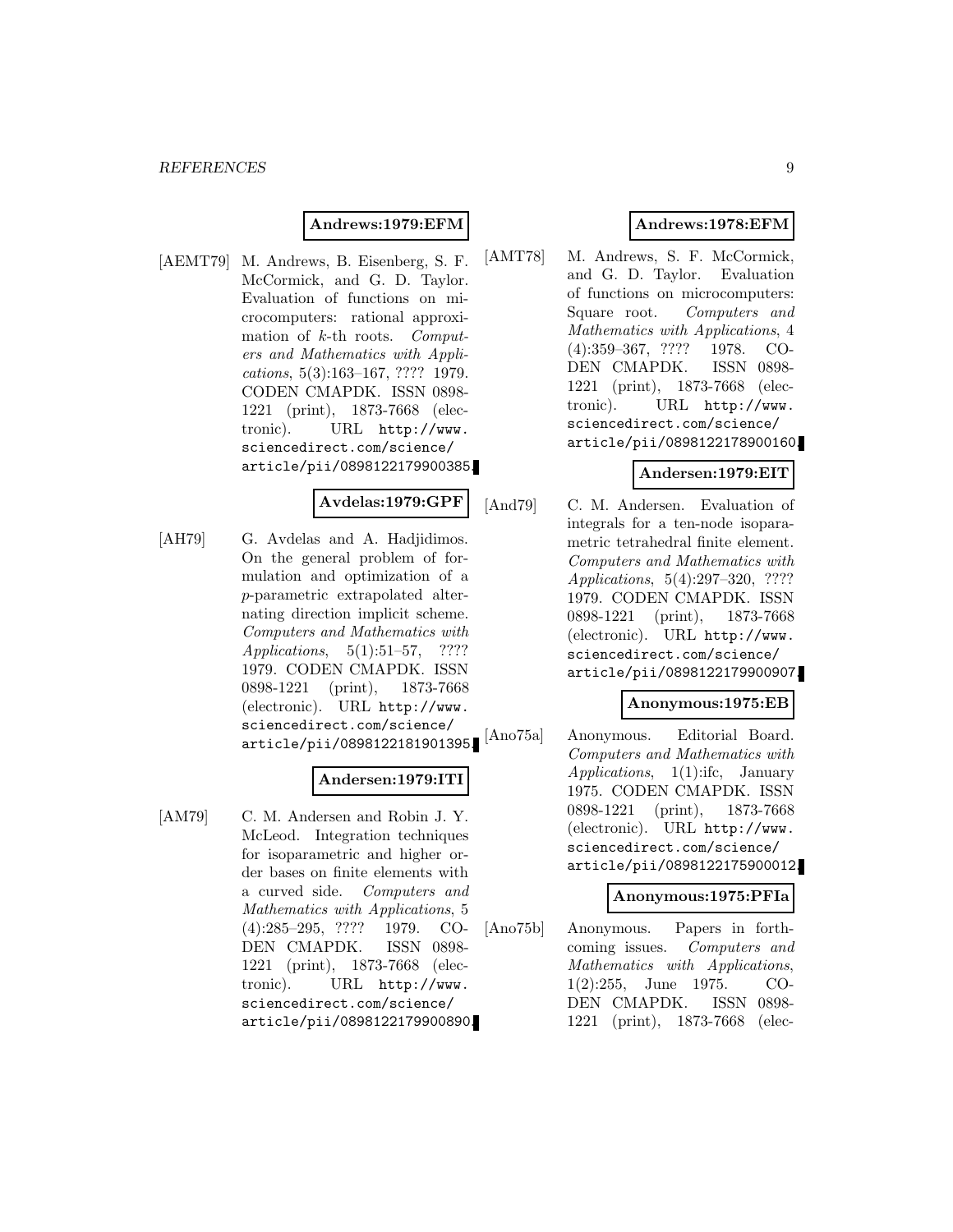**Andrews:1979:EFM**

[AEMT79] M. Andrews, B. Eisenberg, S. F. McCormick, and G. D. Taylor. Evaluation of functions on microcomputers: rational approximation of $k$-th roots. *Computers and Mathematics with Applications*, 5(3):163–167, ???? 1979. CODEN CMAPDK. ISSN 0898-1221 (print), 1873-7668 (electronic). URL `http://www.sciencedirect.com/science/article/pii/0898122179900385`.

**Avdelas:1979:GPF**

[AH79] G. Avdelas and A. Hadjidimos. On the general problem of formulation and optimization of a $p$-parametric extrapolated alternating direction implicit scheme. *Computers and Mathematics with Applications*, 5(1):51–57, ???? 1979. CODEN CMAPDK. ISSN 0898-1221 (print), 1873-7668 (electronic). URL `http://www.sciencedirect.com/science/article/pii/0898122181901395`.

**Andersen:1979:ITI**

[AM79] C. M. Andersen and Robin J. Y. McLeod. Integration techniques for isoparametric and higher order bases on finite elements with a curved side. *Computers and Mathematics with Applications*, 5 (4):285–295, ???? 1979. CODEN CMAPDK. ISSN 0898-1221 (print), 1873-7668 (electronic). URL `http://www.sciencedirect.com/science/article/pii/0898122179900890`.

**Andrews:1978:EFM**

[AMT78] M. Andrews, S. F. McCormick, and G. D. Taylor. Evaluation of functions on microcomputers: Square root. *Computers and Mathematics with Applications*, 4 (4):359–367, ???? 1978. CODEN CMAPDK. ISSN 0898-1221 (print), 1873-7668 (electronic). URL `http://www.sciencedirect.com/science/article/pii/0898122178900160`.

**Andersen:1979:EIT**

[And79] C. M. Andersen. Evaluation of integrals for a ten-node isoparametric tetrahedral finite element. *Computers and Mathematics with Applications*, 5(4):297–320, ???? 1979. CODEN CMAPDK. ISSN 0898-1221 (print), 1873-7668 (electronic). URL `http://www.sciencedirect.com/science/article/pii/0898122179900907`.

**Anonymous:1975:EB**

[Ano75a] Anonymous. Editorial Board. *Computers and Mathematics with Applications*, 1(1):ifc, January 1975. CODEN CMAPDK. ISSN 0898-1221 (print), 1873-7668 (electronic). URL `http://www.sciencedirect.com/science/article/pii/0898122175900012`.

**Anonymous:1975:PFIa**

[Ano75b] Anonymous. Papers in forthcoming issues. *Computers and Mathematics with Applications*, 1(2):255, June 1975. CODEN CMAPDK. ISSN 0898-1221 (print), 1873-7668 (elec-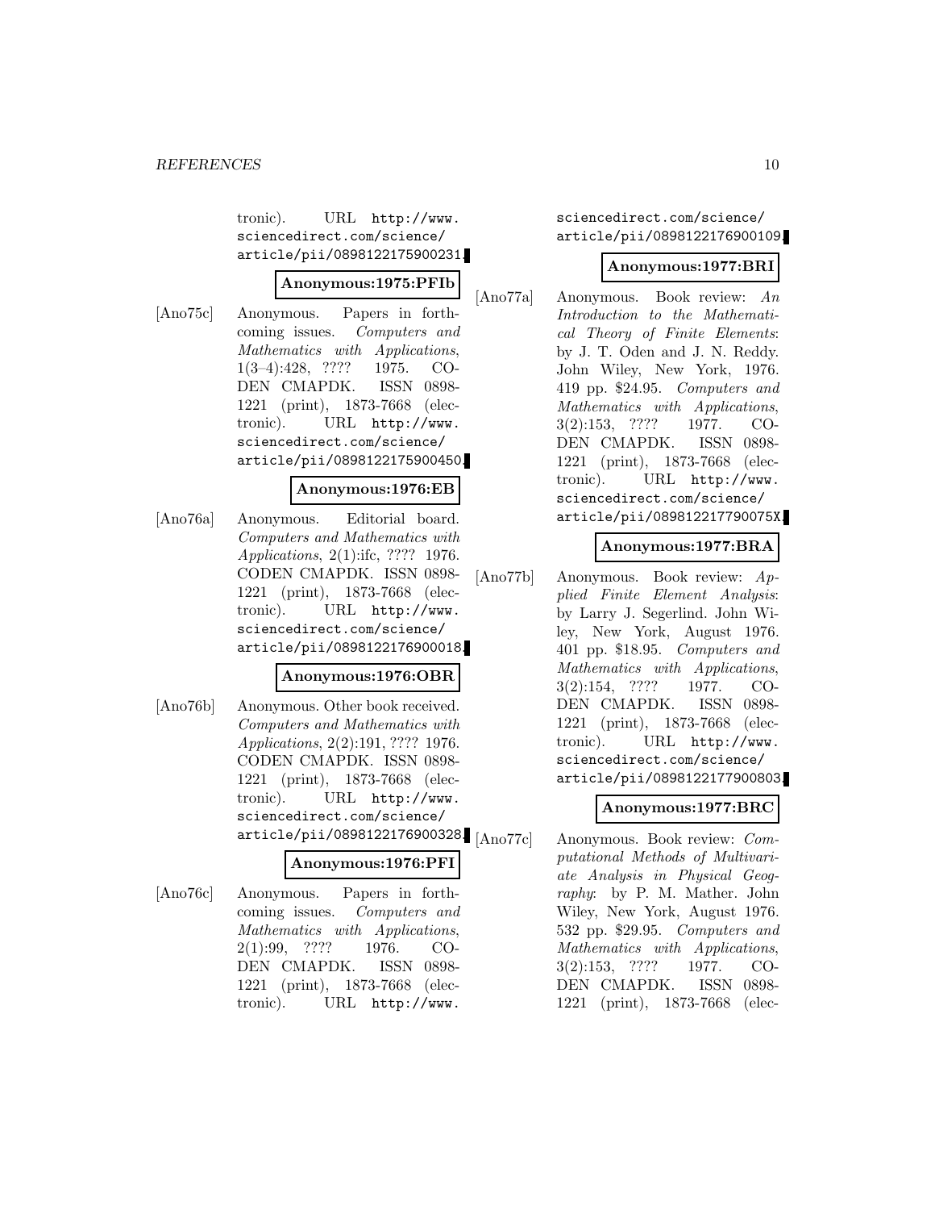tronic). URL http://www.sciencedirect.com/science/article/pii/0898122175900231.

**Anonymous:1975:PFIb**

[Ano75c] Anonymous. Papers in forthcoming issues. *Computers and Mathematics with Applications*, 1(3–4):428, ???? 1975. CODEN CMAPDK. ISSN 0898-1221 (print), 1873-7668 (electronic). URL http://www.sciencedirect.com/science/article/pii/0898122175900450.

**Anonymous:1976:EB**

[Ano76a] Anonymous. Editorial board. *Computers and Mathematics with Applications*, 2(1):ifc, ???? 1976. CODEN CMAPDK. ISSN 0898-1221 (print), 1873-7668 (electronic). URL http://www.sciencedirect.com/science/article/pii/0898122176900018.

**Anonymous:1976:OBR**

[Ano76b] Anonymous. Other book received. *Computers and Mathematics with Applications*, 2(2):191, ???? 1976. CODEN CMAPDK. ISSN 0898-1221 (print), 1873-7668 (electronic). URL http://www.sciencedirect.com/science/article/pii/0898122176900328.

**Anonymous:1976:PFI**

[Ano76c] Anonymous. Papers in forthcoming issues. *Computers and Mathematics with Applications*, 2(1):99, ???? 1976. CODEN CMAPDK. ISSN 0898-1221 (print), 1873-7668 (electronic). URL http://www.sciencedirect.com/science/article/pii/0898122176900109.

**Anonymous:1977:BRI**

[Ano77a] Anonymous. Book review: *An Introduction to the Mathematical Theory of Finite Elements*: by J. T. Oden and J. N. Reddy. John Wiley, New York, 1976. 419 pp. $24.95. *Computers and Mathematics with Applications*, 3(2):153, ???? 1977. CODEN CMAPDK. ISSN 0898-1221 (print), 1873-7668 (electronic). URL http://www.sciencedirect.com/science/article/pii/089812217790075X.

**Anonymous:1977:BRA**

[Ano77b] Anonymous. Book review: *Applied Finite Element Analysis*: by Larry J. Segerlind. John Wiley, New York, August 1976. 401 pp. $18.95. *Computers and Mathematics with Applications*, 3(2):154, ???? 1977. CODEN CMAPDK. ISSN 0898-1221 (print), 1873-7668 (electronic). URL http://www.sciencedirect.com/science/article/pii/0898122177900803.

**Anonymous:1977:BRC**

[Ano77c] Anonymous. Book review: *Computational Methods of Multivariate Analysis in Physical Geography*: by P. M. Mather. John Wiley, New York, August 1976. 532 pp. $29.95. *Computers and Mathematics with Applications*, 3(2):153, ???? 1977. CODEN CMAPDK. ISSN 0898-1221 (print), 1873-7668 (elec-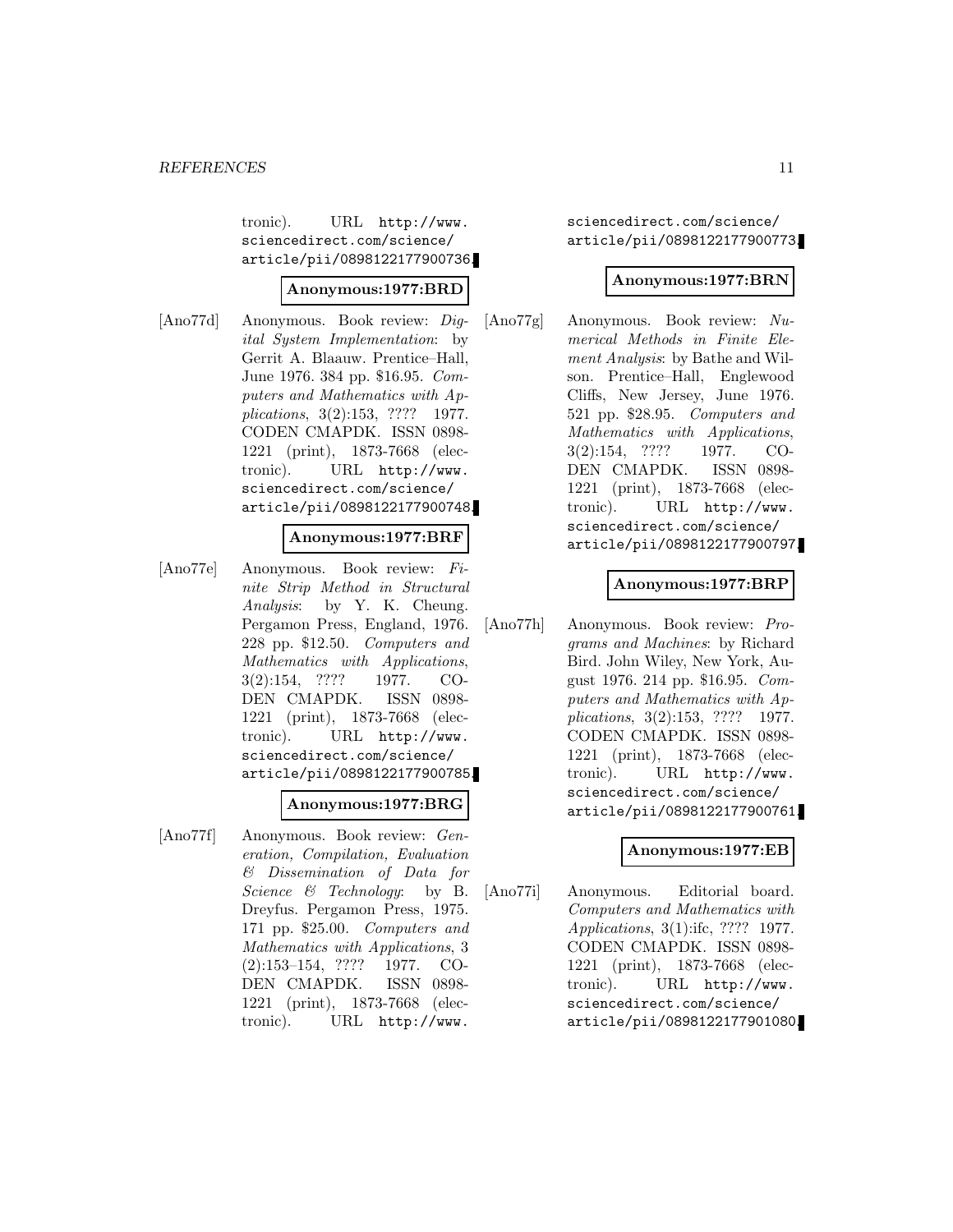tronic). URL http://www.sciencedirect.com/science/article/pii/0898122177900736.

**Anonymous:1977:BRD**

[Ano77d] Anonymous. Book review: *Digital System Implementation*: by Gerrit A. Blaauw. Prentice–Hall, June 1976. 384 pp. $16.95. *Computers and Mathematics with Applications*, 3(2):153, ???? 1977. CODEN CMAPDK. ISSN 0898-1221 (print), 1873-7668 (electronic). URL http://www.sciencedirect.com/science/article/pii/0898122177900748.

**Anonymous:1977:BRF**

[Ano77e] Anonymous. Book review: *Finite Strip Method in Structural Analysis*: by Y. K. Cheung. Pergamon Press, England, 1976. 228 pp. $12.50. *Computers and Mathematics with Applications*, 3(2):154, ???? 1977. CODEN CMAPDK. ISSN 0898-1221 (print), 1873-7668 (electronic). URL http://www.sciencedirect.com/science/article/pii/0898122177900785.

**Anonymous:1977:BRG**

[Ano77f] Anonymous. Book review: *Generation, Compilation, Evaluation & Dissemination of Data for Science & Technology*: by B. Dreyfus. Pergamon Press, 1975. 171 pp. $25.00. *Computers and Mathematics with Applications*, 3(2):153–154, ???? 1977. CODEN CMAPDK. ISSN 0898-1221 (print), 1873-7668 (electronic). URL http://www.sciencedirect.com/science/article/pii/0898122177900773.

**Anonymous:1977:BRN**

[Ano77g] Anonymous. Book review: *Numerical Methods in Finite Element Analysis*: by Bathe and Wilson. Prentice–Hall, Englewood Cliffs, New Jersey, June 1976. 521 pp. $28.95. *Computers and Mathematics with Applications*, 3(2):154, ???? 1977. CODEN CMAPDK. ISSN 0898-1221 (print), 1873-7668 (electronic). URL http://www.sciencedirect.com/science/article/pii/0898122177900797.

**Anonymous:1977:BRP**

[Ano77h] Anonymous. Book review: *Programs and Machines*: by Richard Bird. John Wiley, New York, August 1976. 214 pp. $16.95. *Computers and Mathematics with Applications*, 3(2):153, ???? 1977. CODEN CMAPDK. ISSN 0898-1221 (print), 1873-7668 (electronic). URL http://www.sciencedirect.com/science/article/pii/0898122177900761.

**Anonymous:1977:EB**

[Ano77i] Anonymous. Editorial board. *Computers and Mathematics with Applications*, 3(1):ifc, ???? 1977. CODEN CMAPDK. ISSN 0898-1221 (print), 1873-7668 (electronic). URL http://www.sciencedirect.com/science/article/pii/0898122177901080.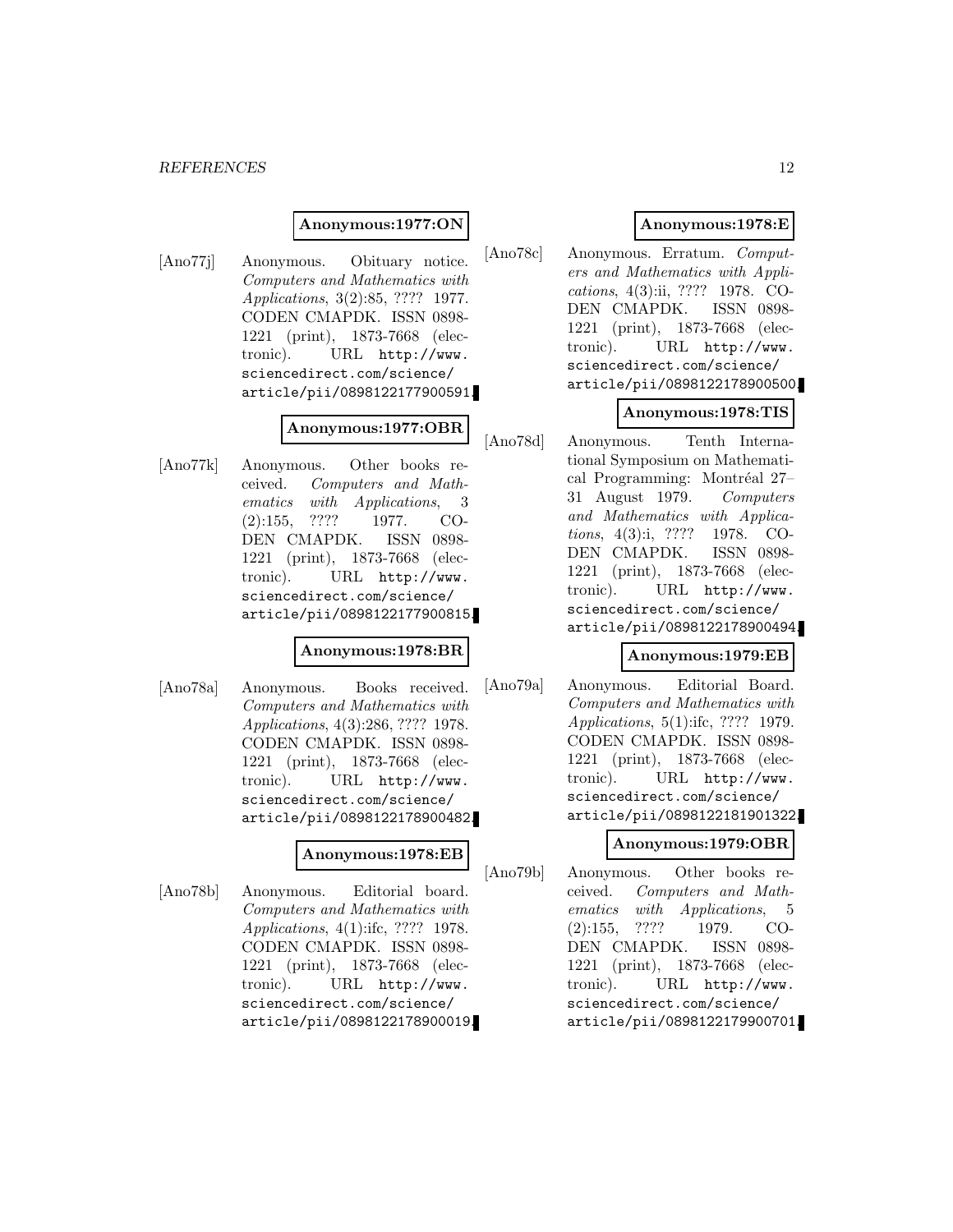**Anonymous:1977:ON**

[Ano77j] Anonymous. Obituary notice. *Computers and Mathematics with Applications*, 3(2):85, ???? 1977. CODEN CMAPDK. ISSN 0898-1221 (print), 1873-7668 (electronic). URL http://www.sciencedirect.com/science/article/pii/0898122177900591.

**Anonymous:1977:OBR**

[Ano77k] Anonymous. Other books received. *Computers and Mathematics with Applications*, 3 (2):155, ???? 1977. CODEN CMAPDK. ISSN 0898-1221 (print), 1873-7668 (electronic). URL http://www.sciencedirect.com/science/article/pii/0898122177900815.

**Anonymous:1978:BR**

[Ano78a] Anonymous. Books received. *Computers and Mathematics with Applications*, 4(3):286, ???? 1978. CODEN CMAPDK. ISSN 0898-1221 (print), 1873-7668 (electronic). URL http://www.sciencedirect.com/science/article/pii/0898122178900482.

**Anonymous:1978:EB**

[Ano78b] Anonymous. Editorial board. *Computers and Mathematics with Applications*, 4(1):ifc, ???? 1978. CODEN CMAPDK. ISSN 0898-1221 (print), 1873-7668 (electronic). URL http://www.sciencedirect.com/science/article/pii/0898122178900019.

**Anonymous:1978:E**

[Ano78c] Anonymous. Erratum. *Computers and Mathematics with Applications*, 4(3):ii, ???? 1978. CODEN CMAPDK. ISSN 0898-1221 (print), 1873-7668 (electronic). URL http://www.sciencedirect.com/science/article/pii/0898122178900500.

**Anonymous:1978:TIS**

[Ano78d] Anonymous. Tenth International Symposium on Mathematical Programming: Montréal 27–31 August 1979. *Computers and Mathematics with Applications*, 4(3):i, ???? 1978. CODEN CMAPDK. ISSN 0898-1221 (print), 1873-7668 (electronic). URL http://www.sciencedirect.com/science/article/pii/0898122178900494.

**Anonymous:1979:EB**

[Ano79a] Anonymous. Editorial Board. *Computers and Mathematics with Applications*, 5(1):ifc, ???? 1979. CODEN CMAPDK. ISSN 0898-1221 (print), 1873-7668 (electronic). URL http://www.sciencedirect.com/science/article/pii/0898122181901322.

**Anonymous:1979:OBR**

[Ano79b] Anonymous. Other books received. *Computers and Mathematics with Applications*, 5 (2):155, ???? 1979. CODEN CMAPDK. ISSN 0898-1221 (print), 1873-7668 (electronic). URL http://www.sciencedirect.com/science/article/pii/0898122179900701.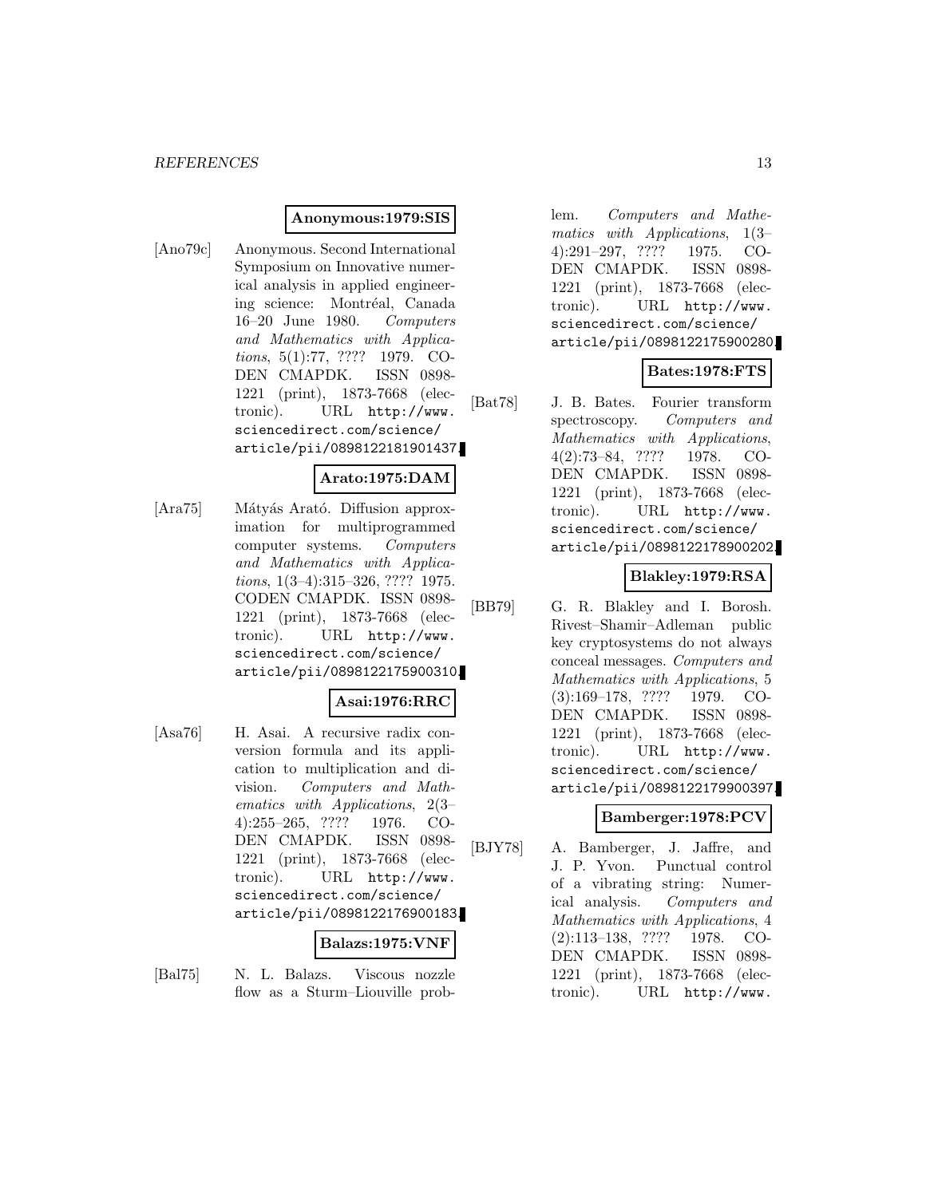**Anonymous:1979:SIS**

[Ano79c] Anonymous. Second International Symposium on Innovative numerical analysis in applied engineering science: Montréal, Canada 16–20 June 1980. *Computers and Mathematics with Applications*, 5(1):77, ???? 1979. CODEN CMAPDK. ISSN 0898-1221 (print), 1873-7668 (electronic). URL http://www.sciencedirect.com/science/article/pii/0898122181901437.

**Arato:1975:DAM**

[Ara75] Mátyás Arató. Diffusion approximation for multiprogrammed computer systems. *Computers and Mathematics with Applications*, 1(3–4):315–326, ???? 1975. CODEN CMAPDK. ISSN 0898-1221 (print), 1873-7668 (electronic). URL http://www.sciencedirect.com/science/article/pii/0898122175900310.

**Asai:1976:RRC**

[Asa76] H. Asai. A recursive radix conversion formula and its application to multiplication and division. *Computers and Mathematics with Applications*, 2(3–4):255–265, ???? 1976. CODEN CMAPDK. ISSN 0898-1221 (print), 1873-7668 (electronic). URL http://www.sciencedirect.com/science/article/pii/0898122176900183.

**Balazs:1975:VNF**

[Bal75] N. L. Balazs. Viscous nozzle flow as a Sturm–Liouville problem. *Computers and Mathematics with Applications*, 1(3–4):291–297, ???? 1975. CODEN CMAPDK. ISSN 0898-1221 (print), 1873-7668 (electronic). URL http://www.sciencedirect.com/science/article/pii/0898122175900280.

**Bates:1978:FTS**

[Bat78] J. B. Bates. Fourier transform spectroscopy. *Computers and Mathematics with Applications*, 4(2):73–84, ???? 1978. CODEN CMAPDK. ISSN 0898-1221 (print), 1873-7668 (electronic). URL http://www.sciencedirect.com/science/article/pii/0898122178900202.

**Blakley:1979:RSA**

[BB79] G. R. Blakley and I. Borosh. Rivest–Shamir–Adleman public key cryptosystems do not always conceal messages. *Computers and Mathematics with Applications*, 5 (3):169–178, ???? 1979. CODEN CMAPDK. ISSN 0898-1221 (print), 1873-7668 (electronic). URL http://www.sciencedirect.com/science/article/pii/0898122179900397.

**Bamberger:1978:PCV**

[BJY78] A. Bamberger, J. Jaffre, and J. P. Yvon. Punctual control of a vibrating string: Numerical analysis. *Computers and Mathematics with Applications*, 4 (2):113–138, ???? 1978. CODEN CMAPDK. ISSN 0898-1221 (print), 1873-7668 (electronic). URL http://www.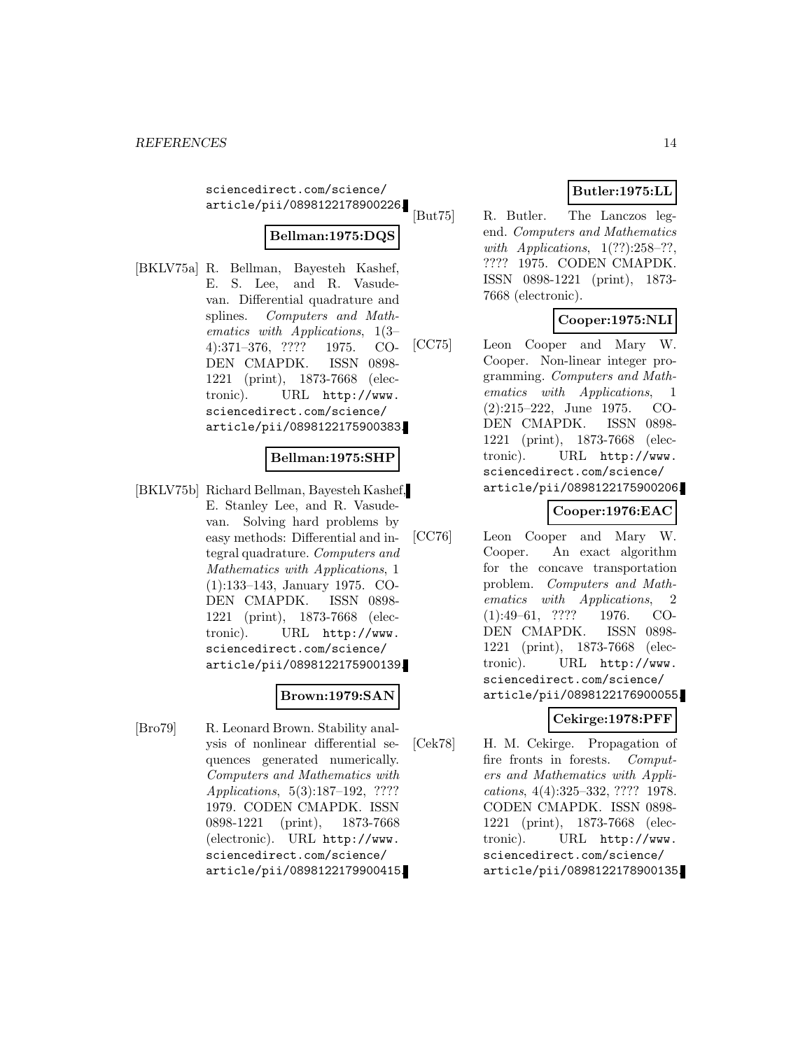sciencedirect.com/science/article/pii/0898122178900226.

**Bellman:1975:DQS**

[BKLV75a] R. Bellman, Bayesteh Kashef, E. S. Lee, and R. Vasudevan. Differential quadrature and splines. *Computers and Mathematics with Applications*, 1(3–4):371–376, ???? 1975. CODEN CMAPDK. ISSN 0898-1221 (print), 1873-7668 (electronic). URL http://www.sciencedirect.com/science/article/pii/0898122175900383.

**Bellman:1975:SHP**

[BKLV75b] Richard Bellman, Bayesteh Kashef, E. Stanley Lee, and R. Vasudevan. Solving hard problems by easy methods: Differential and integral quadrature. *Computers and Mathematics with Applications*, 1 (1):133–143, January 1975. CODEN CMAPDK. ISSN 0898-1221 (print), 1873-7668 (electronic). URL http://www.sciencedirect.com/science/article/pii/0898122175900139.

**Brown:1979:SAN**

[Bro79] R. Leonard Brown. Stability analysis of nonlinear differential sequences generated numerically. *Computers and Mathematics with Applications*, 5(3):187–192, ???? 1979. CODEN CMAPDK. ISSN 0898-1221 (print), 1873-7668 (electronic). URL http://www.sciencedirect.com/science/article/pii/0898122179900415.

**Butler:1975:LL**

[But75] R. Butler. The Lanczos legend. *Computers and Mathematics with Applications*, 1(??):258–??, ???? 1975. CODEN CMAPDK. ISSN 0898-1221 (print), 1873-7668 (electronic).

**Cooper:1975:NLI**

[CC75] Leon Cooper and Mary W. Cooper. Non-linear integer programming. *Computers and Mathematics with Applications*, 1 (2):215–222, June 1975. CODEN CMAPDK. ISSN 0898-1221 (print), 1873-7668 (electronic). URL http://www.sciencedirect.com/science/article/pii/0898122175900206.

**Cooper:1976:EAC**

[CC76] Leon Cooper and Mary W. Cooper. An exact algorithm for the concave transportation problem. *Computers and Mathematics with Applications*, 2 (1):49–61, ???? 1976. CODEN CMAPDK. ISSN 0898-1221 (print), 1873-7668 (electronic). URL http://www.sciencedirect.com/science/article/pii/0898122176900055.

**Cekirge:1978:PFF**

[Cek78] H. M. Cekirge. Propagation of fire fronts in forests. *Computers and Mathematics with Applications*, 4(4):325–332, ???? 1978. CODEN CMAPDK. ISSN 0898-1221 (print), 1873-7668 (electronic). URL http://www.sciencedirect.com/science/article/pii/0898122178900135.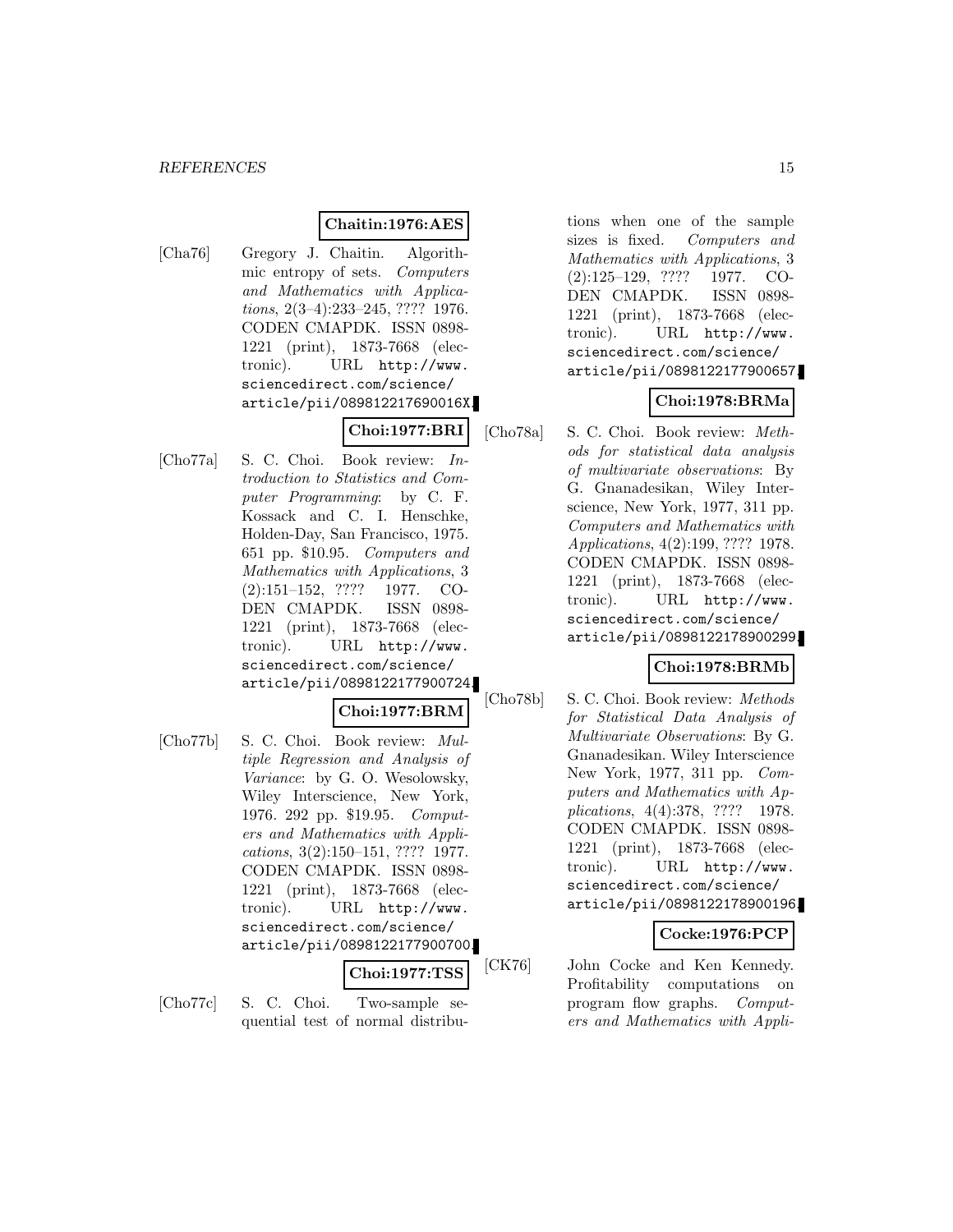**Chaitin:1976:AES**

[Cha76] Gregory J. Chaitin. Algorithmic entropy of sets. *Computers and Mathematics with Applications*, 2(3–4):233–245, ???? 1976. CODEN CMAPDK. ISSN 0898-1221 (print), 1873-7668 (electronic). URL http://www.sciencedirect.com/science/article/pii/089812217690016X.

**Choi:1977:BRI**

[Cho77a] S. C. Choi. Book review: *Introduction to Statistics and Computer Programming*: by C. F. Kossack and C. I. Henschke, Holden-Day, San Francisco, 1975. 651 pp. $10.95. *Computers and Mathematics with Applications*, 3 (2):151–152, ???? 1977. CODEN CMAPDK. ISSN 0898-1221 (print), 1873-7668 (electronic). URL http://www.sciencedirect.com/science/article/pii/0898122177900724.

**Choi:1977:BRM**

[Cho77b] S. C. Choi. Book review: *Multiple Regression and Analysis of Variance*: by G. O. Wesolowsky, Wiley Interscience, New York, 1976. 292 pp. $19.95. *Computers and Mathematics with Applications*, 3(2):150–151, ???? 1977. CODEN CMAPDK. ISSN 0898-1221 (print), 1873-7668 (electronic). URL http://www.sciencedirect.com/science/article/pii/0898122177900700.

**Choi:1977:TSS**

[Cho77c] S. C. Choi. Two-sample sequential test of normal distributions when one of the sample sizes is fixed. *Computers and Mathematics with Applications*, 3 (2):125–129, ???? 1977. CODEN CMAPDK. ISSN 0898-1221 (print), 1873-7668 (electronic). URL http://www.sciencedirect.com/science/article/pii/0898122177900657.

**Choi:1978:BRMa**

[Cho78a] S. C. Choi. Book review: *Methods for statistical data analysis of multivariate observations*: By G. Gnanadesikan, Wiley Interscience, New York, 1977, 311 pp. *Computers and Mathematics with Applications*, 4(2):199, ???? 1978. CODEN CMAPDK. ISSN 0898-1221 (print), 1873-7668 (electronic). URL http://www.sciencedirect.com/science/article/pii/0898122178900299.

**Choi:1978:BRMb**

[Cho78b] S. C. Choi. Book review: *Methods for Statistical Data Analysis of Multivariate Observations*: By G. Gnanadesikan. Wiley Interscience New York, 1977, 311 pp. *Computers and Mathematics with Applications*, 4(4):378, ???? 1978. CODEN CMAPDK. ISSN 0898-1221 (print), 1873-7668 (electronic). URL http://www.sciencedirect.com/science/article/pii/0898122178900196.

**Cocke:1976:PCP**

[CK76] John Cocke and Ken Kennedy. Profitability computations on program flow graphs. *Computers and Mathematics with Appli-*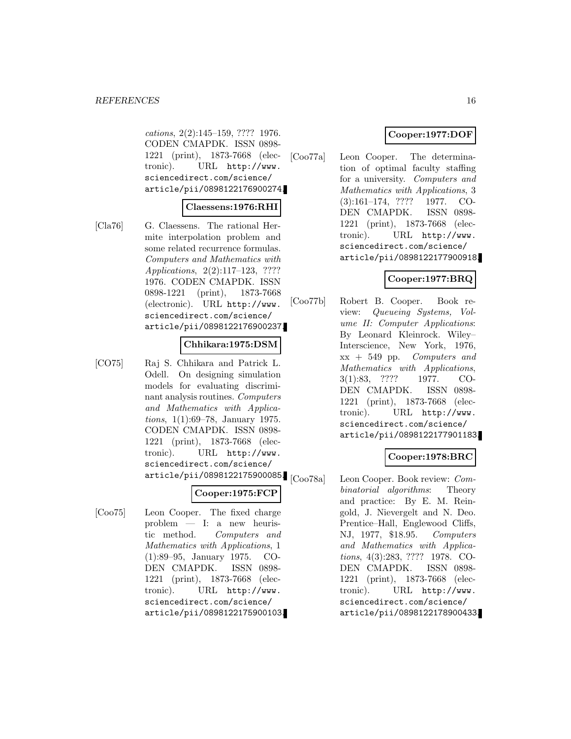*cations*, 2(2):145–159, ???? 1976. CODEN CMAPDK. ISSN 0898-1221 (print), 1873-7668 (electronic). URL http://www.sciencedirect.com/science/article/pii/0898122176900274.

**Claessens:1976:RHI**

[Cla76] G. Claessens. The rational Hermite interpolation problem and some related recurrence formulas. *Computers and Mathematics with Applications*, 2(2):117–123, ???? 1976. CODEN CMAPDK. ISSN 0898-1221 (print), 1873-7668 (electronic). URL http://www.sciencedirect.com/science/article/pii/0898122176900237.

**Chhikara:1975:DSM**

[CO75] Raj S. Chhikara and Patrick L. Odell. On designing simulation models for evaluating discriminant analysis routines. *Computers and Mathematics with Applications*, 1(1):69–78, January 1975. CODEN CMAPDK. ISSN 0898-1221 (print), 1873-7668 (electronic). URL http://www.sciencedirect.com/science/article/pii/0898122175900085.

**Cooper:1975:FCP**

[Coo75] Leon Cooper. The fixed charge problem — I: a new heuristic method. *Computers and Mathematics with Applications*, 1 (1):89–95, January 1975. CODEN CMAPDK. ISSN 0898-1221 (print), 1873-7668 (electronic). URL http://www.sciencedirect.com/science/article/pii/0898122175900103.

**Cooper:1977:DOF**

[Coo77a] Leon Cooper. The determination of optimal faculty staffing for a university. *Computers and Mathematics with Applications*, 3 (3):161–174, ???? 1977. CODEN CMAPDK. ISSN 0898-1221 (print), 1873-7668 (electronic). URL http://www.sciencedirect.com/science/article/pii/0898122177900918.

**Cooper:1977:BRQ**

[Coo77b] Robert B. Cooper. Book review: *Queueing Systems, Volume II: Computer Applications*: By Leonard Kleinrock. Wiley–Interscience, New York, 1976, xx + 549 pp. *Computers and Mathematics with Applications*, 3(1):83, ???? 1977. CODEN CMAPDK. ISSN 0898-1221 (print), 1873-7668 (electronic). URL http://www.sciencedirect.com/science/article/pii/0898122177901183.

**Cooper:1978:BRC**

[Coo78a] Leon Cooper. Book review: *Combinatorial algorithms*: Theory and practice: By E. M. Reingold, J. Nievergelt and N. Deo. Prentice–Hall, Englewood Cliffs, NJ, 1977, $18.95. *Computers and Mathematics with Applications*, 4(3):283, ???? 1978. CODEN CMAPDK. ISSN 0898-1221 (print), 1873-7668 (electronic). URL http://www.sciencedirect.com/science/article/pii/0898122178900433.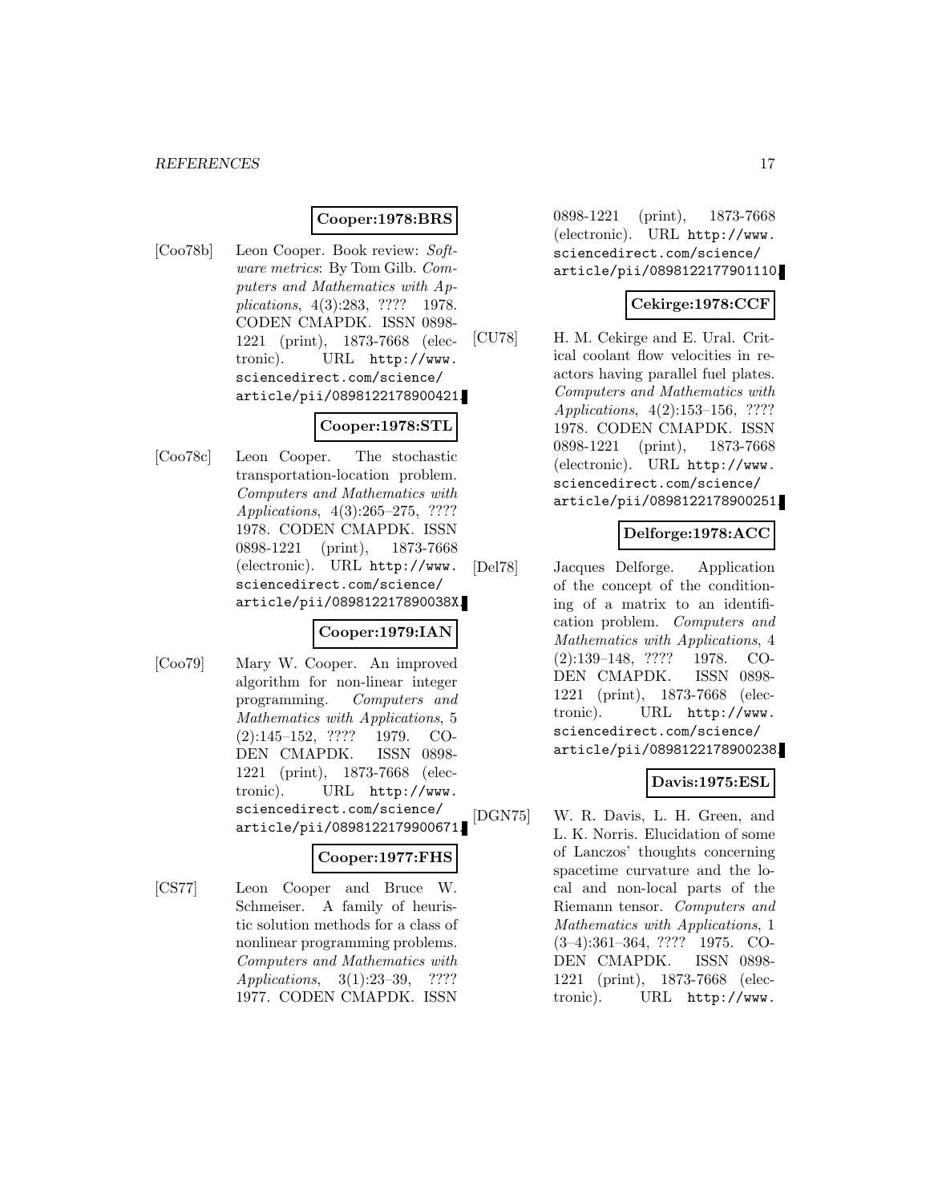**Cooper:1978:BRS**

[Coo78b] Leon Cooper. Book review: *Software metrics*: By Tom Gilb. *Computers and Mathematics with Applications*, 4(3):283, ???? 1978. CODEN CMAPDK. ISSN 0898-1221 (print), 1873-7668 (electronic). URL `http://www.sciencedirect.com/science/article/pii/0898122178900421`.

**Cooper:1978:STL**

[Coo78c] Leon Cooper. The stochastic transportation-location problem. *Computers and Mathematics with Applications*, 4(3):265–275, ???? 1978. CODEN CMAPDK. ISSN 0898-1221 (print), 1873-7668 (electronic). URL `http://www.sciencedirect.com/science/article/pii/089812217890038X`.

**Cooper:1979:IAN**

[Coo79] Mary W. Cooper. An improved algorithm for non-linear integer programming. *Computers and Mathematics with Applications*, 5 (2):145–152, ???? 1979. CODEN CMAPDK. ISSN 0898-1221 (print), 1873-7668 (electronic). URL `http://www.sciencedirect.com/science/article/pii/0898122179900671`.

**Cooper:1977:FHS**

[CS77] Leon Cooper and Bruce W. Schmeiser. A family of heuristic solution methods for a class of nonlinear programming problems. *Computers and Mathematics with Applications*, 3(1):23–39, ???? 1977. CODEN CMAPDK. ISSN 0898-1221 (print), 1873-7668 (electronic). URL `http://www.sciencedirect.com/science/article/pii/0898122177901110`.

**Cekirge:1978:CCF**

[CU78] H. M. Cekirge and E. Ural. Critical coolant flow velocities in reactors having parallel fuel plates. *Computers and Mathematics with Applications*, 4(2):153–156, ???? 1978. CODEN CMAPDK. ISSN 0898-1221 (print), 1873-7668 (electronic). URL `http://www.sciencedirect.com/science/article/pii/0898122178900251`.

**Delforge:1978:ACC**

[Del78] Jacques Delforge. Application of the concept of the conditioning of a matrix to an identification problem. *Computers and Mathematics with Applications*, 4 (2):139–148, ???? 1978. CODEN CMAPDK. ISSN 0898-1221 (print), 1873-7668 (electronic). URL `http://www.sciencedirect.com/science/article/pii/0898122178900238`.

**Davis:1975:ESL**

[DGN75] W. R. Davis, L. H. Green, and L. K. Norris. Elucidation of some of Lanczos' thoughts concerning spacetime curvature and the local and non-local parts of the Riemann tensor. *Computers and Mathematics with Applications*, 1 (3–4):361–364, ???? 1975. CODEN CMAPDK. ISSN 0898-1221 (print), 1873-7668 (electronic). URL `http://www.`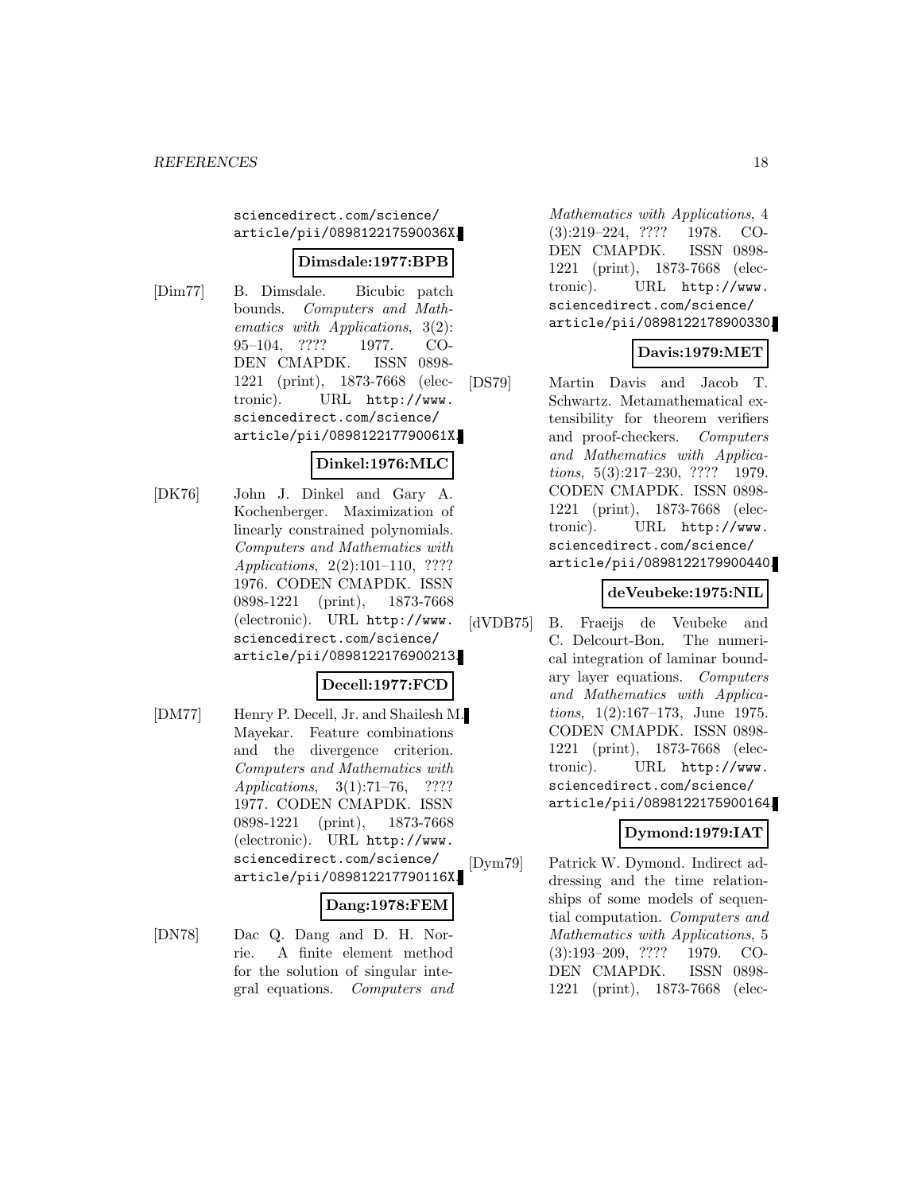sciencedirect.com/science/article/pii/089812217590036X.

**Dimsdale:1977:BPB**

[Dim77] B. Dimsdale. Bicubic patch bounds. *Computers and Mathematics with Applications*, 3(2): 95–104, ???? 1977. CODEN CMAPDK. ISSN 0898-1221 (print), 1873-7668 (electronic). URL http://www.sciencedirect.com/science/article/pii/089812217790061X.

**Dinkel:1976:MLC**

[DK76] John J. Dinkel and Gary A. Kochenberger. Maximization of linearly constrained polynomials. *Computers and Mathematics with Applications*, 2(2):101–110, ???? 1976. CODEN CMAPDK. ISSN 0898-1221 (print), 1873-7668 (electronic). URL http://www.sciencedirect.com/science/article/pii/0898122176900213.

**Decell:1977:FCD**

[DM77] Henry P. Decell, Jr. and Shailesh M. Mayekar. Feature combinations and the divergence criterion. *Computers and Mathematics with Applications*, 3(1):71–76, ???? 1977. CODEN CMAPDK. ISSN 0898-1221 (print), 1873-7668 (electronic). URL http://www.sciencedirect.com/science/article/pii/089812217790116X.

**Dang:1978:FEM**

[DN78] Dac Q. Dang and D. H. Norrie. A finite element method for the solution of singular integral equations. *Computers and Mathematics with Applications*, 4 (3):219–224, ???? 1978. CODEN CMAPDK. ISSN 0898-1221 (print), 1873-7668 (electronic). URL http://www.sciencedirect.com/science/article/pii/0898122178900330.

**Davis:1979:MET**

[DS79] Martin Davis and Jacob T. Schwartz. Metamathematical extensibility for theorem verifiers and proof-checkers. *Computers and Mathematics with Applications*, 5(3):217–230, ???? 1979. CODEN CMAPDK. ISSN 0898-1221 (print), 1873-7668 (electronic). URL http://www.sciencedirect.com/science/article/pii/0898122179900440.

**deVeubeke:1975:NIL**

[dVDB75] B. Fraeijs de Veubeke and C. Delcourt-Bon. The numerical integration of laminar boundary layer equations. *Computers and Mathematics with Applications*, 1(2):167–173, June 1975. CODEN CMAPDK. ISSN 0898-1221 (print), 1873-7668 (electronic). URL http://www.sciencedirect.com/science/article/pii/0898122175900164.

**Dymond:1979:IAT**

[Dym79] Patrick W. Dymond. Indirect addressing and the time relationships of some models of sequential computation. *Computers and Mathematics with Applications*, 5 (3):193–209, ???? 1979. CODEN CMAPDK. ISSN 0898-1221 (print), 1873-7668 (elec-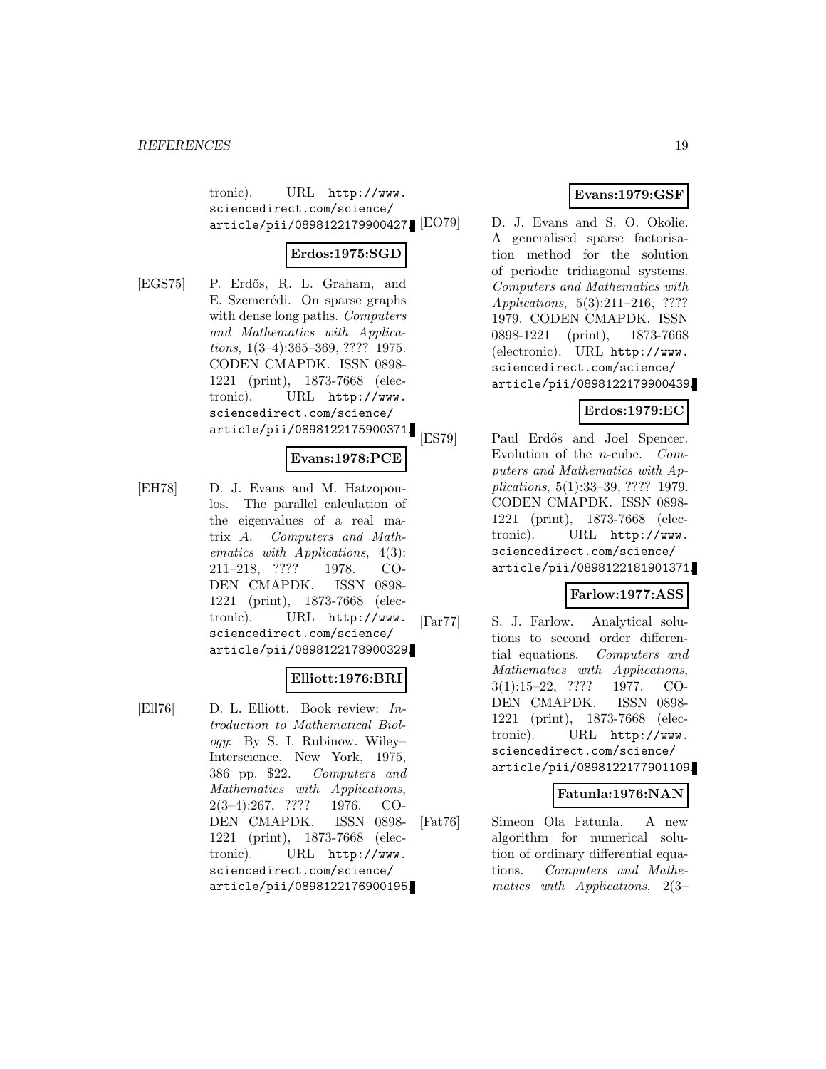tronic). URL http://www.sciencedirect.com/science/article/pii/0898122179900427.

**Erdos:1975:SGD**

[EGS75] P. Erdős, R. L. Graham, and E. Szemerédi. On sparse graphs with dense long paths. *Computers and Mathematics with Applications*, 1(3–4):365–369, ???? 1975. CODEN CMAPDK. ISSN 0898-1221 (print), 1873-7668 (electronic). URL http://www.sciencedirect.com/science/article/pii/0898122175900371.

**Evans:1978:PCE**

[EH78] D. J. Evans and M. Hatzopoulos. The parallel calculation of the eigenvalues of a real matrix *A*. *Computers and Mathematics with Applications*, 4(3): 211–218, ???? 1978. CODEN CMAPDK. ISSN 0898-1221 (print), 1873-7668 (electronic). URL http://www.sciencedirect.com/science/article/pii/0898122178900329.

**Elliott:1976:BRI**

[Ell76] D. L. Elliott. Book review: *Introduction to Mathematical Biology*: By S. I. Rubinow. Wiley–Interscience, New York, 1975, 386 pp. $22. *Computers and Mathematics with Applications*, 2(3–4):267, ???? 1976. CODEN CMAPDK. ISSN 0898-1221 (print), 1873-7668 (electronic). URL http://www.sciencedirect.com/science/article/pii/0898122176900195.

**Evans:1979:GSF**

[EO79] D. J. Evans and S. O. Okolie. A generalised sparse factorisation method for the solution of periodic tridiagonal systems. *Computers and Mathematics with Applications*, 5(3):211–216, ???? 1979. CODEN CMAPDK. ISSN 0898-1221 (print), 1873-7668 (electronic). URL http://www.sciencedirect.com/science/article/pii/0898122179900439.

**Erdos:1979:EC**

[ES79] Paul Erdős and Joel Spencer. Evolution of the $n$-cube. *Computers and Mathematics with Applications*, 5(1):33–39, ???? 1979. CODEN CMAPDK. ISSN 0898-1221 (print), 1873-7668 (electronic). URL http://www.sciencedirect.com/science/article/pii/0898122181901371.

**Farlow:1977:ASS**

[Far77] S. J. Farlow. Analytical solutions to second order differential equations. *Computers and Mathematics with Applications*, 3(1):15–22, ???? 1977. CODEN CMAPDK. ISSN 0898-1221 (print), 1873-7668 (electronic). URL http://www.sciencedirect.com/science/article/pii/0898122177901109.

**Fatunla:1976:NAN**

[Fat76] Simeon Ola Fatunla. A new algorithm for numerical solution of ordinary differential equations. *Computers and Mathematics with Applications*, 2(3–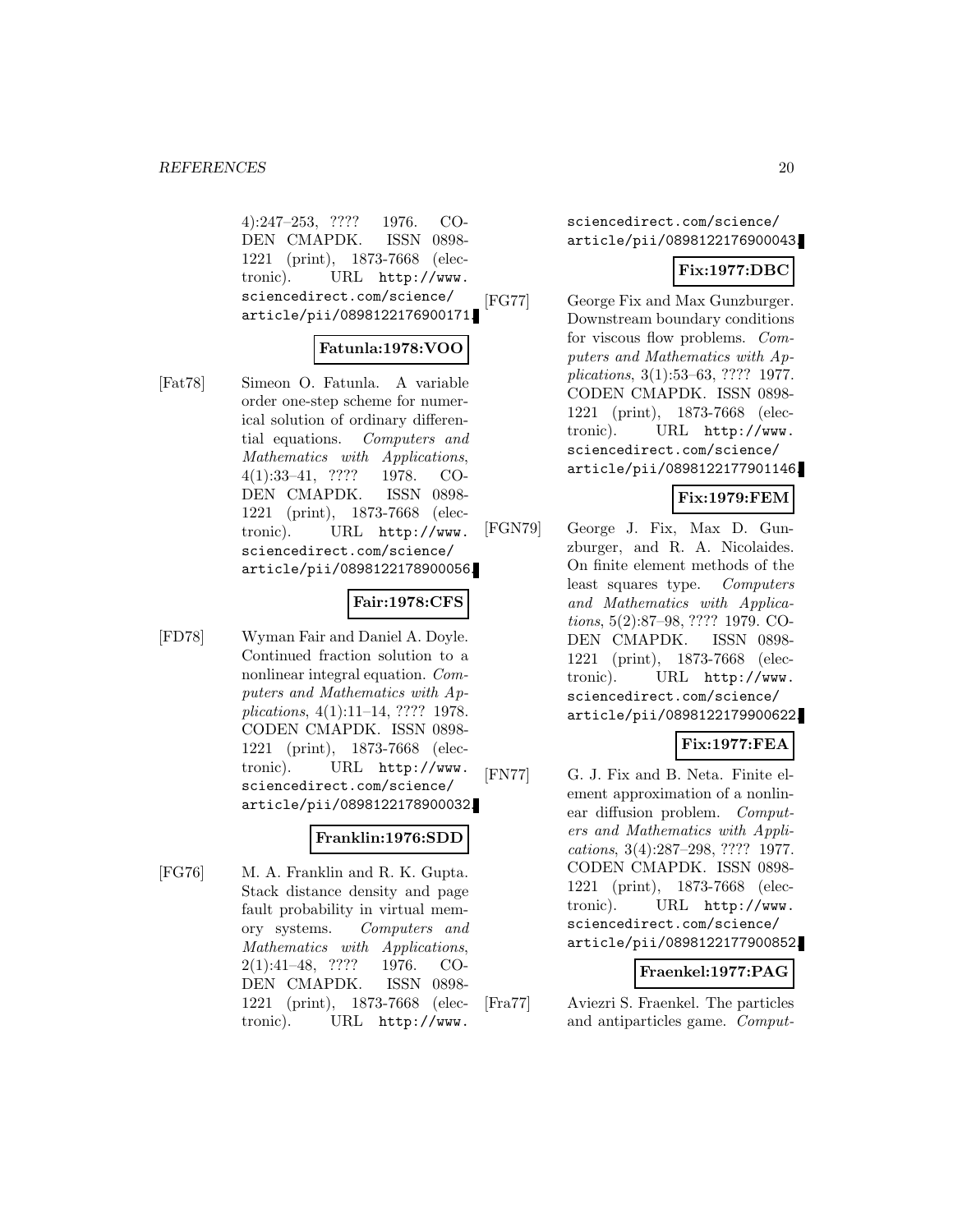4):247–253, ???? 1976. CODEN CMAPDK. ISSN 0898-1221 (print), 1873-7668 (electronic). URL http://www.sciencedirect.com/science/article/pii/0898122176900171.

**Fatunla:1978:VOO**

[Fat78] Simeon O. Fatunla. A variable order one-step scheme for numerical solution of ordinary differential equations. *Computers and Mathematics with Applications*, 4(1):33–41, ???? 1978. CODEN CMAPDK. ISSN 0898-1221 (print), 1873-7668 (electronic). URL http://www.sciencedirect.com/science/article/pii/0898122178900056.

**Fair:1978:CFS**

[FD78] Wyman Fair and Daniel A. Doyle. Continued fraction solution to a nonlinear integral equation. *Computers and Mathematics with Applications*, 4(1):11–14, ???? 1978. CODEN CMAPDK. ISSN 0898-1221 (print), 1873-7668 (electronic). URL http://www.sciencedirect.com/science/article/pii/0898122178900032.

**Franklin:1976:SDD**

[FG76] M. A. Franklin and R. K. Gupta. Stack distance density and page fault probability in virtual memory systems. *Computers and Mathematics with Applications*, 2(1):41–48, ???? 1976. CODEN CMAPDK. ISSN 0898-1221 (print), 1873-7668 (electronic). URL http://www.sciencedirect.com/science/article/pii/0898122176900043.

**Fix:1977:DBC**

[FG77] George Fix and Max Gunzburger. Downstream boundary conditions for viscous flow problems. *Computers and Mathematics with Applications*, 3(1):53–63, ???? 1977. CODEN CMAPDK. ISSN 0898-1221 (print), 1873-7668 (electronic). URL http://www.sciencedirect.com/science/article/pii/0898122177901146.

**Fix:1979:FEM**

[FGN79] George J. Fix, Max D. Gunzburger, and R. A. Nicolaides. On finite element methods of the least squares type. *Computers and Mathematics with Applications*, 5(2):87–98, ???? 1979. CODEN CMAPDK. ISSN 0898-1221 (print), 1873-7668 (electronic). URL http://www.sciencedirect.com/science/article/pii/0898122179900622.

**Fix:1977:FEA**

[FN77] G. J. Fix and B. Neta. Finite element approximation of a nonlinear diffusion problem. *Computers and Mathematics with Applications*, 3(4):287–298, ???? 1977. CODEN CMAPDK. ISSN 0898-1221 (print), 1873-7668 (electronic). URL http://www.sciencedirect.com/science/article/pii/0898122177900852.

**Fraenkel:1977:PAG**

[Fra77] Aviezri S. Fraenkel. The particles and antiparticles game. *Comput-*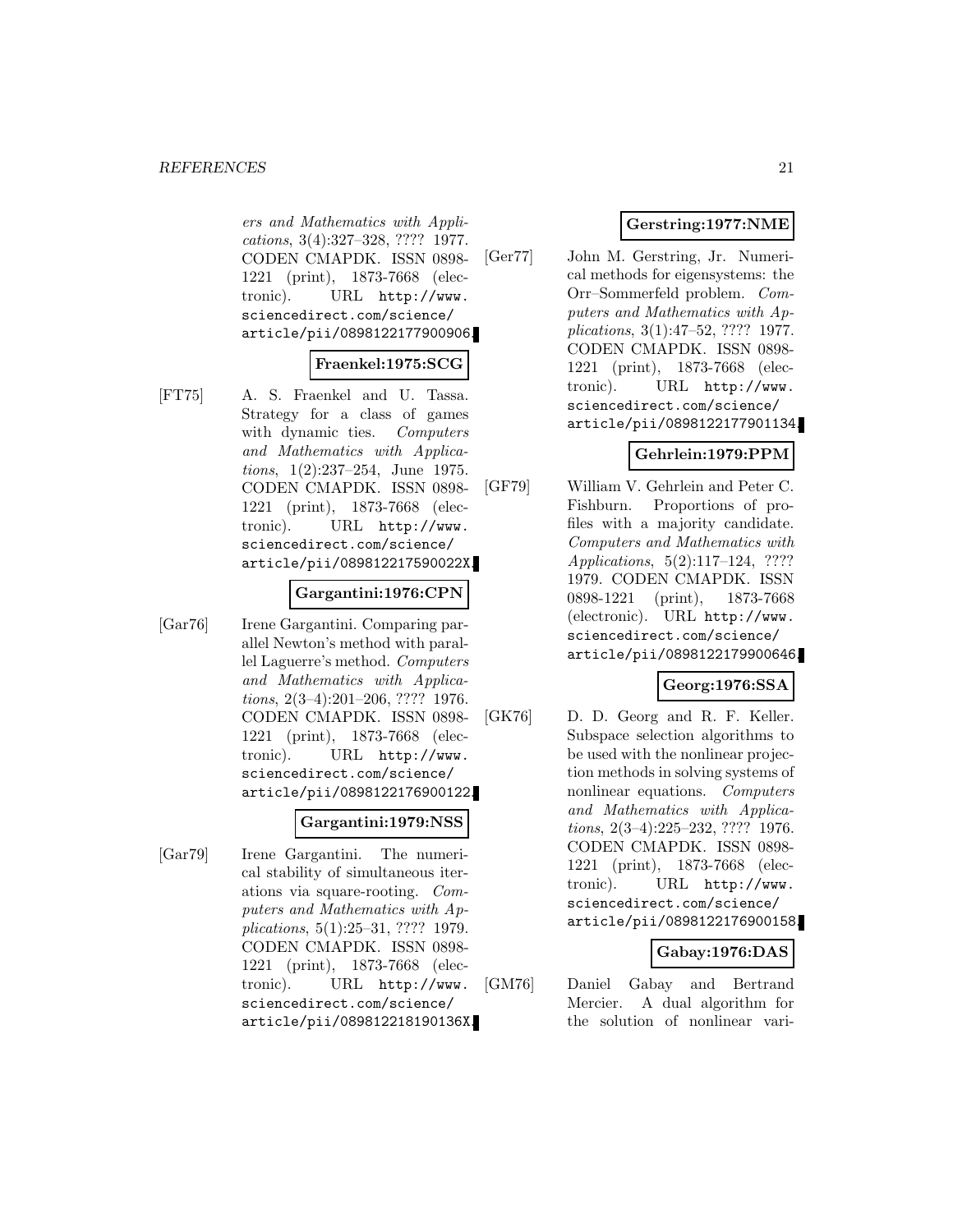*ers and Mathematics with Applications*, 3(4):327–328, ???? 1977. CODEN CMAPDK. ISSN 0898-1221 (print), 1873-7668 (electronic). URL http://www.sciencedirect.com/science/article/pii/0898122177900906.

**Fraenkel:1975:SCG**

[FT75] A. S. Fraenkel and U. Tassa. Strategy for a class of games with dynamic ties. *Computers and Mathematics with Applications*, 1(2):237–254, June 1975. CODEN CMAPDK. ISSN 0898-1221 (print), 1873-7668 (electronic). URL http://www.sciencedirect.com/science/article/pii/089812217590022X.

**Gargantini:1976:CPN**

[Gar76] Irene Gargantini. Comparing parallel Newton's method with parallel Laguerre's method. *Computers and Mathematics with Applications*, 2(3–4):201–206, ???? 1976. CODEN CMAPDK. ISSN 0898-1221 (print), 1873-7668 (electronic). URL http://www.sciencedirect.com/science/article/pii/0898122176900122.

**Gargantini:1979:NSS**

[Gar79] Irene Gargantini. The numerical stability of simultaneous iterations via square-rooting. *Computers and Mathematics with Applications*, 5(1):25–31, ???? 1979. CODEN CMAPDK. ISSN 0898-1221 (print), 1873-7668 (electronic). URL http://www.sciencedirect.com/science/article/pii/089812218190136X.

**Gerstring:1977:NME**

[Ger77] John M. Gerstring, Jr. Numerical methods for eigensystems: the Orr–Sommerfeld problem. *Computers and Mathematics with Applications*, 3(1):47–52, ???? 1977. CODEN CMAPDK. ISSN 0898-1221 (print), 1873-7668 (electronic). URL http://www.sciencedirect.com/science/article/pii/0898122177901134.

**Gehrlein:1979:PPM**

[GF79] William V. Gehrlein and Peter C. Fishburn. Proportions of profiles with a majority candidate. *Computers and Mathematics with Applications*, 5(2):117–124, ???? 1979. CODEN CMAPDK. ISSN 0898-1221 (print), 1873-7668 (electronic). URL http://www.sciencedirect.com/science/article/pii/0898122179900646.

**Georg:1976:SSA**

[GK76] D. D. Georg and R. F. Keller. Subspace selection algorithms to be used with the nonlinear projection methods in solving systems of nonlinear equations. *Computers and Mathematics with Applications*, 2(3–4):225–232, ???? 1976. CODEN CMAPDK. ISSN 0898-1221 (print), 1873-7668 (electronic). URL http://www.sciencedirect.com/science/article/pii/0898122176900158.

**Gabay:1976:DAS**

[GM76] Daniel Gabay and Bertrand Mercier. A dual algorithm for the solution of nonlinear vari-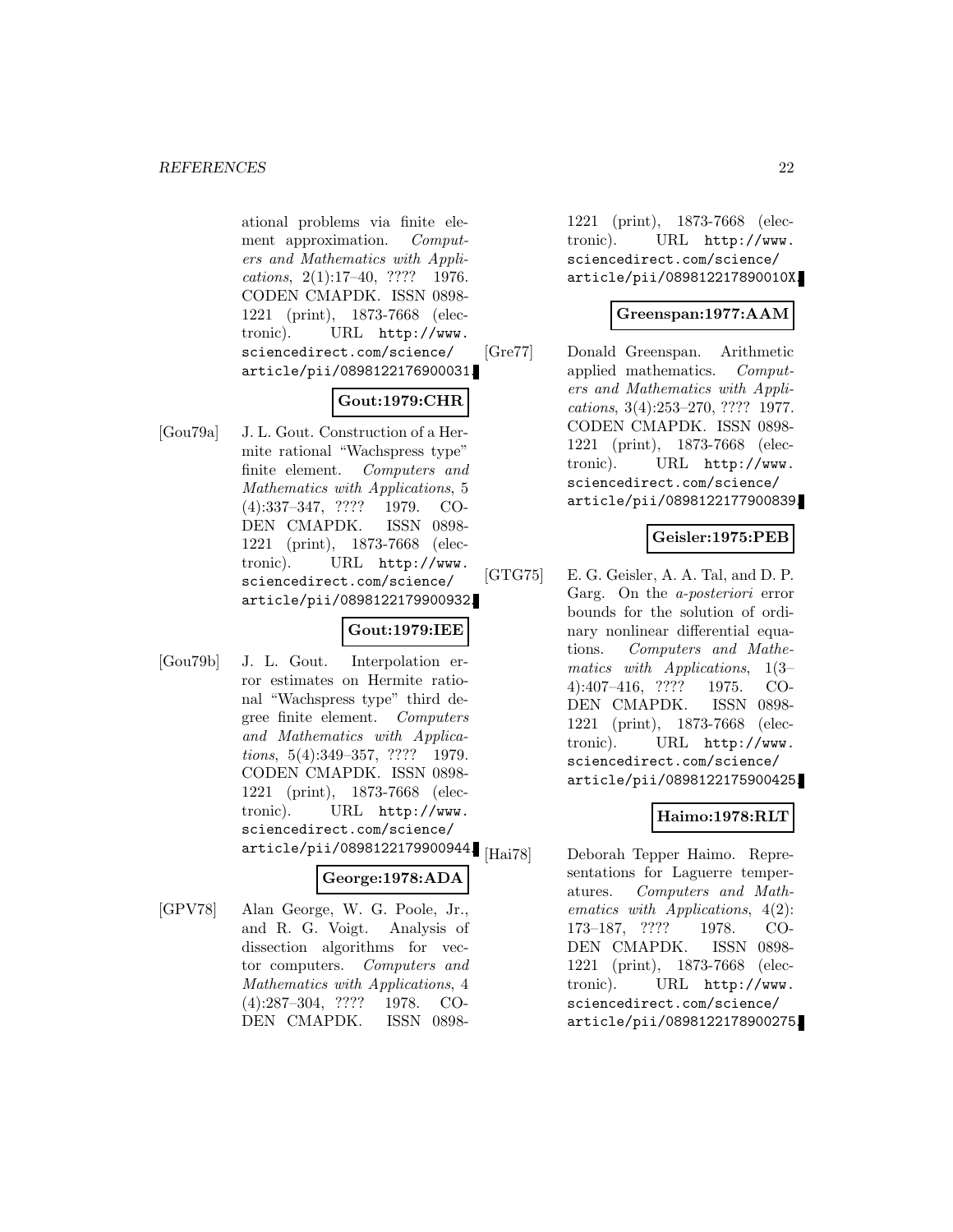ational problems via finite element approximation. *Computers and Mathematics with Applications*, 2(1):17–40, ???? 1976. CODEN CMAPDK. ISSN 0898-1221 (print), 1873-7668 (electronic). URL http://www.sciencedirect.com/science/article/pii/0898122176900031.

**Gout:1979:CHR**

[Gou79a] J. L. Gout. Construction of a Hermite rational "Wachspress type" finite element. *Computers and Mathematics with Applications*, 5(4):337–347, ???? 1979. CODEN CMAPDK. ISSN 0898-1221 (print), 1873-7668 (electronic). URL http://www.sciencedirect.com/science/article/pii/0898122179900932.

**Gout:1979:IEE**

[Gou79b] J. L. Gout. Interpolation error estimates on Hermite rational "Wachspress type" third degree finite element. *Computers and Mathematics with Applications*, 5(4):349–357, ???? 1979. CODEN CMAPDK. ISSN 0898-1221 (print), 1873-7668 (electronic). URL http://www.sciencedirect.com/science/article/pii/0898122179900944.

**George:1978:ADA**

[GPV78] Alan George, W. G. Poole, Jr., and R. G. Voigt. Analysis of dissection algorithms for vector computers. *Computers and Mathematics with Applications*, 4(4):287–304, ???? 1978. CODEN CMAPDK. ISSN 0898-1221 (print), 1873-7668 (electronic). URL http://www.sciencedirect.com/science/article/pii/089812217890010X.

**Greenspan:1977:AAM**

[Gre77] Donald Greenspan. Arithmetic applied mathematics. *Computers and Mathematics with Applications*, 3(4):253–270, ???? 1977. CODEN CMAPDK. ISSN 0898-1221 (print), 1873-7668 (electronic). URL http://www.sciencedirect.com/science/article/pii/0898122177900839.

**Geisler:1975:PEB**

[GTG75] E. G. Geisler, A. A. Tal, and D. P. Garg. On the *a-posteriori* error bounds for the solution of ordinary nonlinear differential equations. *Computers and Mathematics with Applications*, 1(3–4):407–416, ???? 1975. CODEN CMAPDK. ISSN 0898-1221 (print), 1873-7668 (electronic). URL http://www.sciencedirect.com/science/article/pii/0898122175900425.

**Haimo:1978:RLT**

[Hai78] Deborah Tepper Haimo. Representations for Laguerre temperatures. *Computers and Mathematics with Applications*, 4(2):173–187, ???? 1978. CODEN CMAPDK. ISSN 0898-1221 (print), 1873-7668 (electronic). URL http://www.sciencedirect.com/science/article/pii/0898122178900275.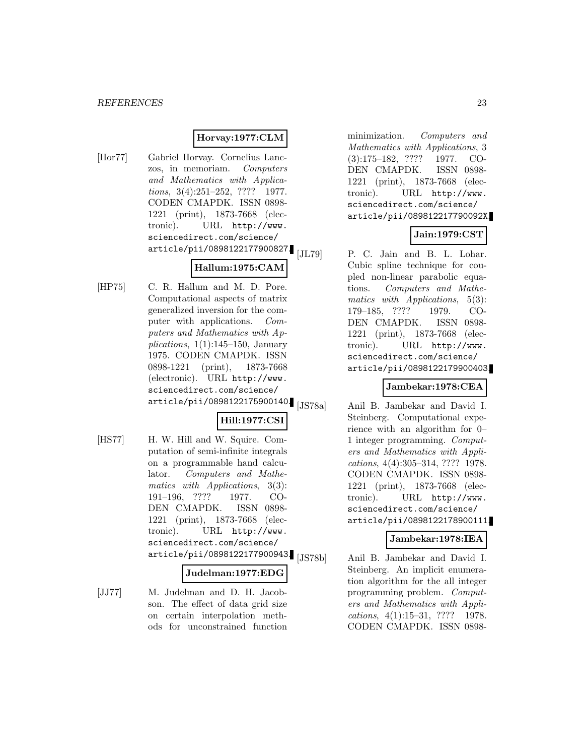**Horvay:1977:CLM**

[Hor77] Gabriel Horvay. Cornelius Lanczos, in memoriam. *Computers and Mathematics with Applications*, 3(4):251–252, ???? 1977. CODEN CMAPDK. ISSN 0898-1221 (print), 1873-7668 (electronic). URL http://www.sciencedirect.com/science/article/pii/0898122177900827.

**Hallum:1975:CAM**

[HP75] C. R. Hallum and M. D. Pore. Computational aspects of matrix generalized inversion for the computer with applications. *Computers and Mathematics with Applications*, 1(1):145–150, January 1975. CODEN CMAPDK. ISSN 0898-1221 (print), 1873-7668 (electronic). URL http://www.sciencedirect.com/science/article/pii/0898122175900140.

**Hill:1977:CSI**

[HS77] H. W. Hill and W. Squire. Computation of semi-infinite integrals on a programmable hand calculator. *Computers and Mathematics with Applications*, 3(3):191–196, ???? 1977. CODEN CMAPDK. ISSN 0898-1221 (print), 1873-7668 (electronic). URL http://www.sciencedirect.com/science/article/pii/0898122177900943.

**Judelman:1977:EDG**

[JJ77] M. Judelman and D. H. Jacobson. The effect of data grid size on certain interpolation methods for unconstrained function minimization. *Computers and Mathematics with Applications*, 3(3):175–182, ???? 1977. CODEN CMAPDK. ISSN 0898-1221 (print), 1873-7668 (electronic). URL http://www.sciencedirect.com/science/article/pii/089812217790092X.

**Jain:1979:CST**

[JL79] P. C. Jain and B. L. Lohar. Cubic spline technique for coupled non-linear parabolic equations. *Computers and Mathematics with Applications*, 5(3):179–185, ???? 1979. CODEN CMAPDK. ISSN 0898-1221 (print), 1873-7668 (electronic). URL http://www.sciencedirect.com/science/article/pii/0898122179900403.

**Jambekar:1978:CEA**

[JS78a] Anil B. Jambekar and David I. Steinberg. Computational experience with an algorithm for 0–1 integer programming. *Computers and Mathematics with Applications*, 4(4):305–314, ???? 1978. CODEN CMAPDK. ISSN 0898-1221 (print), 1873-7668 (electronic). URL http://www.sciencedirect.com/science/article/pii/0898122178900111.

**Jambekar:1978:IEA**

[JS78b] Anil B. Jambekar and David I. Steinberg. An implicit enumeration algorithm for the all integer programming problem. *Computers and Mathematics with Applications*, 4(1):15–31, ???? 1978. CODEN CMAPDK. ISSN 0898-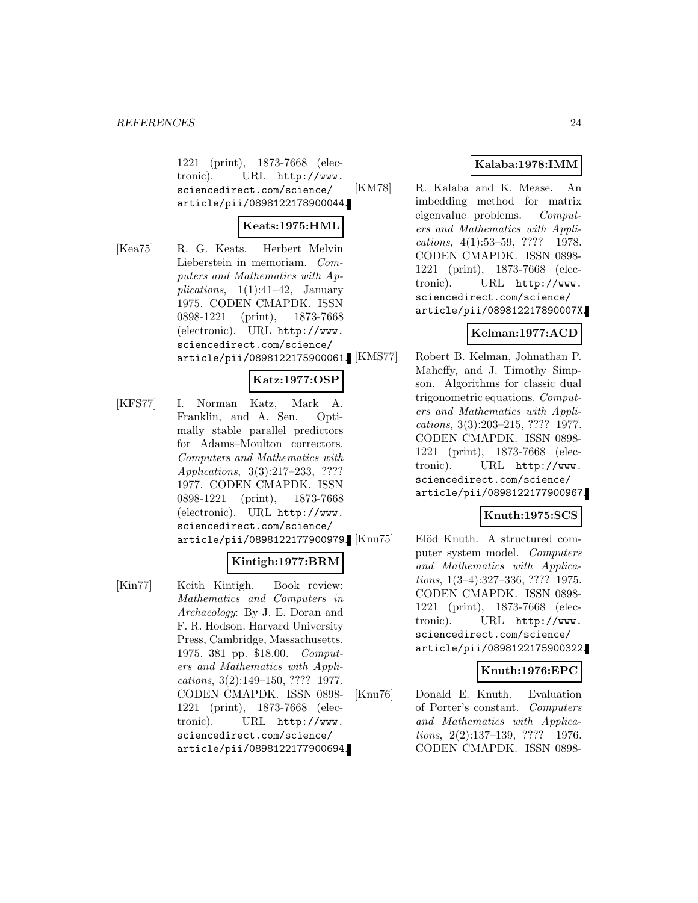1221 (print), 1873-7668 (electronic). URL http://www.sciencedirect.com/science/article/pii/0898122178900044.

**Keats:1975:HML**

[Kea75] R. G. Keats. Herbert Melvin Lieberstein in memoriam. *Computers and Mathematics with Applications*, 1(1):41–42, January 1975. CODEN CMAPDK. ISSN 0898-1221 (print), 1873-7668 (electronic). URL http://www.sciencedirect.com/science/article/pii/0898122175900061.

**Katz:1977:OSP**

[KFS77] I. Norman Katz, Mark A. Franklin, and A. Sen. Optimally stable parallel predictors for Adams–Moulton correctors. *Computers and Mathematics with Applications*, 3(3):217–233, ???? 1977. CODEN CMAPDK. ISSN 0898-1221 (print), 1873-7668 (electronic). URL http://www.sciencedirect.com/science/article/pii/0898122177900979.

**Kintigh:1977:BRM**

[Kin77] Keith Kintigh. Book review: *Mathematics and Computers in Archaeology*: By J. E. Doran and F. R. Hodson. Harvard University Press, Cambridge, Massachusetts. 1975. 381 pp. $18.00. *Computers and Mathematics with Applications*, 3(2):149–150, ???? 1977. CODEN CMAPDK. ISSN 0898-1221 (print), 1873-7668 (electronic). URL http://www.sciencedirect.com/science/article/pii/0898122177900694.

**Kalaba:1978:IMM**

[KM78] R. Kalaba and K. Mease. An imbedding method for matrix eigenvalue problems. *Computers and Mathematics with Applications*, 4(1):53–59, ???? 1978. CODEN CMAPDK. ISSN 0898-1221 (print), 1873-7668 (electronic). URL http://www.sciencedirect.com/science/article/pii/089812217890007X.

**Kelman:1977:ACD**

[KMS77] Robert B. Kelman, Johnathan P. Maheffy, and J. Timothy Simpson. Algorithms for classic dual trigonometric equations. *Computers and Mathematics with Applications*, 3(3):203–215, ???? 1977. CODEN CMAPDK. ISSN 0898-1221 (print), 1873-7668 (electronic). URL http://www.sciencedirect.com/science/article/pii/0898122177900967.

**Knuth:1975:SCS**

[Knu75] Elöd Knuth. A structured computer system model. *Computers and Mathematics with Applications*, 1(3–4):327–336, ???? 1975. CODEN CMAPDK. ISSN 0898-1221 (print), 1873-7668 (electronic). URL http://www.sciencedirect.com/science/article/pii/0898122175900322.

**Knuth:1976:EPC**

[Knu76] Donald E. Knuth. Evaluation of Porter's constant. *Computers and Mathematics with Applications*, 2(2):137–139, ???? 1976. CODEN CMAPDK. ISSN 0898-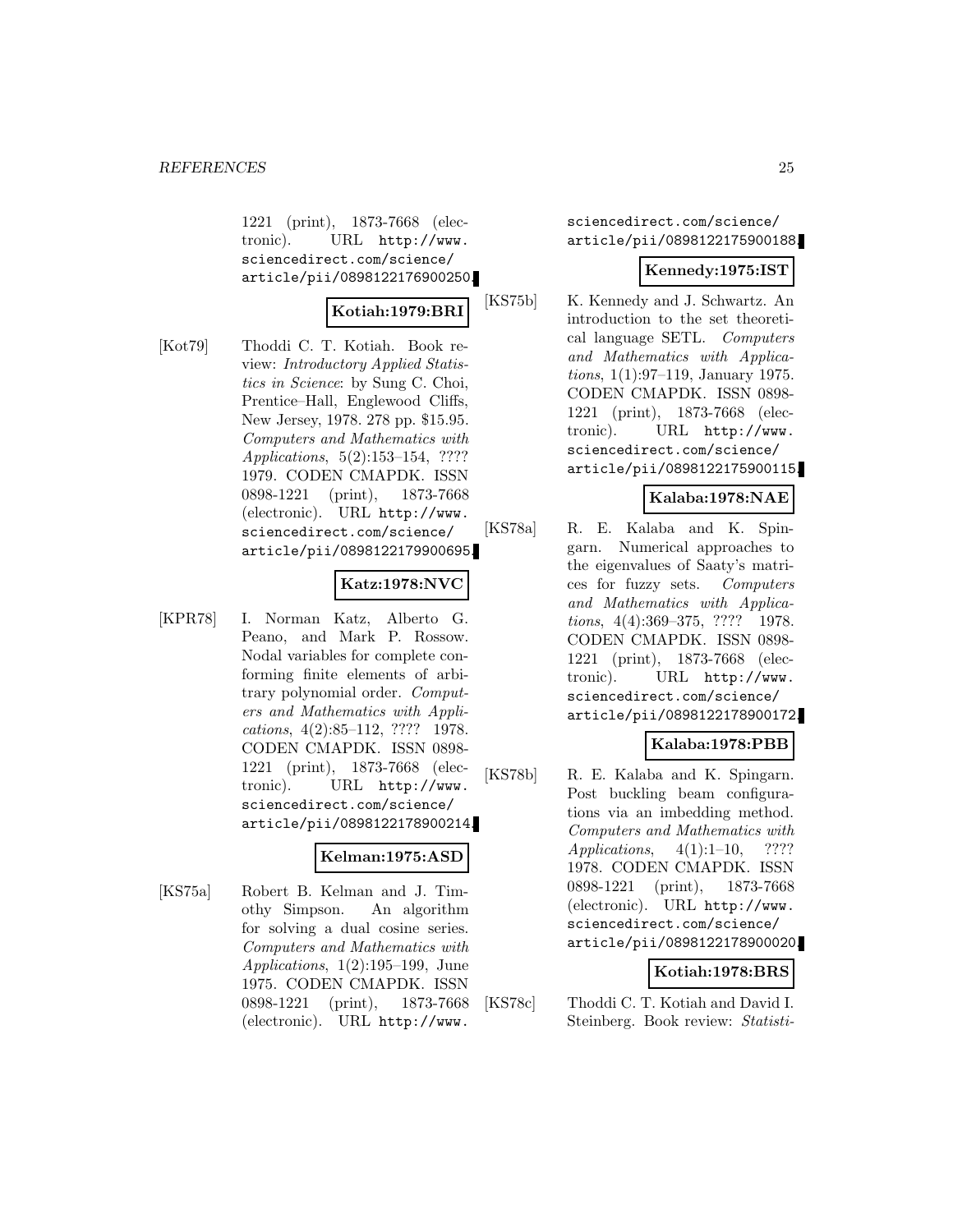1221 (print), 1873-7668 (electronic). URL http://www.sciencedirect.com/science/article/pii/0898122176900250.

**Kotiah:1979:BRI**

[Kot79] Thoddi C. T. Kotiah. Book review: *Introductory Applied Statistics in Science*: by Sung C. Choi, Prentice–Hall, Englewood Cliffs, New Jersey, 1978. 278 pp. $15.95. *Computers and Mathematics with Applications*, 5(2):153–154, ???? 1979. CODEN CMAPDK. ISSN 0898-1221 (print), 1873-7668 (electronic). URL http://www.sciencedirect.com/science/article/pii/0898122179900695.

**Katz:1978:NVC**

[KPR78] I. Norman Katz, Alberto G. Peano, and Mark P. Rossow. Nodal variables for complete conforming finite elements of arbitrary polynomial order. *Computers and Mathematics with Applications*, 4(2):85–112, ???? 1978. CODEN CMAPDK. ISSN 0898-1221 (print), 1873-7668 (electronic). URL http://www.sciencedirect.com/science/article/pii/0898122178900214.

**Kelman:1975:ASD**

[KS75a] Robert B. Kelman and J. Timothy Simpson. An algorithm for solving a dual cosine series. *Computers and Mathematics with Applications*, 1(2):195–199, June 1975. CODEN CMAPDK. ISSN 0898-1221 (print), 1873-7668 (electronic). URL http://www.sciencedirect.com/science/article/pii/0898122175900188.

**Kennedy:1975:IST**

[KS75b] K. Kennedy and J. Schwartz. An introduction to the set theoretical language SETL. *Computers and Mathematics with Applications*, 1(1):97–119, January 1975. CODEN CMAPDK. ISSN 0898-1221 (print), 1873-7668 (electronic). URL http://www.sciencedirect.com/science/article/pii/0898122175900115.

**Kalaba:1978:NAE**

[KS78a] R. E. Kalaba and K. Spingarn. Numerical approaches to the eigenvalues of Saaty's matrices for fuzzy sets. *Computers and Mathematics with Applications*, 4(4):369–375, ???? 1978. CODEN CMAPDK. ISSN 0898-1221 (print), 1873-7668 (electronic). URL http://www.sciencedirect.com/science/article/pii/0898122178900172.

**Kalaba:1978:PBB**

[KS78b] R. E. Kalaba and K. Spingarn. Post buckling beam configurations via an imbedding method. *Computers and Mathematics with Applications*, 4(1):1–10, ???? 1978. CODEN CMAPDK. ISSN 0898-1221 (print), 1873-7668 (electronic). URL http://www.sciencedirect.com/science/article/pii/0898122178900020.

**Kotiah:1978:BRS**

[KS78c] Thoddi C. T. Kotiah and David I. Steinberg. Book review: *Statisti-*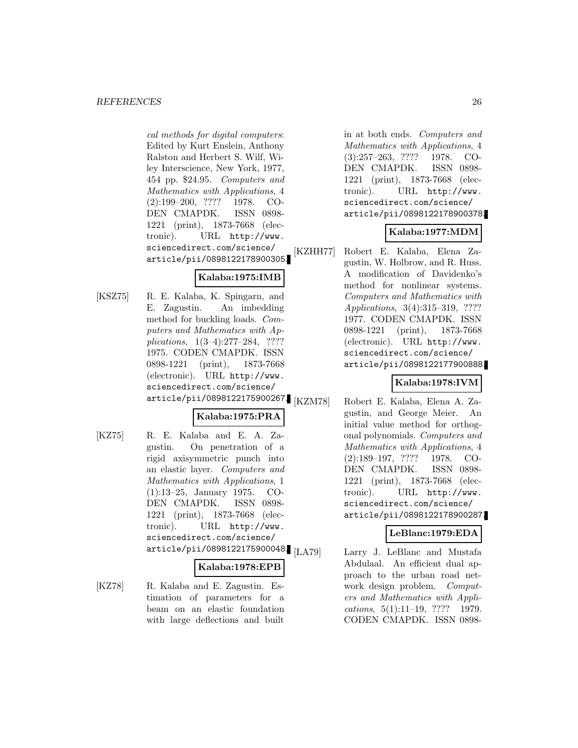*cal methods for digital computers*: Edited by Kurt Enslein, Anthony Ralston and Herbert S. Wilf, Wiley Interscience, New York, 1977, 454 pp. $24.95. *Computers and Mathematics with Applications*, 4 (2):199–200, ???? 1978. CODEN CMAPDK. ISSN 0898-1221 (print), 1873-7668 (electronic). URL http://www.sciencedirect.com/science/article/pii/0898122178900305.

**Kalaba:1975:IMB**

[KSZ75] R. E. Kalaba, K. Spingarn, and E. Zagustin. An imbedding method for buckling loads. *Computers and Mathematics with Applications*, 1(3–4):277–284, ???? 1975. CODEN CMAPDK. ISSN 0898-1221 (print), 1873-7668 (electronic). URL http://www.sciencedirect.com/science/article/pii/0898122175900267.

**Kalaba:1975:PRA**

[KZ75] R. E. Kalaba and E. A. Zagustin. On penetration of a rigid axisymmetric punch into an elastic layer. *Computers and Mathematics with Applications*, 1 (1):13–25, January 1975. CODEN CMAPDK. ISSN 0898-1221 (print), 1873-7668 (electronic). URL http://www.sciencedirect.com/science/article/pii/0898122175900048.

**Kalaba:1978:EPB**

[KZ78] R. Kalaba and E. Zagustin. Estimation of parameters for a beam on an elastic foundation with large deflections and built in at both ends. *Computers and Mathematics with Applications*, 4 (3):257–263, ???? 1978. CODEN CMAPDK. ISSN 0898-1221 (print), 1873-7668 (electronic). URL http://www.sciencedirect.com/science/article/pii/0898122178900378.

**Kalaba:1977:MDM**

[KZHH77] Robert E. Kalaba, Elena Zagustin, W. Holbrow, and R. Huss. A modification of Davidenko's method for nonlinear systems. *Computers and Mathematics with Applications*, 3(4):315–319, ???? 1977. CODEN CMAPDK. ISSN 0898-1221 (print), 1873-7668 (electronic). URL http://www.sciencedirect.com/science/article/pii/0898122177900888.

**Kalaba:1978:IVM**

[KZM78] Robert E. Kalaba, Elena A. Zagustin, and George Meier. An initial value method for orthogonal polynomials. *Computers and Mathematics with Applications*, 4 (2):189–197, ???? 1978. CODEN CMAPDK. ISSN 0898-1221 (print), 1873-7668 (electronic). URL http://www.sciencedirect.com/science/article/pii/0898122178900287.

**LeBlanc:1979:EDA**

[LA79] Larry J. LeBlanc and Mustafa Abdulaal. An efficient dual approach to the urban road network design problem. *Computers and Mathematics with Applications*, 5(1):11–19, ???? 1979. CODEN CMAPDK. ISSN 0898-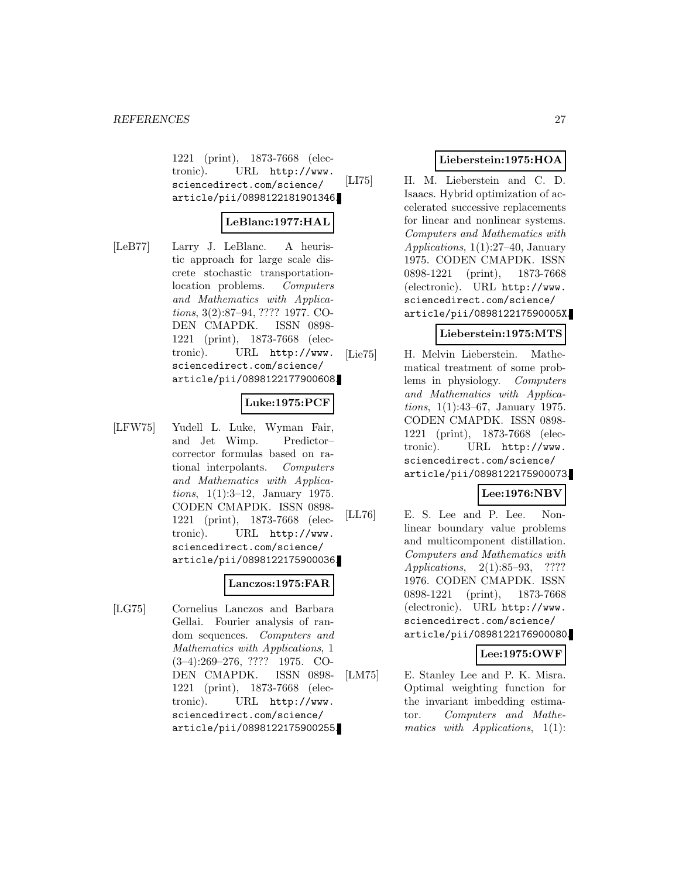1221 (print), 1873-7668 (electronic). URL http://www.sciencedirect.com/science/article/pii/0898122181901346.

**LeBlanc:1977:HAL**

[LeB77] Larry J. LeBlanc. A heuristic approach for large scale discrete stochastic transportation-location problems. *Computers and Mathematics with Applications*, 3(2):87–94, ???? 1977. CODEN CMAPDK. ISSN 0898-1221 (print), 1873-7668 (electronic). URL http://www.sciencedirect.com/science/article/pii/0898122177900608.

**Luke:1975:PCF**

[LFW75] Yudell L. Luke, Wyman Fair, and Jet Wimp. Predictor–corrector formulas based on rational interpolants. *Computers and Mathematics with Applications*, 1(1):3–12, January 1975. CODEN CMAPDK. ISSN 0898-1221 (print), 1873-7668 (electronic). URL http://www.sciencedirect.com/science/article/pii/0898122175900036.

**Lanczos:1975:FAR**

[LG75] Cornelius Lanczos and Barbara Gellai. Fourier analysis of random sequences. *Computers and Mathematics with Applications*, 1 (3–4):269–276, ???? 1975. CODEN CMAPDK. ISSN 0898-1221 (print), 1873-7668 (electronic). URL http://www.sciencedirect.com/science/article/pii/0898122175900255.

**Lieberstein:1975:HOA**

[LI75] H. M. Lieberstein and C. D. Isaacs. Hybrid optimization of accelerated successive replacements for linear and nonlinear systems. *Computers and Mathematics with Applications*, 1(1):27–40, January 1975. CODEN CMAPDK. ISSN 0898-1221 (print), 1873-7668 (electronic). URL http://www.sciencedirect.com/science/article/pii/089812217590005X.

**Lieberstein:1975:MTS**

[Lie75] H. Melvin Lieberstein. Mathematical treatment of some problems in physiology. *Computers and Mathematics with Applications*, 1(1):43–67, January 1975. CODEN CMAPDK. ISSN 0898-1221 (print), 1873-7668 (electronic). URL http://www.sciencedirect.com/science/article/pii/0898122175900073.

**Lee:1976:NBV**

[LL76] E. S. Lee and P. Lee. Nonlinear boundary value problems and multicomponent distillation. *Computers and Mathematics with Applications*, 2(1):85–93, ???? 1976. CODEN CMAPDK. ISSN 0898-1221 (print), 1873-7668 (electronic). URL http://www.sciencedirect.com/science/article/pii/0898122176900080.

**Lee:1975:OWF**

[LM75] E. Stanley Lee and P. K. Misra. Optimal weighting function for the invariant imbedding estimator. *Computers and Mathematics with Applications*, 1(1):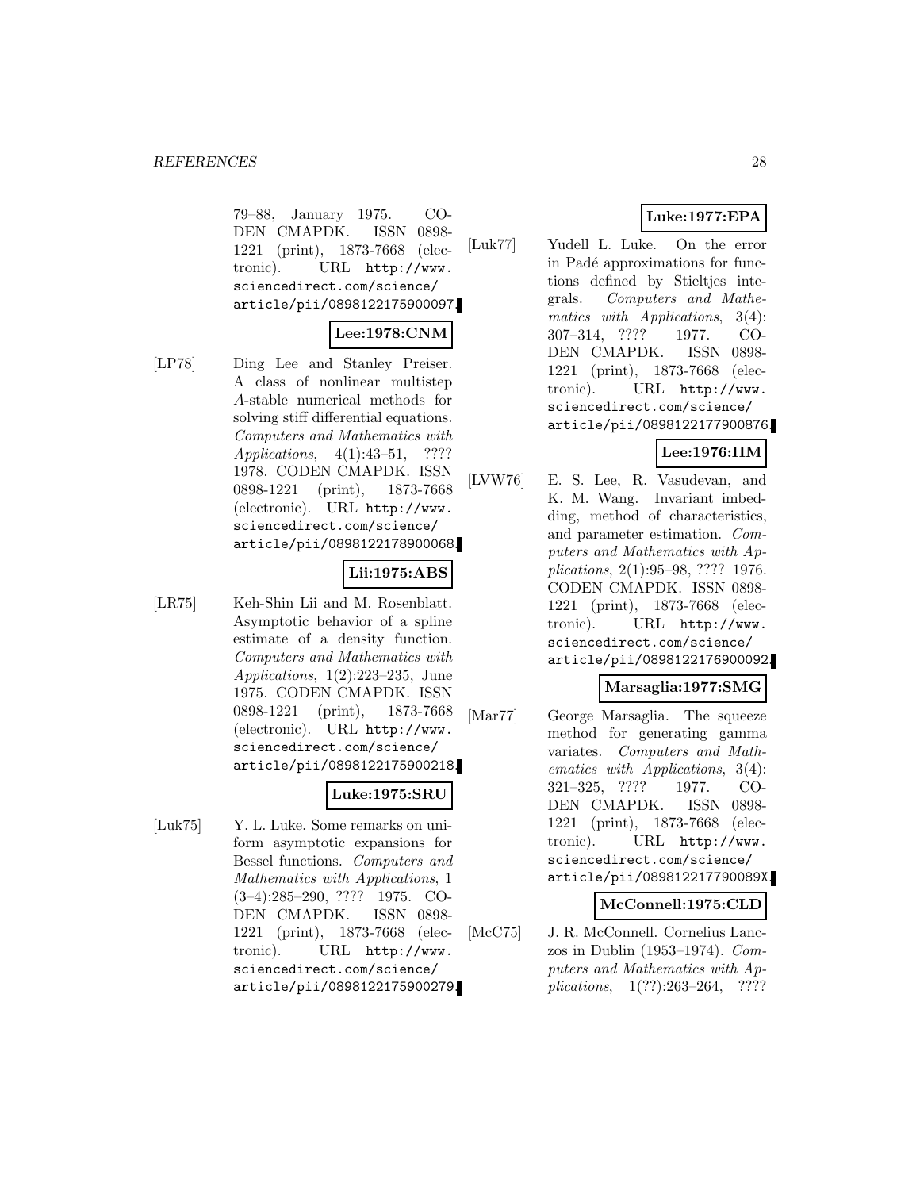79–88, January 1975. CODEN CMAPDK. ISSN 0898-1221 (print), 1873-7668 (electronic). URL http://www.sciencedirect.com/science/article/pii/0898122175900097.

**Lee:1978:CNM**

[LP78] Ding Lee and Stanley Preiser. A class of nonlinear multistep $A$-stable numerical methods for solving stiff differential equations. *Computers and Mathematics with Applications*, 4(1):43–51, ???? 1978. CODEN CMAPDK. ISSN 0898-1221 (print), 1873-7668 (electronic). URL http://www.sciencedirect.com/science/article/pii/0898122178900068.

**Lii:1975:ABS**

[LR75] Keh-Shin Lii and M. Rosenblatt. Asymptotic behavior of a spline estimate of a density function. *Computers and Mathematics with Applications*, 1(2):223–235, June 1975. CODEN CMAPDK. ISSN 0898-1221 (print), 1873-7668 (electronic). URL http://www.sciencedirect.com/science/article/pii/0898122175900218.

**Luke:1975:SRU**

[Luk75] Y. L. Luke. Some remarks on uniform asymptotic expansions for Bessel functions. *Computers and Mathematics with Applications*, 1 (3–4):285–290, ???? 1975. CODEN CMAPDK. ISSN 0898-1221 (print), 1873-7668 (electronic). URL http://www.sciencedirect.com/science/article/pii/0898122175900279.

**Luke:1977:EPA**

[Luk77] Yudell L. Luke. On the error in Padé approximations for functions defined by Stieltjes integrals. *Computers and Mathematics with Applications*, 3(4): 307–314, ???? 1977. CODEN CMAPDK. ISSN 0898-1221 (print), 1873-7668 (electronic). URL http://www.sciencedirect.com/science/article/pii/0898122177900876.

**Lee:1976:IIM**

[LVW76] E. S. Lee, R. Vasudevan, and K. M. Wang. Invariant imbedding, method of characteristics, and parameter estimation. *Computers and Mathematics with Applications*, 2(1):95–98, ???? 1976. CODEN CMAPDK. ISSN 0898-1221 (print), 1873-7668 (electronic). URL http://www.sciencedirect.com/science/article/pii/0898122176900092.

**Marsaglia:1977:SMG**

[Mar77] George Marsaglia. The squeeze method for generating gamma variates. *Computers and Mathematics with Applications*, 3(4): 321–325, ???? 1977. CODEN CMAPDK. ISSN 0898-1221 (print), 1873-7668 (electronic). URL http://www.sciencedirect.com/science/article/pii/089812217790089X.

**McConnell:1975:CLD**

[McC75] J. R. McConnell. Cornelius Lanczos in Dublin (1953–1974). *Computers and Mathematics with Applications*, 1(??):263–264, ????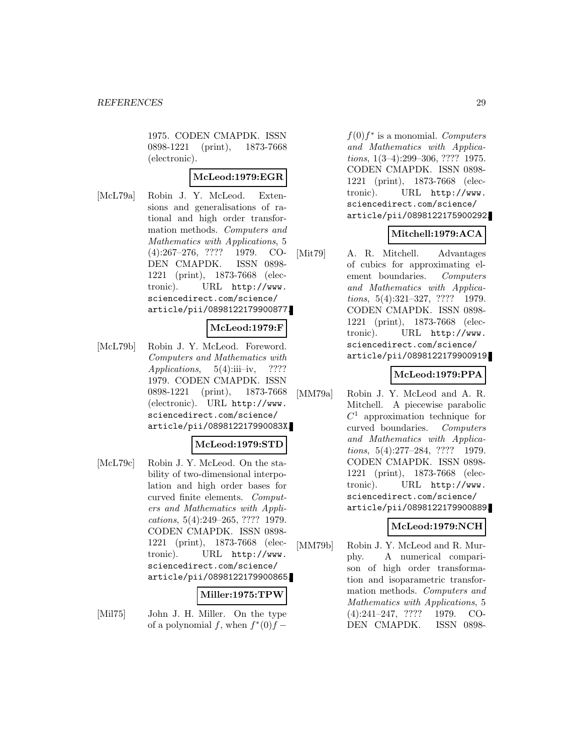1975. CODEN CMAPDK. ISSN 0898-1221 (print), 1873-7668 (electronic).

**McLeod:1979:EGR**

[McL79a] Robin J. Y. McLeod. Extensions and generalisations of rational and high order transformation methods. *Computers and Mathematics with Applications*, 5 (4):267–276, ???? 1979. CODEN CMAPDK. ISSN 0898-1221 (print), 1873-7668 (electronic). URL http://www.sciencedirect.com/science/article/pii/0898122179900877.

**McLeod:1979:F**

[McL79b] Robin J. Y. McLeod. Foreword. *Computers and Mathematics with Applications*, 5(4):iii–iv, ???? 1979. CODEN CMAPDK. ISSN 0898-1221 (print), 1873-7668 (electronic). URL http://www.sciencedirect.com/science/article/pii/089812217990083X.

**McLeod:1979:STD**

[McL79c] Robin J. Y. McLeod. On the stability of two-dimensional interpolation and high order bases for curved finite elements. *Computers and Mathematics with Applications*, 5(4):249–265, ???? 1979. CODEN CMAPDK. ISSN 0898-1221 (print), 1873-7668 (electronic). URL http://www.sciencedirect.com/science/article/pii/0898122179900865.

**Miller:1975:TPW**

[Mil75] John J. H. Miller. On the type of a polynomial $f$, when $f^*(0)f - f(0)f^*$ is a monomial. *Computers and Mathematics with Applications*, 1(3–4):299–306, ???? 1975. CODEN CMAPDK. ISSN 0898-1221 (print), 1873-7668 (electronic). URL http://www.sciencedirect.com/science/article/pii/0898122175900292.

**Mitchell:1979:ACA**

[Mit79] A. R. Mitchell. Advantages of cubics for approximating element boundaries. *Computers and Mathematics with Applications*, 5(4):321–327, ???? 1979. CODEN CMAPDK. ISSN 0898-1221 (print), 1873-7668 (electronic). URL http://www.sciencedirect.com/science/article/pii/0898122179900919.

**McLeod:1979:PPA**

[MM79a] Robin J. Y. McLeod and A. R. Mitchell. A piecewise parabolic $C^1$ approximation technique for curved boundaries. *Computers and Mathematics with Applications*, 5(4):277–284, ???? 1979. CODEN CMAPDK. ISSN 0898-1221 (print), 1873-7668 (electronic). URL http://www.sciencedirect.com/science/article/pii/0898122179900889.

**McLeod:1979:NCH**

[MM79b] Robin J. Y. McLeod and R. Murphy. A numerical comparison of high order transformation and isoparametric transformation methods. *Computers and Mathematics with Applications*, 5 (4):241–247, ???? 1979. CODEN CMAPDK. ISSN 0898-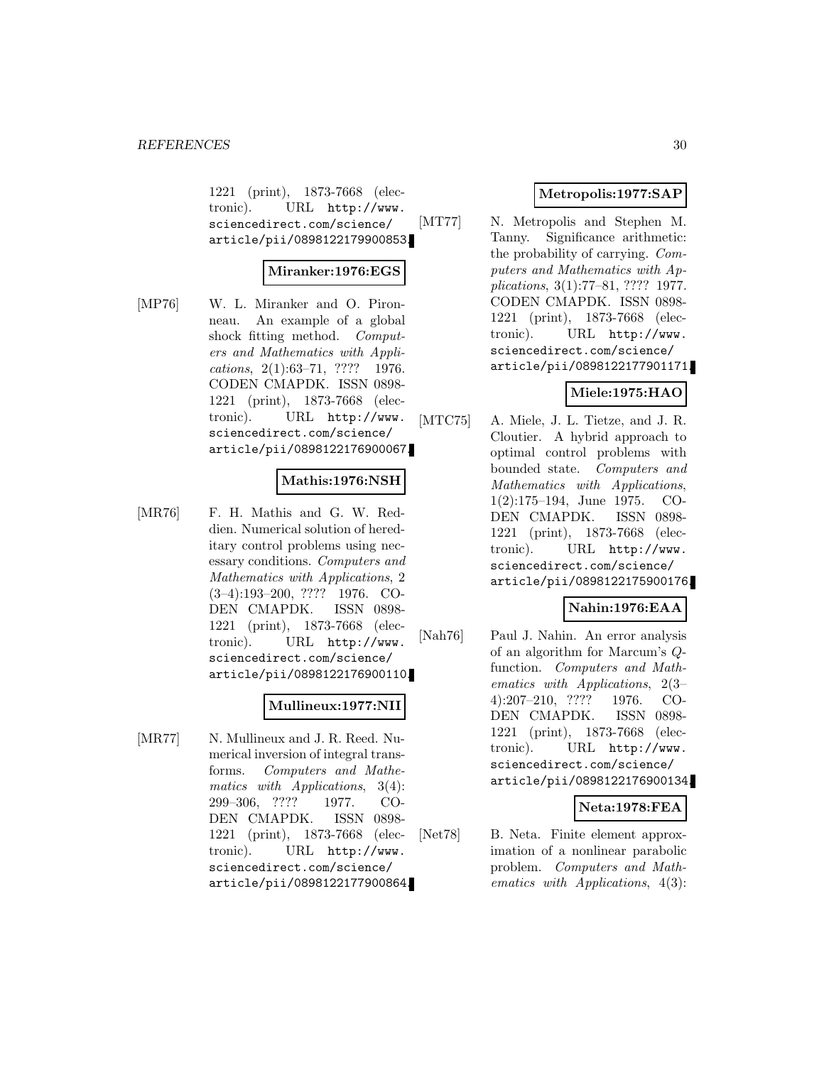1221 (print), 1873-7668 (electronic). URL http://www.sciencedirect.com/science/article/pii/0898122179900853.

**Miranker:1976:EGS**

[MP76] W. L. Miranker and O. Pironneau. An example of a global shock fitting method. *Computers and Mathematics with Applications*, 2(1):63–71, ???? 1976. CODEN CMAPDK. ISSN 0898-1221 (print), 1873-7668 (electronic). URL http://www.sciencedirect.com/science/article/pii/0898122176900067.

**Mathis:1976:NSH**

[MR76] F. H. Mathis and G. W. Reddien. Numerical solution of hereditary control problems using necessary conditions. *Computers and Mathematics with Applications*, 2 (3–4):193–200, ???? 1976. CODEN CMAPDK. ISSN 0898-1221 (print), 1873-7668 (electronic). URL http://www.sciencedirect.com/science/article/pii/0898122176900110.

**Mullineux:1977:NII**

[MR77] N. Mullineux and J. R. Reed. Numerical inversion of integral transforms. *Computers and Mathematics with Applications*, 3(4): 299–306, ???? 1977. CODEN CMAPDK. ISSN 0898-1221 (print), 1873-7668 (electronic). URL http://www.sciencedirect.com/science/article/pii/0898122177900864.

**Metropolis:1977:SAP**

[MT77] N. Metropolis and Stephen M. Tanny. Significance arithmetic: the probability of carrying. *Computers and Mathematics with Applications*, 3(1):77–81, ???? 1977. CODEN CMAPDK. ISSN 0898-1221 (print), 1873-7668 (electronic). URL http://www.sciencedirect.com/science/article/pii/0898122177901171.

**Miele:1975:HAO**

[MTC75] A. Miele, J. L. Tietze, and J. R. Cloutier. A hybrid approach to optimal control problems with bounded state. *Computers and Mathematics with Applications*, 1(2):175–194, June 1975. CODEN CMAPDK. ISSN 0898-1221 (print), 1873-7668 (electronic). URL http://www.sciencedirect.com/science/article/pii/0898122175900176.

**Nahin:1976:EAA**

[Nah76] Paul J. Nahin. An error analysis of an algorithm for Marcum's $Q$-function. *Computers and Mathematics with Applications*, 2(3–4):207–210, ???? 1976. CODEN CMAPDK. ISSN 0898-1221 (print), 1873-7668 (electronic). URL http://www.sciencedirect.com/science/article/pii/0898122176900134.

**Neta:1978:FEA**

[Net78] B. Neta. Finite element approximation of a nonlinear parabolic problem. *Computers and Mathematics with Applications*, 4(3):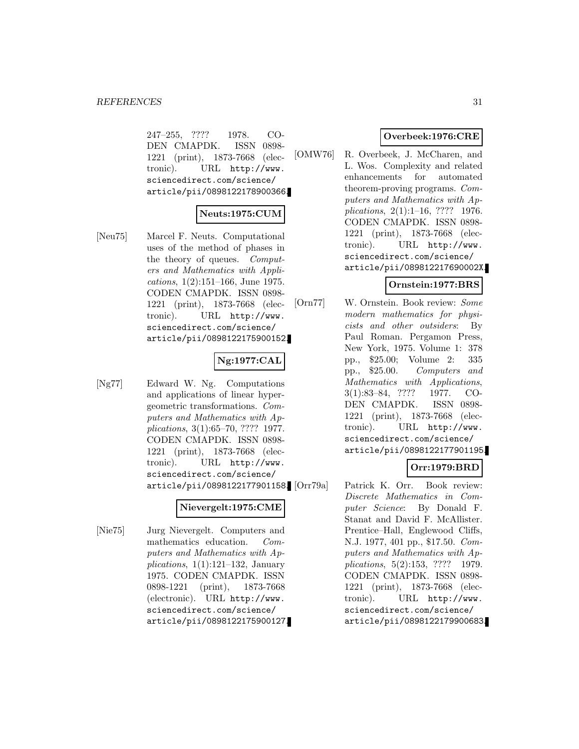247–255, ???? 1978. CODEN CMAPDK. ISSN 0898-1221 (print), 1873-7668 (electronic). URL http://www.sciencedirect.com/science/article/pii/0898122178900366.

**Neuts:1975:CUM**

[Neu75] Marcel F. Neuts. Computational uses of the method of phases in the theory of queues. *Computers and Mathematics with Applications*, 1(2):151–166, June 1975. CODEN CMAPDK. ISSN 0898-1221 (print), 1873-7668 (electronic). URL http://www.sciencedirect.com/science/article/pii/0898122175900152.

**Ng:1977:CAL**

[Ng77] Edward W. Ng. Computations and applications of linear hypergeometric transformations. *Computers and Mathematics with Applications*, 3(1):65–70, ???? 1977. CODEN CMAPDK. ISSN 0898-1221 (print), 1873-7668 (electronic). URL http://www.sciencedirect.com/science/article/pii/0898122177901158.

**Nievergelt:1975:CME**

[Nie75] Jurg Nievergelt. Computers and mathematics education. *Computers and Mathematics with Applications*, 1(1):121–132, January 1975. CODEN CMAPDK. ISSN 0898-1221 (print), 1873-7668 (electronic). URL http://www.sciencedirect.com/science/article/pii/0898122175900127.

**Overbeek:1976:CRE**

[OMW76] R. Overbeek, J. McCharen, and L. Wos. Complexity and related enhancements for automated theorem-proving programs. *Computers and Mathematics with Applications*, 2(1):1–16, ???? 1976. CODEN CMAPDK. ISSN 0898-1221 (print), 1873-7668 (electronic). URL http://www.sciencedirect.com/science/article/pii/089812217690002X.

**Ornstein:1977:BRS**

[Orn77] W. Ornstein. Book review: *Some modern mathematics for physicists and other outsiders*: By Paul Roman. Pergamon Press, New York, 1975. Volume 1: 378 pp., $25.00; Volume 2: 335 pp., $25.00. *Computers and Mathematics with Applications*, 3(1):83–84, ???? 1977. CODEN CMAPDK. ISSN 0898-1221 (print), 1873-7668 (electronic). URL http://www.sciencedirect.com/science/article/pii/0898122177901195.

**Orr:1979:BRD**

[Orr79a] Patrick K. Orr. Book review: *Discrete Mathematics in Computer Science*: By Donald F. Stanat and David F. McAllister. Prentice–Hall, Englewood Cliffs, N.J. 1977, 401 pp., $17.50. *Computers and Mathematics with Applications*, 5(2):153, ???? 1979. CODEN CMAPDK. ISSN 0898-1221 (print), 1873-7668 (electronic). URL http://www.sciencedirect.com/science/article/pii/0898122179900683.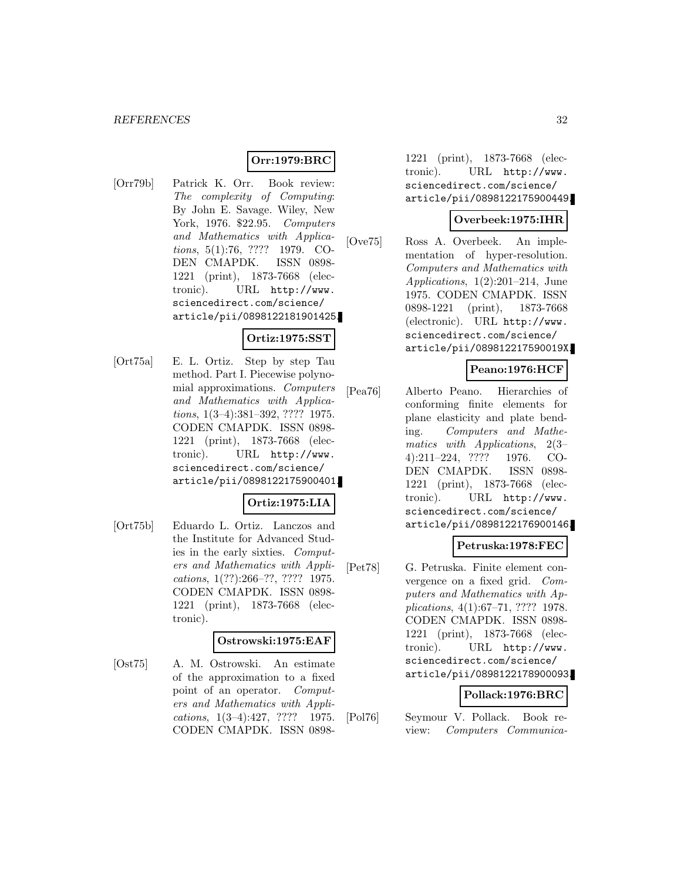**Orr:1979:BRC**

[Orr79b] Patrick K. Orr. Book review: *The complexity of Computing*: By John E. Savage. Wiley, New York, 1976. $22.95. *Computers and Mathematics with Applications*, 5(1):76, ???? 1979. CODEN CMAPDK. ISSN 0898-1221 (print), 1873-7668 (electronic). URL http://www.sciencedirect.com/science/article/pii/0898122181901425.

**Ortiz:1975:SST**

[Ort75a] E. L. Ortiz. Step by step Tau method. Part I. Piecewise polynomial approximations. *Computers and Mathematics with Applications*, 1(3–4):381–392, ???? 1975. CODEN CMAPDK. ISSN 0898-1221 (print), 1873-7668 (electronic). URL http://www.sciencedirect.com/science/article/pii/0898122175900401.

**Ortiz:1975:LIA**

[Ort75b] Eduardo L. Ortiz. Lanczos and the Institute for Advanced Studies in the early sixties. *Computers and Mathematics with Applications*, 1(??):266–??, ???? 1975. CODEN CMAPDK. ISSN 0898-1221 (print), 1873-7668 (electronic).

**Ostrowski:1975:EAF**

[Ost75] A. M. Ostrowski. An estimate of the approximation to a fixed point of an operator. *Computers and Mathematics with Applications*, 1(3–4):427, ???? 1975. CODEN CMAPDK. ISSN 0898-1221 (print), 1873-7668 (electronic). URL http://www.sciencedirect.com/science/article/pii/0898122175900449.

**Overbeek:1975:IHR**

[Ove75] Ross A. Overbeek. An implementation of hyper-resolution. *Computers and Mathematics with Applications*, 1(2):201–214, June 1975. CODEN CMAPDK. ISSN 0898-1221 (print), 1873-7668 (electronic). URL http://www.sciencedirect.com/science/article/pii/089812217590019X.

**Peano:1976:HCF**

[Pea76] Alberto Peano. Hierarchies of conforming finite elements for plane elasticity and plate bending. *Computers and Mathematics with Applications*, 2(3–4):211–224, ???? 1976. CODEN CMAPDK. ISSN 0898-1221 (print), 1873-7668 (electronic). URL http://www.sciencedirect.com/science/article/pii/0898122176900146.

**Petruska:1978:FEC**

[Pet78] G. Petruska. Finite element convergence on a fixed grid. *Computers and Mathematics with Applications*, 4(1):67–71, ???? 1978. CODEN CMAPDK. ISSN 0898-1221 (print), 1873-7668 (electronic). URL http://www.sciencedirect.com/science/article/pii/0898122178900093.

**Pollack:1976:BRC**

[Pol76] Seymour V. Pollack. Book review: *Computers Communica-*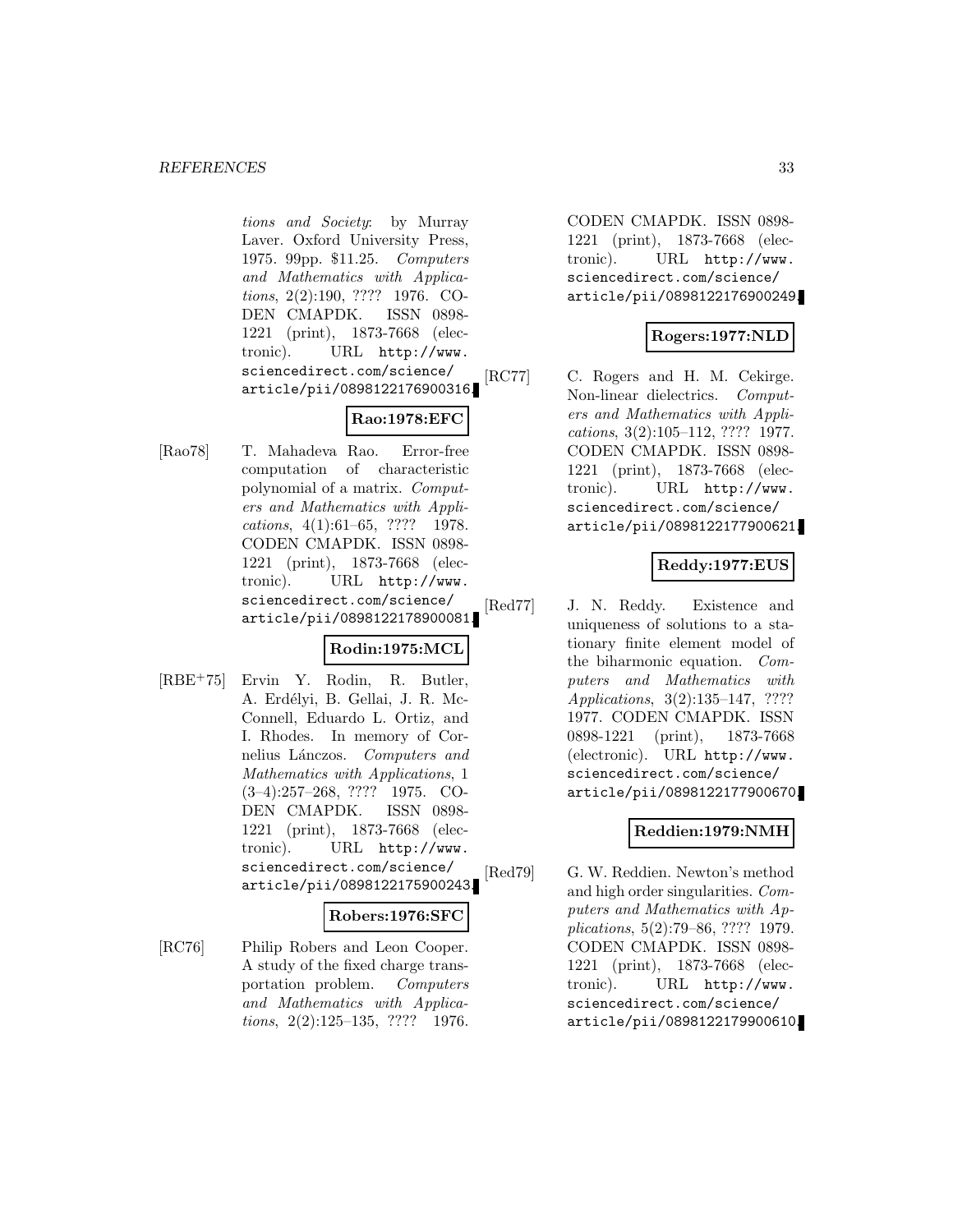*tions and Society*: by Murray Laver. Oxford University Press, 1975. 99pp. $11.25. *Computers and Mathematics with Applications*, 2(2):190, ???? 1976. CODEN CMAPDK. ISSN 0898-1221 (print), 1873-7668 (electronic). URL http://www.sciencedirect.com/science/article/pii/0898122176900316.

**Rao:1978:EFC**

[Rao78] T. Mahadeva Rao. Error-free computation of characteristic polynomial of a matrix. *Computers and Mathematics with Applications*, 4(1):61–65, ???? 1978. CODEN CMAPDK. ISSN 0898-1221 (print), 1873-7668 (electronic). URL http://www.sciencedirect.com/science/article/pii/0898122178900081.

**Rodin:1975:MCL**

[RBE+75] Ervin Y. Rodin, R. Butler, A. Erdélyi, B. Gellai, J. R. McConnell, Eduardo L. Ortiz, and I. Rhodes. In memory of Cornelius Lánczos. *Computers and Mathematics with Applications*, 1 (3–4):257–268, ???? 1975. CODEN CMAPDK. ISSN 0898-1221 (print), 1873-7668 (electronic). URL http://www.sciencedirect.com/science/article/pii/0898122175900243.

**Robers:1976:SFC**

[RC76] Philip Robers and Leon Cooper. A study of the fixed charge transportation problem. *Computers and Mathematics with Applications*, 2(2):125–135, ???? 1976. CODEN CMAPDK. ISSN 0898-1221 (print), 1873-7668 (electronic). URL http://www.sciencedirect.com/science/article/pii/0898122176900249.

**Rogers:1977:NLD**

[RC77] C. Rogers and H. M. Cekirge. Non-linear dielectrics. *Computers and Mathematics with Applications*, 3(2):105–112, ???? 1977. CODEN CMAPDK. ISSN 0898-1221 (print), 1873-7668 (electronic). URL http://www.sciencedirect.com/science/article/pii/0898122177900621.

**Reddy:1977:EUS**

[Red77] J. N. Reddy. Existence and uniqueness of solutions to a stationary finite element model of the biharmonic equation. *Computers and Mathematics with Applications*, 3(2):135–147, ???? 1977. CODEN CMAPDK. ISSN 0898-1221 (print), 1873-7668 (electronic). URL http://www.sciencedirect.com/science/article/pii/0898122177900670.

**Reddien:1979:NMH**

[Red79] G. W. Reddien. Newton's method and high order singularities. *Computers and Mathematics with Applications*, 5(2):79–86, ???? 1979. CODEN CMAPDK. ISSN 0898-1221 (print), 1873-7668 (electronic). URL http://www.sciencedirect.com/science/article/pii/0898122179900610.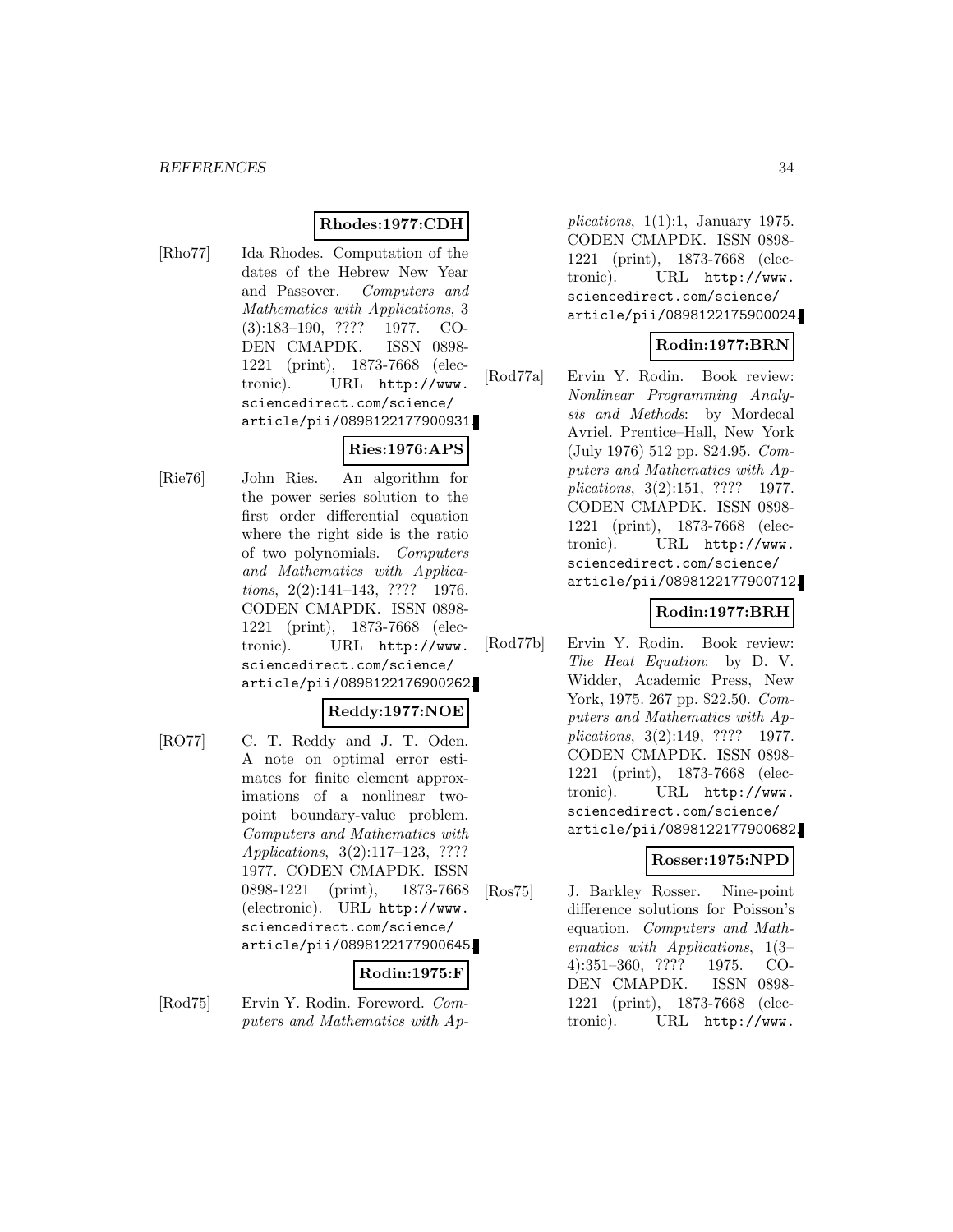**Rhodes:1977:CDH**

[Rho77] Ida Rhodes. Computation of the dates of the Hebrew New Year and Passover. *Computers and Mathematics with Applications*, 3 (3):183–190, ???? 1977. CODEN CMAPDK. ISSN 0898-1221 (print), 1873-7668 (electronic). URL http://www.sciencedirect.com/science/article/pii/0898122177900931.

**Ries:1976:APS**

[Rie76] John Ries. An algorithm for the power series solution to the first order differential equation where the right side is the ratio of two polynomials. *Computers and Mathematics with Applications*, 2(2):141–143, ???? 1976. CODEN CMAPDK. ISSN 0898-1221 (print), 1873-7668 (electronic). URL http://www.sciencedirect.com/science/article/pii/0898122176900262.

**Reddy:1977:NOE**

[RO77] C. T. Reddy and J. T. Oden. A note on optimal error estimates for finite element approximations of a nonlinear two-point boundary-value problem. *Computers and Mathematics with Applications*, 3(2):117–123, ???? 1977. CODEN CMAPDK. ISSN 0898-1221 (print), 1873-7668 (electronic). URL http://www.sciencedirect.com/science/article/pii/0898122177900645.

**Rodin:1975:F**

[Rod75] Ervin Y. Rodin. Foreword. *Computers and Mathematics with Applications*, 1(1):1, January 1975. CODEN CMAPDK. ISSN 0898-1221 (print), 1873-7668 (electronic). URL http://www.sciencedirect.com/science/article/pii/0898122175900024.

**Rodin:1977:BRN**

[Rod77a] Ervin Y. Rodin. Book review: *Nonlinear Programming Analysis and Methods*: by Mordecal Avriel. Prentice–Hall, New York (July 1976) 512 pp. \$24.95. *Computers and Mathematics with Applications*, 3(2):151, ???? 1977. CODEN CMAPDK. ISSN 0898-1221 (print), 1873-7668 (electronic). URL http://www.sciencedirect.com/science/article/pii/0898122177900712.

**Rodin:1977:BRH**

[Rod77b] Ervin Y. Rodin. Book review: *The Heat Equation*: by D. V. Widder, Academic Press, New York, 1975. 267 pp. \$22.50. *Computers and Mathematics with Applications*, 3(2):149, ???? 1977. CODEN CMAPDK. ISSN 0898-1221 (print), 1873-7668 (electronic). URL http://www.sciencedirect.com/science/article/pii/0898122177900682.

**Rosser:1975:NPD**

[Ros75] J. Barkley Rosser. Nine-point difference solutions for Poisson's equation. *Computers and Mathematics with Applications*, 1(3–4):351–360, ???? 1975. CODEN CMAPDK. ISSN 0898-1221 (print), 1873-7668 (electronic). URL http://www.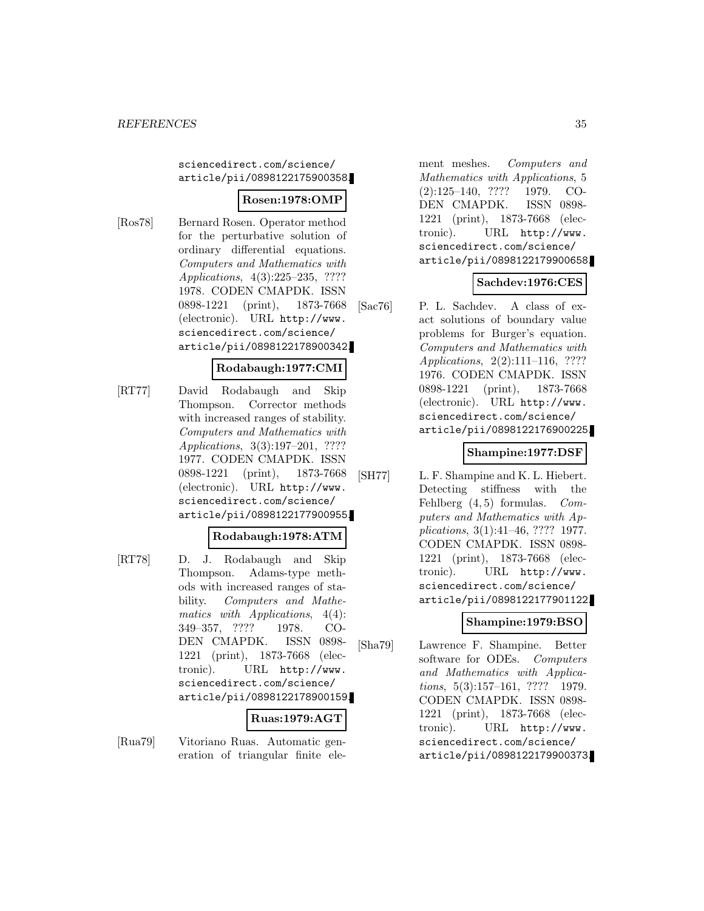sciencedirect.com/science/article/pii/0898122175900358.

**Rosen:1978:OMP**

[Ros78] Bernard Rosen. Operator method for the perturbative solution of ordinary differential equations. *Computers and Mathematics with Applications*, 4(3):225–235, ???? 1978. CODEN CMAPDK. ISSN 0898-1221 (print), 1873-7668 (electronic). URL http://www.sciencedirect.com/science/article/pii/0898122178900342.

**Rodabaugh:1977:CMI**

[RT77] David Rodabaugh and Skip Thompson. Corrector methods with increased ranges of stability. *Computers and Mathematics with Applications*, 3(3):197–201, ???? 1977. CODEN CMAPDK. ISSN 0898-1221 (print), 1873-7668 (electronic). URL http://www.sciencedirect.com/science/article/pii/0898122177900955.

**Rodabaugh:1978:ATM**

[RT78] D. J. Rodabaugh and Skip Thompson. Adams-type methods with increased ranges of stability. *Computers and Mathematics with Applications*, 4(4): 349–357, ???? 1978. CODEN CMAPDK. ISSN 0898-1221 (print), 1873-7668 (electronic). URL http://www.sciencedirect.com/science/article/pii/0898122178900159.

**Ruas:1979:AGT**

[Rua79] Vitoriano Ruas. Automatic generation of triangular finite element meshes. *Computers and Mathematics with Applications*, 5 (2):125–140, ???? 1979. CODEN CMAPDK. ISSN 0898-1221 (print), 1873-7668 (electronic). URL http://www.sciencedirect.com/science/article/pii/0898122179900658.

**Sachdev:1976:CES**

[Sac76] P. L. Sachdev. A class of exact solutions of boundary value problems for Burger's equation. *Computers and Mathematics with Applications*, 2(2):111–116, ???? 1976. CODEN CMAPDK. ISSN 0898-1221 (print), 1873-7668 (electronic). URL http://www.sciencedirect.com/science/article/pii/0898122176900225.

**Shampine:1977:DSF**

[SH77] L. F. Shampine and K. L. Hiebert. Detecting stiffness with the Fehlberg $(4, 5)$ formulas. *Computers and Mathematics with Applications*, 3(1):41–46, ???? 1977. CODEN CMAPDK. ISSN 0898-1221 (print), 1873-7668 (electronic). URL http://www.sciencedirect.com/science/article/pii/0898122177901122.

**Shampine:1979:BSO**

[Sha79] Lawrence F. Shampine. Better software for ODEs. *Computers and Mathematics with Applications*, 5(3):157–161, ???? 1979. CODEN CMAPDK. ISSN 0898-1221 (print), 1873-7668 (electronic). URL http://www.sciencedirect.com/science/article/pii/0898122179900373.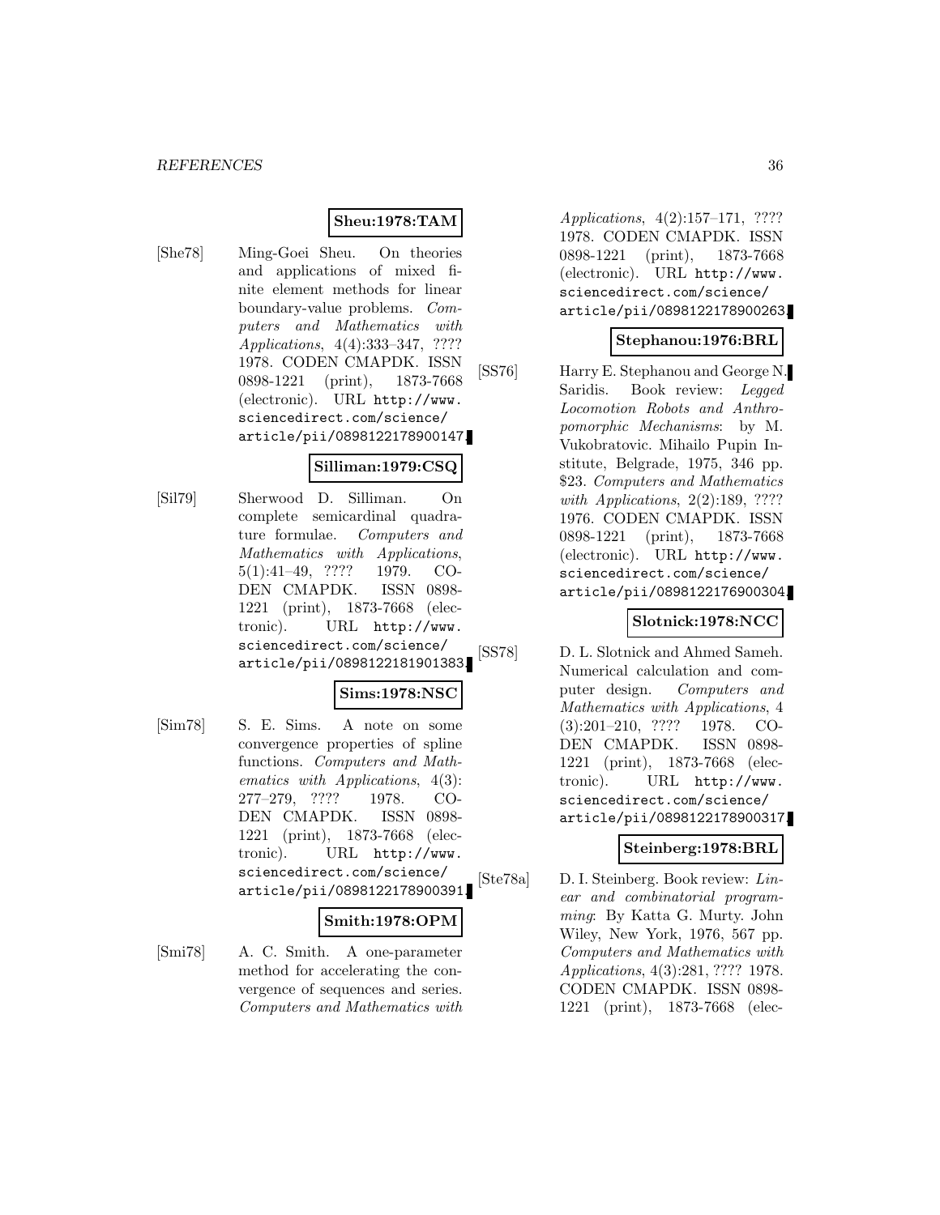**Sheu:1978:TAM**

[She78] Ming-Goei Sheu. On theories and applications of mixed finite element methods for linear boundary-value problems. *Computers and Mathematics with Applications*, 4(4):333–347, ???? 1978. CODEN CMAPDK. ISSN 0898-1221 (print), 1873-7668 (electronic). URL http://www.sciencedirect.com/science/article/pii/0898122178900147.

**Silliman:1979:CSQ**

[Sil79] Sherwood D. Silliman. On complete semicardinal quadrature formulae. *Computers and Mathematics with Applications*, 5(1):41–49, ???? 1979. CODEN CMAPDK. ISSN 0898-1221 (print), 1873-7668 (electronic). URL http://www.sciencedirect.com/science/article/pii/0898122181901383.

**Sims:1978:NSC**

[Sim78] S. E. Sims. A note on some convergence properties of spline functions. *Computers and Mathematics with Applications*, 4(3):277–279, ???? 1978. CODEN CMAPDK. ISSN 0898-1221 (print), 1873-7668 (electronic). URL http://www.sciencedirect.com/science/article/pii/0898122178900391.

**Smith:1978:OPM**

[Smi78] A. C. Smith. A one-parameter method for accelerating the convergence of sequences and series. *Computers and Mathematics with Applications*, 4(2):157–171, ???? 1978. CODEN CMAPDK. ISSN 0898-1221 (print), 1873-7668 (electronic). URL http://www.sciencedirect.com/science/article/pii/0898122178900263.

**Stephanou:1976:BRL**

[SS76] Harry E. Stephanou and George N. Saridis. Book review: *Legged Locomotion Robots and Anthropomorphic Mechanisms*: by M. Vukobratovic. Mihailo Pupin Institute, Belgrade, 1975, 346 pp. $23. *Computers and Mathematics with Applications*, 2(2):189, ???? 1976. CODEN CMAPDK. ISSN 0898-1221 (print), 1873-7668 (electronic). URL http://www.sciencedirect.com/science/article/pii/0898122176900304.

**Slotnick:1978:NCC**

[SS78] D. L. Slotnick and Ahmed Sameh. Numerical calculation and computer design. *Computers and Mathematics with Applications*, 4(3):201–210, ???? 1978. CODEN CMAPDK. ISSN 0898-1221 (print), 1873-7668 (electronic). URL http://www.sciencedirect.com/science/article/pii/0898122178900317.

**Steinberg:1978:BRL**

[Ste78a] D. I. Steinberg. Book review: *Linear and combinatorial programming*: By Katta G. Murty. John Wiley, New York, 1976, 567 pp. *Computers and Mathematics with Applications*, 4(3):281, ???? 1978. CODEN CMAPDK. ISSN 0898-1221 (print), 1873-7668 (elec-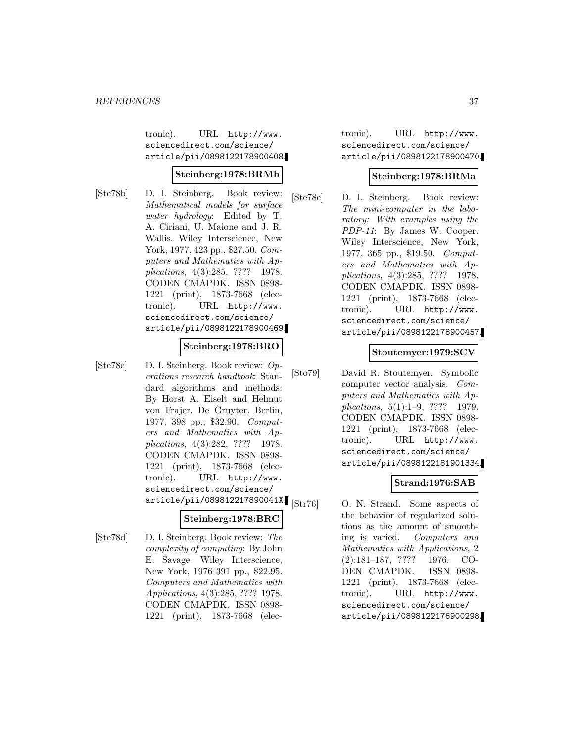tronic). URL http://www.sciencedirect.com/science/article/pii/0898122178900408.

**Steinberg:1978:BRMb**

[Ste78b] D. I. Steinberg. Book review: *Mathematical models for surface water hydrology*: Edited by T. A. Ciriani, U. Maione and J. R. Wallis. Wiley Interscience, New York, 1977, 423 pp., $27.50. *Computers and Mathematics with Applications*, 4(3):285, ???? 1978. CODEN CMAPDK. ISSN 0898-1221 (print), 1873-7668 (electronic). URL http://www.sciencedirect.com/science/article/pii/0898122178900469.

**Steinberg:1978:BRO**

[Ste78c] D. I. Steinberg. Book review: *Operations research handbook*: Standard algorithms and methods: By Horst A. Eiselt and Helmut von Frajer. De Gruyter. Berlin, 1977, 398 pp., $32.90. *Computers and Mathematics with Applications*, 4(3):282, ???? 1978. CODEN CMAPDK. ISSN 0898-1221 (print), 1873-7668 (electronic). URL http://www.sciencedirect.com/science/article/pii/089812217890041X.

**Steinberg:1978:BRC**

[Ste78d] D. I. Steinberg. Book review: *The complexity of computing*: By John E. Savage. Wiley Interscience, New York, 1976 391 pp., $22.95. *Computers and Mathematics with Applications*, 4(3):285, ???? 1978. CODEN CMAPDK. ISSN 0898-1221 (print), 1873-7668 (electronic). URL http://www.sciencedirect.com/science/article/pii/0898122178900470.

**Steinberg:1978:BRMa**

[Ste78e] D. I. Steinberg. Book review: *The mini-computer in the laboratory: With examples using the PDP-11*: By James W. Cooper. Wiley Interscience, New York, 1977, 365 pp., $19.50. *Computers and Mathematics with Applications*, 4(3):285, ???? 1978. CODEN CMAPDK. ISSN 0898-1221 (print), 1873-7668 (electronic). URL http://www.sciencedirect.com/science/article/pii/0898122178900457.

**Stoutemyer:1979:SCV**

[Sto79] David R. Stoutemyer. Symbolic computer vector analysis. *Computers and Mathematics with Applications*, 5(1):1–9, ???? 1979. CODEN CMAPDK. ISSN 0898-1221 (print), 1873-7668 (electronic). URL http://www.sciencedirect.com/science/article/pii/0898122181901334.

**Strand:1976:SAB**

[Str76] O. N. Strand. Some aspects of the behavior of regularized solutions as the amount of smoothing is varied. *Computers and Mathematics with Applications*, 2 (2):181–187, ???? 1976. CODEN CMAPDK. ISSN 0898-1221 (print), 1873-7668 (electronic). URL http://www.sciencedirect.com/science/article/pii/0898122176900298.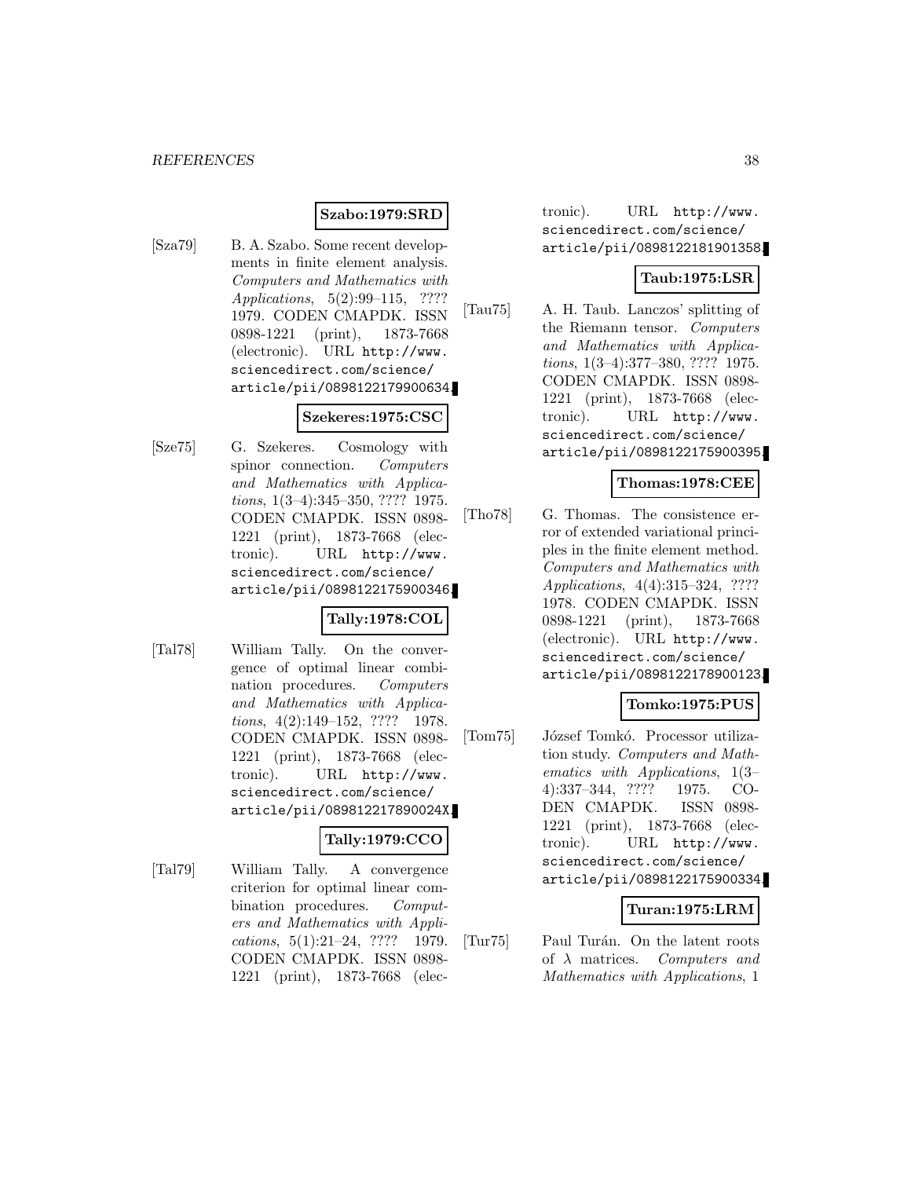**Szabo:1979:SRD**

[Sza79] B. A. Szabo. Some recent developments in finite element analysis. *Computers and Mathematics with Applications*, 5(2):99–115, ???? 1979. CODEN CMAPDK. ISSN 0898-1221 (print), 1873-7668 (electronic). URL http://www.sciencedirect.com/science/article/pii/0898122179900634.

**Szekeres:1975:CSC**

[Sze75] G. Szekeres. Cosmology with spinor connection. *Computers and Mathematics with Applications*, 1(3–4):345–350, ???? 1975. CODEN CMAPDK. ISSN 0898-1221 (print), 1873-7668 (electronic). URL http://www.sciencedirect.com/science/article/pii/0898122175900346.

**Tally:1978:COL**

[Tal78] William Tally. On the convergence of optimal linear combination procedures. *Computers and Mathematics with Applications*, 4(2):149–152, ???? 1978. CODEN CMAPDK. ISSN 0898-1221 (print), 1873-7668 (electronic). URL http://www.sciencedirect.com/science/article/pii/089812217890024X.

**Tally:1979:CCO**

[Tal79] William Tally. A convergence criterion for optimal linear combination procedures. *Computers and Mathematics with Applications*, 5(1):21–24, ???? 1979. CODEN CMAPDK. ISSN 0898-1221 (print), 1873-7668 (electronic). URL http://www.sciencedirect.com/science/article/pii/0898122181901358.

**Taub:1975:LSR**

[Tau75] A. H. Taub. Lanczos' splitting of the Riemann tensor. *Computers and Mathematics with Applications*, 1(3–4):377–380, ???? 1975. CODEN CMAPDK. ISSN 0898-1221 (print), 1873-7668 (electronic). URL http://www.sciencedirect.com/science/article/pii/0898122175900395.

**Thomas:1978:CEE**

[Tho78] G. Thomas. The consistence error of extended variational principles in the finite element method. *Computers and Mathematics with Applications*, 4(4):315–324, ???? 1978. CODEN CMAPDK. ISSN 0898-1221 (print), 1873-7668 (electronic). URL http://www.sciencedirect.com/science/article/pii/0898122178900123.

**Tomko:1975:PUS**

[Tom75] József Tomkó. Processor utilization study. *Computers and Mathematics with Applications*, 1(3–4):337–344, ???? 1975. CODEN CMAPDK. ISSN 0898-1221 (print), 1873-7668 (electronic). URL http://www.sciencedirect.com/science/article/pii/0898122175900334.

**Turan:1975:LRM**

[Tur75] Paul Turán. On the latent roots of $\lambda$ matrices. *Computers and Mathematics with Applications*, 1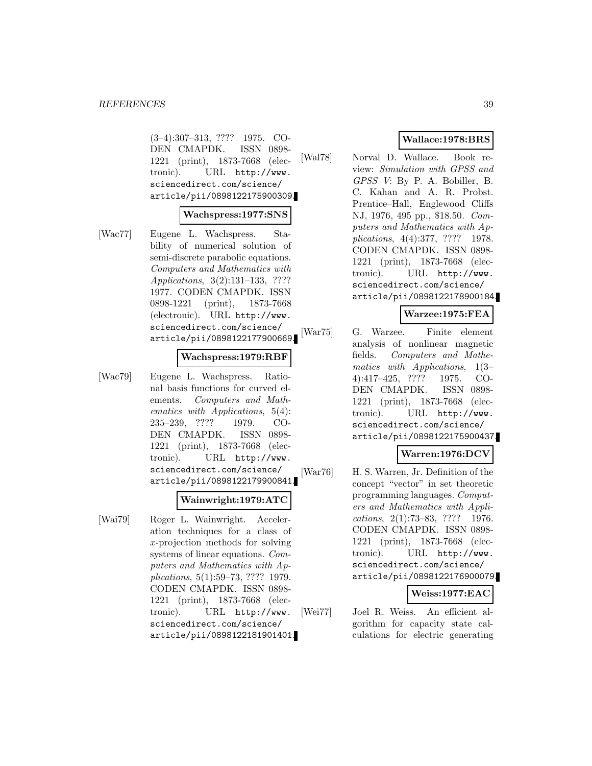(3–4):307–313, ???? 1975. CODEN CMAPDK. ISSN 0898-1221 (print), 1873-7668 (electronic). URL http://www.sciencedirect.com/science/article/pii/0898122175900309.

**Wachspress:1977:SNS**

[Wac77] Eugene L. Wachspress. Stability of numerical solution of semi-discrete parabolic equations. *Computers and Mathematics with Applications*, 3(2):131–133, ???? 1977. CODEN CMAPDK. ISSN 0898-1221 (print), 1873-7668 (electronic). URL http://www.sciencedirect.com/science/article/pii/0898122177900669.

**Wachspress:1979:RBF**

[Wac79] Eugene L. Wachspress. Rational basis functions for curved elements. *Computers and Mathematics with Applications*, 5(4): 235–239, ???? 1979. CODEN CMAPDK. ISSN 0898-1221 (print), 1873-7668 (electronic). URL http://www.sciencedirect.com/science/article/pii/0898122179900841.

**Wainwright:1979:ATC**

[Wai79] Roger L. Wainwright. Acceleration techniques for a class of $x$-projection methods for solving systems of linear equations. *Computers and Mathematics with Applications*, 5(1):59–73, ???? 1979. CODEN CMAPDK. ISSN 0898-1221 (print), 1873-7668 (electronic). URL http://www.sciencedirect.com/science/article/pii/0898122181901401.

**Wallace:1978:BRS**

[Wal78] Norval D. Wallace. Book review: *Simulation with GPSS and GPSS V*: By P. A. Bobiller, B. C. Kahan and A. R. Probst. Prentice–Hall, Englewood Cliffs NJ, 1976, 495 pp., \$18.50. *Computers and Mathematics with Applications*, 4(4):377, ???? 1978. CODEN CMAPDK. ISSN 0898-1221 (print), 1873-7668 (electronic). URL http://www.sciencedirect.com/science/article/pii/0898122178900184.

**Warzee:1975:FEA**

[War75] G. Warzee. Finite element analysis of nonlinear magnetic fields. *Computers and Mathematics with Applications*, 1(3–4):417–425, ???? 1975. CODEN CMAPDK. ISSN 0898-1221 (print), 1873-7668 (electronic). URL http://www.sciencedirect.com/science/article/pii/0898122175900437.

**Warren:1976:DCV**

[War76] H. S. Warren, Jr. Definition of the concept "vector" in set theoretic programming languages. *Computers and Mathematics with Applications*, 2(1):73–83, ???? 1976. CODEN CMAPDK. ISSN 0898-1221 (print), 1873-7668 (electronic). URL http://www.sciencedirect.com/science/article/pii/0898122176900079.

**Weiss:1977:EAC**

[Wei77] Joel R. Weiss. An efficient algorithm for capacity state calculations for electric generating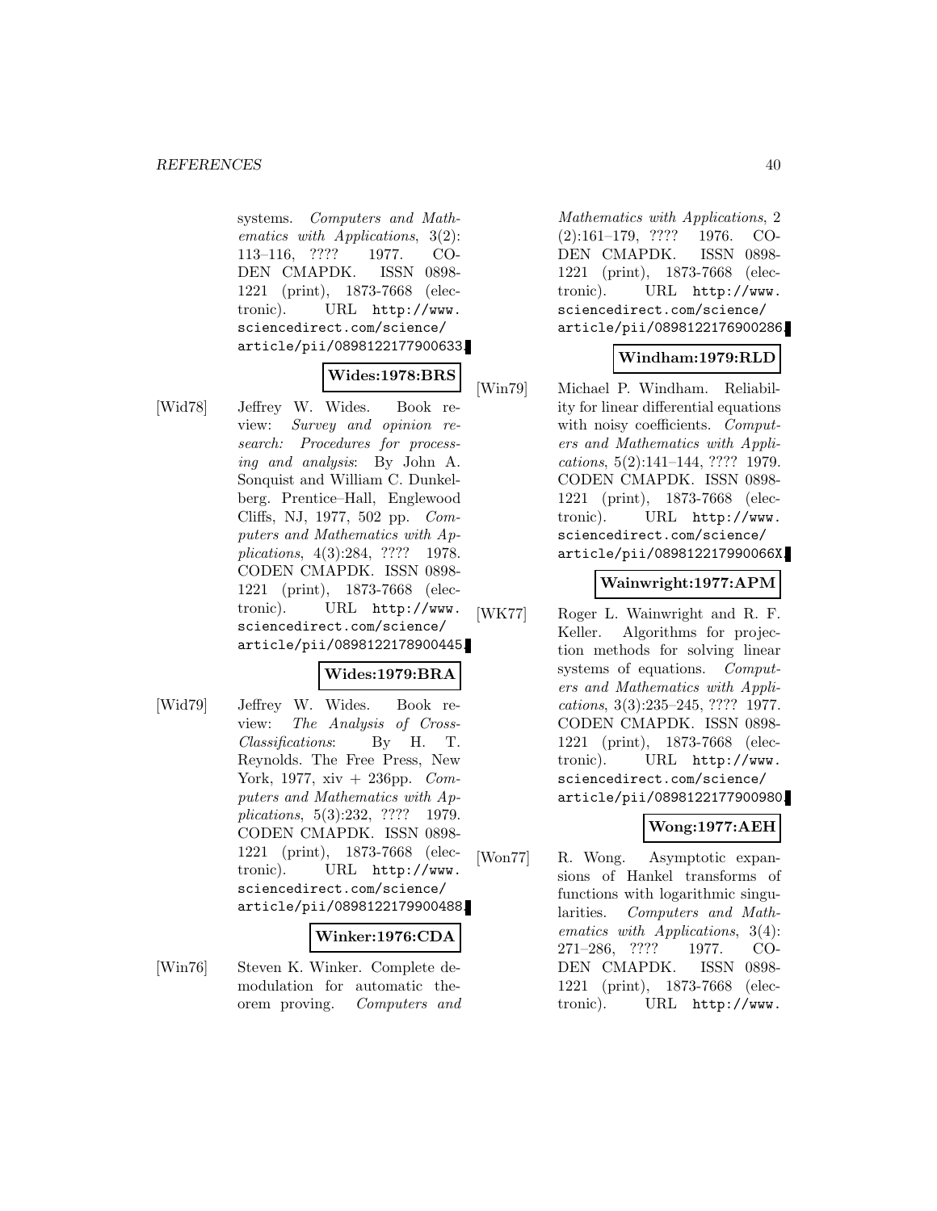systems. *Computers and Mathematics with Applications*, 3(2): 113–116, ???? 1977. CODEN CMAPDK. ISSN 0898-1221 (print), 1873-7668 (electronic). URL `http://www.sciencedirect.com/science/article/pii/0898122177900633`.

**Wides:1978:BRS**

[Wid78] Jeffrey W. Wides. Book review: *Survey and opinion research: Procedures for processing and analysis*: By John A. Sonquist and William C. Dunkelberg. Prentice–Hall, Englewood Cliffs, NJ, 1977, 502 pp. *Computers and Mathematics with Applications*, 4(3):284, ???? 1978. CODEN CMAPDK. ISSN 0898-1221 (print), 1873-7668 (electronic). URL `http://www.sciencedirect.com/science/article/pii/0898122178900445`.

**Wides:1979:BRA**

[Wid79] Jeffrey W. Wides. Book review: *The Analysis of Cross-Classifications*: By H. T. Reynolds. The Free Press, New York, 1977, xiv + 236pp. *Computers and Mathematics with Applications*, 5(3):232, ???? 1979. CODEN CMAPDK. ISSN 0898-1221 (print), 1873-7668 (electronic). URL `http://www.sciencedirect.com/science/article/pii/0898122179900488`.

**Winker:1976:CDA**

[Win76] Steven K. Winker. Complete demodulation for automatic theorem proving. *Computers and Mathematics with Applications*, 2 (2):161–179, ???? 1976. CODEN CMAPDK. ISSN 0898-1221 (print), 1873-7668 (electronic). URL `http://www.sciencedirect.com/science/article/pii/0898122176900286`.

**Windham:1979:RLD**

[Win79] Michael P. Windham. Reliability for linear differential equations with noisy coefficients. *Computers and Mathematics with Applications*, 5(2):141–144, ???? 1979. CODEN CMAPDK. ISSN 0898-1221 (print), 1873-7668 (electronic). URL `http://www.sciencedirect.com/science/article/pii/089812217990066X`.

**Wainwright:1977:APM**

[WK77] Roger L. Wainwright and R. F. Keller. Algorithms for projection methods for solving linear systems of equations. *Computers and Mathematics with Applications*, 3(3):235–245, ???? 1977. CODEN CMAPDK. ISSN 0898-1221 (print), 1873-7668 (electronic). URL `http://www.sciencedirect.com/science/article/pii/0898122177900980`.

**Wong:1977:AEH**

[Won77] R. Wong. Asymptotic expansions of Hankel transforms of functions with logarithmic singularities. *Computers and Mathematics with Applications*, 3(4): 271–286, ???? 1977. CODEN CMAPDK. ISSN 0898-1221 (print), 1873-7668 (electronic). URL `http://www.`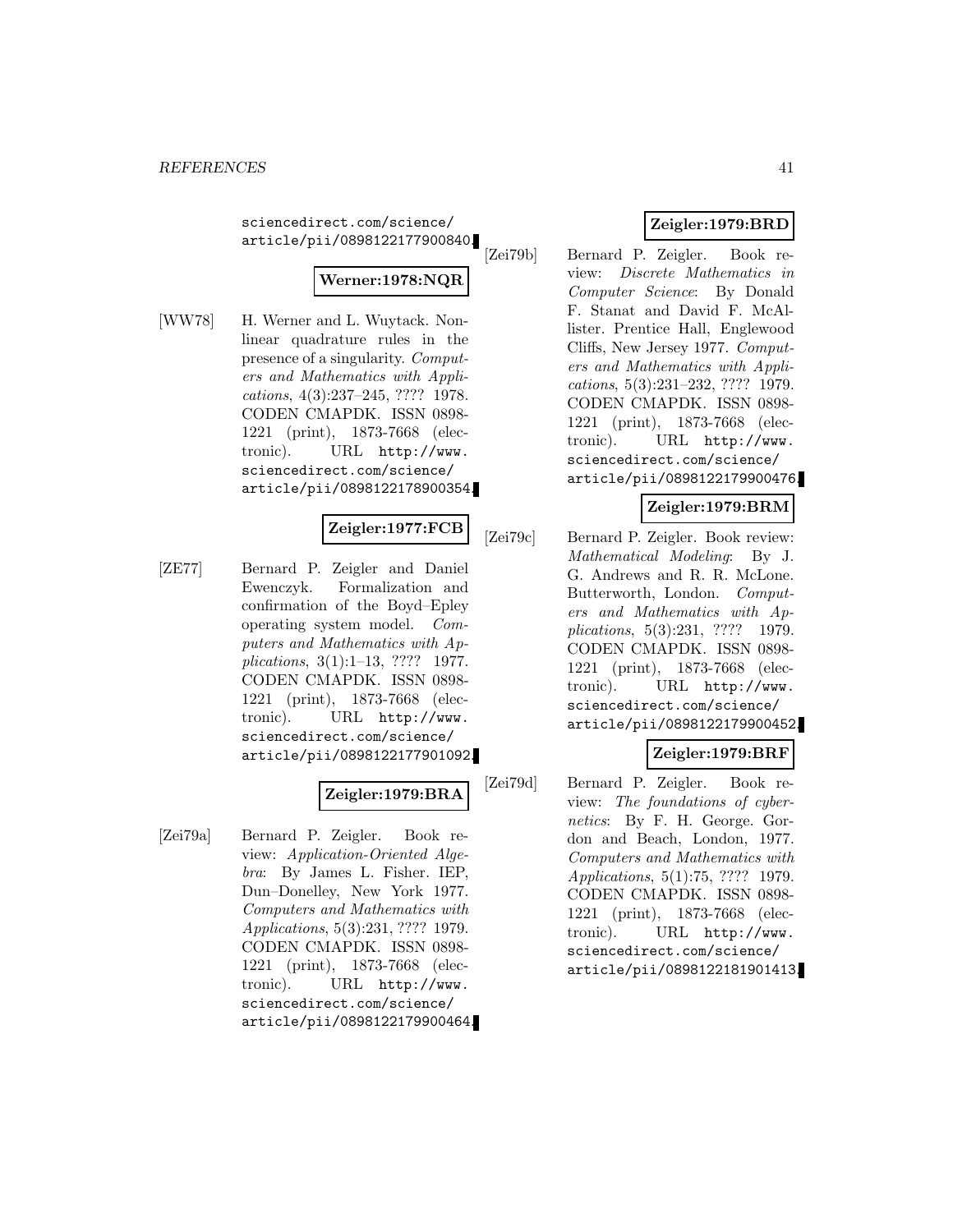sciencedirect.com/science/article/pii/0898122177900840.

**Werner:1978:NQR**

[WW78] H. Werner and L. Wuytack. Nonlinear quadrature rules in the presence of a singularity. *Computers and Mathematics with Applications*, 4(3):237–245, ???? 1978. CODEN CMAPDK. ISSN 0898-1221 (print), 1873-7668 (electronic). URL http://www.sciencedirect.com/science/article/pii/0898122178900354.

**Zeigler:1977:FCB**

[ZE77] Bernard P. Zeigler and Daniel Ewenczyk. Formalization and confirmation of the Boyd–Epley operating system model. *Computers and Mathematics with Applications*, 3(1):1–13, ???? 1977. CODEN CMAPDK. ISSN 0898-1221 (print), 1873-7668 (electronic). URL http://www.sciencedirect.com/science/article/pii/0898122177901092.

**Zeigler:1979:BRA**

[Zei79a] Bernard P. Zeigler. Book review: *Application-Oriented Algebra*: By James L. Fisher. IEP, Dun–Donelley, New York 1977. *Computers and Mathematics with Applications*, 5(3):231, ???? 1979. CODEN CMAPDK. ISSN 0898-1221 (print), 1873-7668 (electronic). URL http://www.sciencedirect.com/science/article/pii/0898122179900464.

**Zeigler:1979:BRD**

[Zei79b] Bernard P. Zeigler. Book review: *Discrete Mathematics in Computer Science*: By Donald F. Stanat and David F. McAllister. Prentice Hall, Englewood Cliffs, New Jersey 1977. *Computers and Mathematics with Applications*, 5(3):231–232, ???? 1979. CODEN CMAPDK. ISSN 0898-1221 (print), 1873-7668 (electronic). URL http://www.sciencedirect.com/science/article/pii/0898122179900476.

**Zeigler:1979:BRM**

[Zei79c] Bernard P. Zeigler. Book review: *Mathematical Modeling*: By J. G. Andrews and R. R. McLone. Butterworth, London. *Computers and Mathematics with Applications*, 5(3):231, ???? 1979. CODEN CMAPDK. ISSN 0898-1221 (print), 1873-7668 (electronic). URL http://www.sciencedirect.com/science/article/pii/0898122179900452.

**Zeigler:1979:BRF**

[Zei79d] Bernard P. Zeigler. Book review: *The foundations of cybernetics*: By F. H. George. Gordon and Beach, London, 1977. *Computers and Mathematics with Applications*, 5(1):75, ???? 1979. CODEN CMAPDK. ISSN 0898-1221 (print), 1873-7668 (electronic). URL http://www.sciencedirect.com/science/article/pii/0898122181901413.